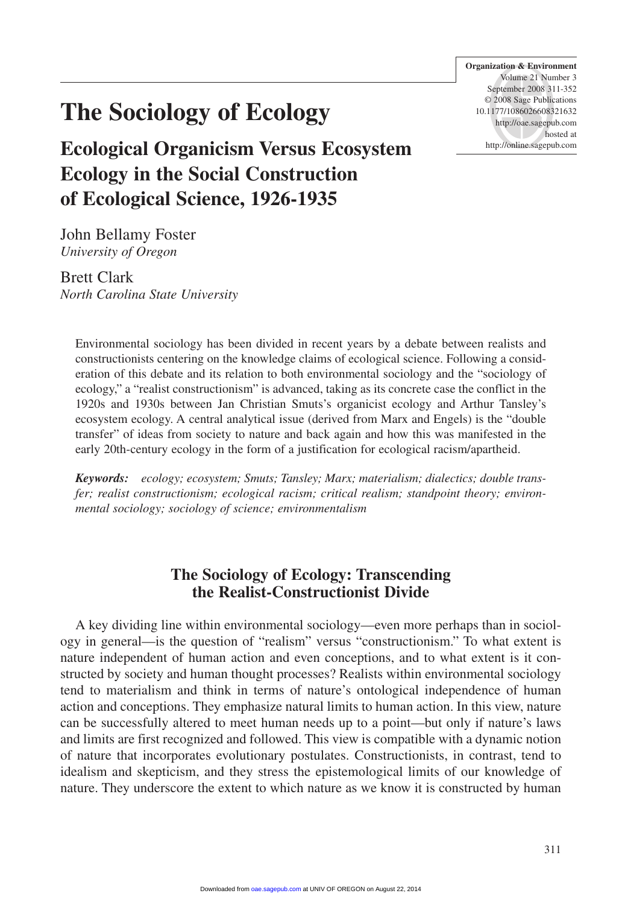# The Sociology of Ecology

## Ecological Organicism Versus Ecosystem Ecology in the Social Construction of Ecological Science, 1926-1935

John Bellamy Foster
*University of Oregon*

Brett Clark
*North Carolina State University*

Environmental sociology has been divided in recent years by a debate between realists and constructionists centering on the knowledge claims of ecological science. Following a consideration of this debate and its relation to both environmental sociology and the "sociology of ecology," a "realist constructionism" is advanced, taking as its concrete case the conflict in the 1920s and 1930s between Jan Christian Smuts's organicist ecology and Arthur Tansley's ecosystem ecology. A central analytical issue (derived from Marx and Engels) is the "double transfer" of ideas from society to nature and back again and how this was manifested in the early 20th-century ecology in the form of a justification for ecological racism/apartheid.

***Keywords:*** *ecology; ecosystem; Smuts; Tansley; Marx; materialism; dialectics; double transfer; realist constructionism; ecological racism; critical realism; standpoint theory; environmental sociology; sociology of science; environmentalism*

### The Sociology of Ecology: Transcending the Realist-Constructionist Divide

A key dividing line within environmental sociology—even more perhaps than in sociology in general—is the question of "realism" versus "constructionism." To what extent is nature independent of human action and even conceptions, and to what extent is it constructed by society and human thought processes? Realists within environmental sociology tend to materialism and think in terms of nature's ontological independence of human action and conceptions. They emphasize natural limits to human action. In this view, nature can be successfully altered to meet human needs up to a point—but only if nature's laws and limits are first recognized and followed. This view is compatible with a dynamic notion of nature that incorporates evolutionary postulates. Constructionists, in contrast, tend to idealism and skepticism, and they stress the epistemological limits of our knowledge of nature. They underscore the extent to which nature as we know it is constructed by human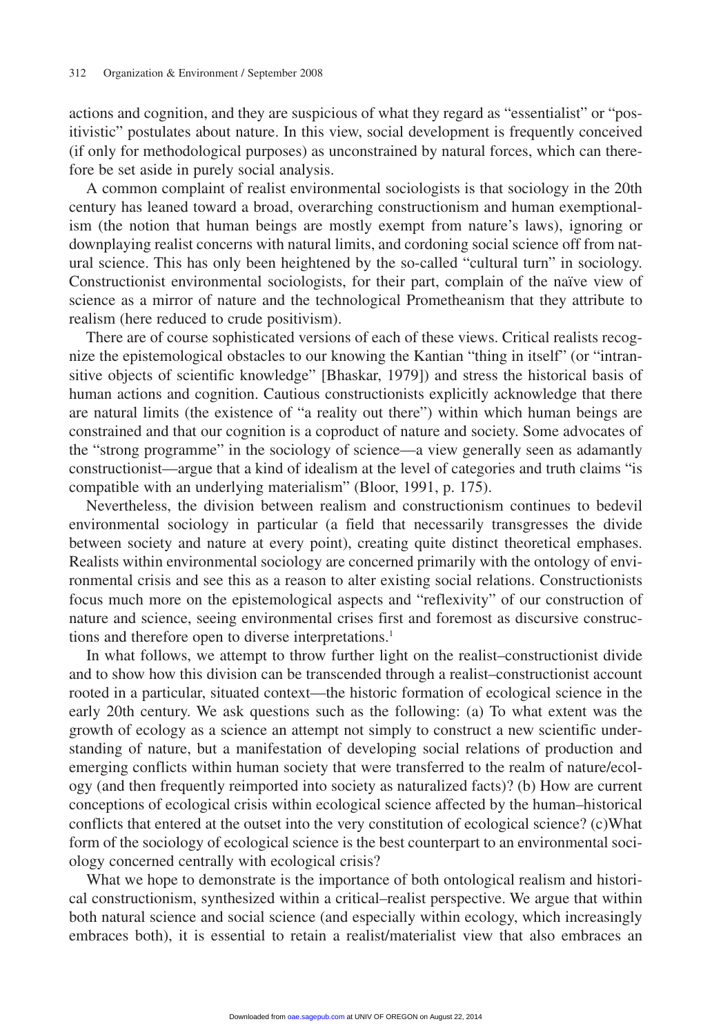actions and cognition, and they are suspicious of what they regard as "essentialist" or "positivistic" postulates about nature. In this view, social development is frequently conceived (if only for methodological purposes) as unconstrained by natural forces, which can therefore be set aside in purely social analysis.

A common complaint of realist environmental sociologists is that sociology in the 20th century has leaned toward a broad, overarching constructionism and human exemptionalism (the notion that human beings are mostly exempt from nature's laws), ignoring or downplaying realist concerns with natural limits, and cordoning social science off from natural science. This has only been heightened by the so-called "cultural turn" in sociology. Constructionist environmental sociologists, for their part, complain of the naïve view of science as a mirror of nature and the technological Prometheanism that they attribute to realism (here reduced to crude positivism).

There are of course sophisticated versions of each of these views. Critical realists recognize the epistemological obstacles to our knowing the Kantian "thing in itself" (or "intransitive objects of scientific knowledge" [Bhaskar, 1979]) and stress the historical basis of human actions and cognition. Cautious constructionists explicitly acknowledge that there are natural limits (the existence of "a reality out there") within which human beings are constrained and that our cognition is a coproduct of nature and society. Some advocates of the "strong programme" in the sociology of science—a view generally seen as adamantly constructionist—argue that a kind of idealism at the level of categories and truth claims "is compatible with an underlying materialism" (Bloor, 1991, p. 175).

Nevertheless, the division between realism and constructionism continues to bedevil environmental sociology in particular (a field that necessarily transgresses the divide between society and nature at every point), creating quite distinct theoretical emphases. Realists within environmental sociology are concerned primarily with the ontology of environmental crisis and see this as a reason to alter existing social relations. Constructionists focus much more on the epistemological aspects and "reflexivity" of our construction of nature and science, seeing environmental crises first and foremost as discursive constructions and therefore open to diverse interpretations.[1]

In what follows, we attempt to throw further light on the realist–constructionist divide and to show how this division can be transcended through a realist–constructionist account rooted in a particular, situated context—the historic formation of ecological science in the early 20th century. We ask questions such as the following: (a) To what extent was the growth of ecology as a science an attempt not simply to construct a new scientific understanding of nature, but a manifestation of developing social relations of production and emerging conflicts within human society that were transferred to the realm of nature/ecology (and then frequently reimported into society as naturalized facts)? (b) How are current conceptions of ecological crisis within ecological science affected by the human–historical conflicts that entered at the outset into the very constitution of ecological science? (c)What form of the sociology of ecological science is the best counterpart to an environmental sociology concerned centrally with ecological crisis?

What we hope to demonstrate is the importance of both ontological realism and historical constructionism, synthesized within a critical–realist perspective. We argue that within both natural science and social science (and especially within ecology, which increasingly embraces both), it is essential to retain a realist/materialist view that also embraces an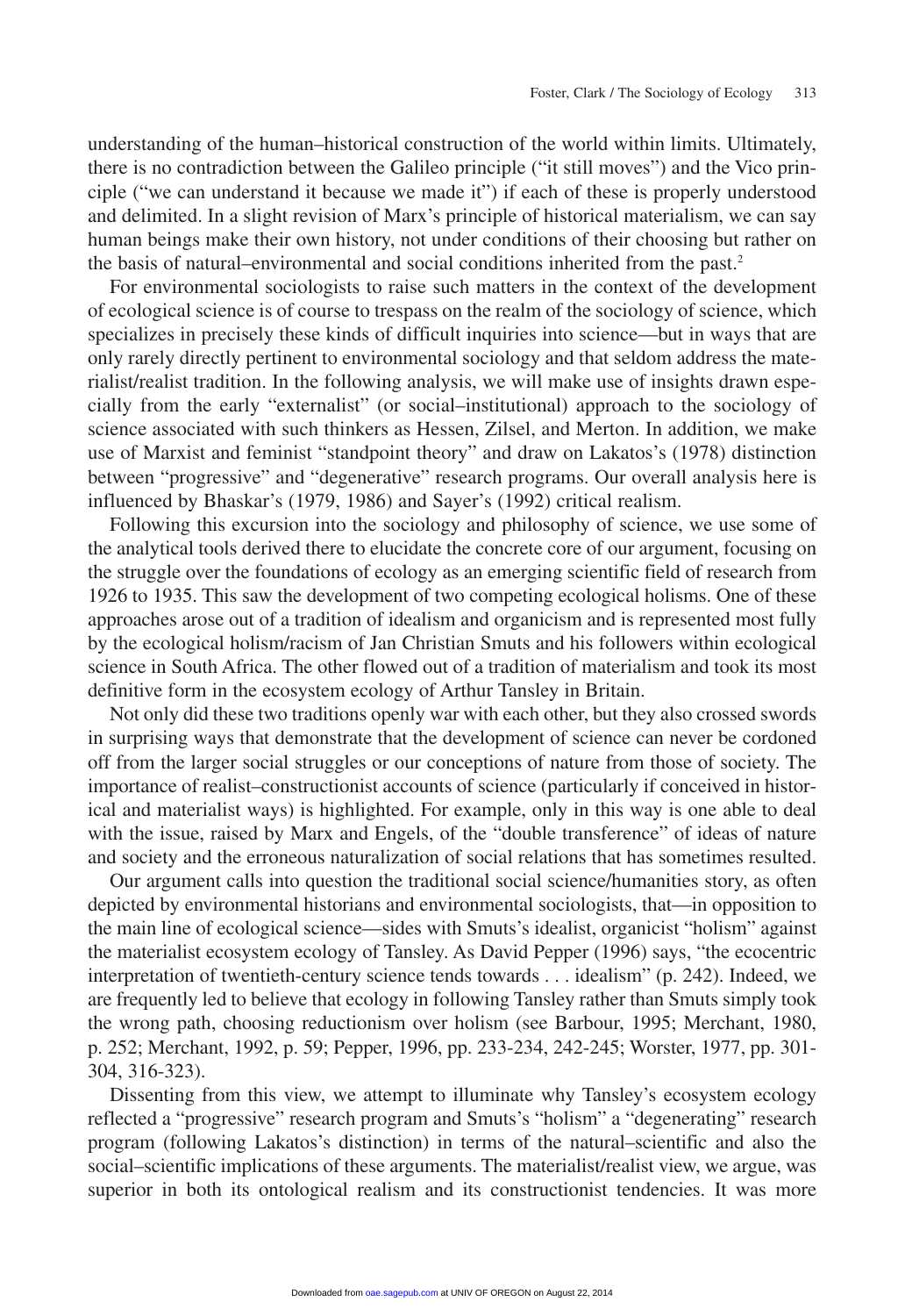understanding of the human–historical construction of the world within limits. Ultimately, there is no contradiction between the Galileo principle ("it still moves") and the Vico principle ("we can understand it because we made it") if each of these is properly understood and delimited. In a slight revision of Marx's principle of historical materialism, we can say human beings make their own history, not under conditions of their choosing but rather on the basis of natural–environmental and social conditions inherited from the past.[2]

For environmental sociologists to raise such matters in the context of the development of ecological science is of course to trespass on the realm of the sociology of science, which specializes in precisely these kinds of difficult inquiries into science—but in ways that are only rarely directly pertinent to environmental sociology and that seldom address the materialist/realist tradition. In the following analysis, we will make use of insights drawn especially from the early "externalist" (or social–institutional) approach to the sociology of science associated with such thinkers as Hessen, Zilsel, and Merton. In addition, we make use of Marxist and feminist "standpoint theory" and draw on Lakatos's (1978) distinction between "progressive" and "degenerative" research programs. Our overall analysis here is influenced by Bhaskar's (1979, 1986) and Sayer's (1992) critical realism.

Following this excursion into the sociology and philosophy of science, we use some of the analytical tools derived there to elucidate the concrete core of our argument, focusing on the struggle over the foundations of ecology as an emerging scientific field of research from 1926 to 1935. This saw the development of two competing ecological holisms. One of these approaches arose out of a tradition of idealism and organicism and is represented most fully by the ecological holism/racism of Jan Christian Smuts and his followers within ecological science in South Africa. The other flowed out of a tradition of materialism and took its most definitive form in the ecosystem ecology of Arthur Tansley in Britain.

Not only did these two traditions openly war with each other, but they also crossed swords in surprising ways that demonstrate that the development of science can never be cordoned off from the larger social struggles or our conceptions of nature from those of society. The importance of realist–constructionist accounts of science (particularly if conceived in historical and materialist ways) is highlighted. For example, only in this way is one able to deal with the issue, raised by Marx and Engels, of the "double transference" of ideas of nature and society and the erroneous naturalization of social relations that has sometimes resulted.

Our argument calls into question the traditional social science/humanities story, as often depicted by environmental historians and environmental sociologists, that—in opposition to the main line of ecological science—sides with Smuts's idealist, organicist "holism" against the materialist ecosystem ecology of Tansley. As David Pepper (1996) says, "the ecocentric interpretation of twentieth-century science tends towards . . . idealism" (p. 242). Indeed, we are frequently led to believe that ecology in following Tansley rather than Smuts simply took the wrong path, choosing reductionism over holism (see Barbour, 1995; Merchant, 1980, p. 252; Merchant, 1992, p. 59; Pepper, 1996, pp. 233-234, 242-245; Worster, 1977, pp. 301-304, 316-323).

Dissenting from this view, we attempt to illuminate why Tansley's ecosystem ecology reflected a "progressive" research program and Smuts's "holism" a "degenerating" research program (following Lakatos's distinction) in terms of the natural–scientific and also the social–scientific implications of these arguments. The materialist/realist view, we argue, was superior in both its ontological realism and its constructionist tendencies. It was more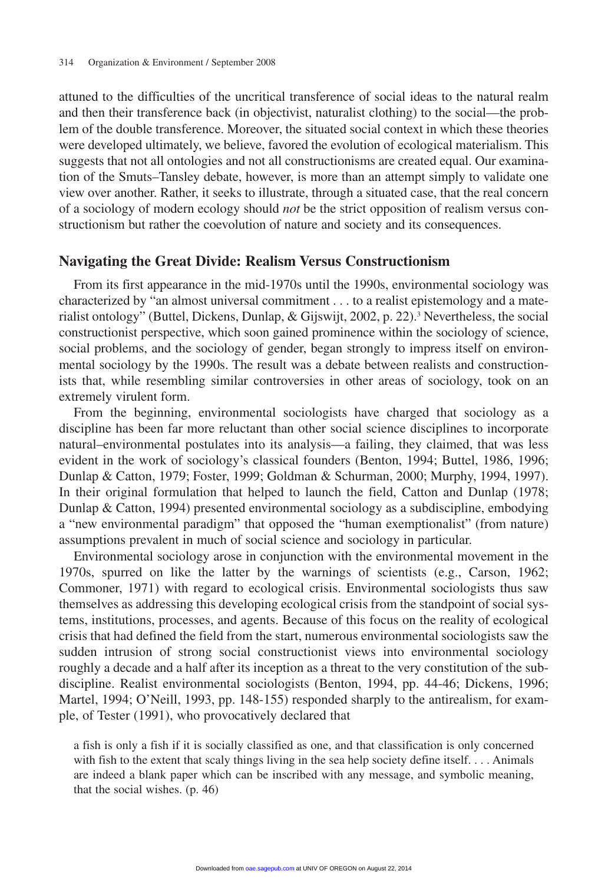attuned to the difficulties of the uncritical transference of social ideas to the natural realm and then their transference back (in objectivist, naturalist clothing) to the social—the problem of the double transference. Moreover, the situated social context in which these theories were developed ultimately, we believe, favored the evolution of ecological materialism. This suggests that not all ontologies and not all constructionisms are created equal. Our examination of the Smuts–Tansley debate, however, is more than an attempt simply to validate one view over another. Rather, it seeks to illustrate, through a situated case, that the real concern of a sociology of modern ecology should *not* be the strict opposition of realism versus constructionism but rather the coevolution of nature and society and its consequences.

## Navigating the Great Divide: Realism Versus Constructionism

From its first appearance in the mid-1970s until the 1990s, environmental sociology was characterized by "an almost universal commitment . . . to a realist epistemology and a materialist ontology" (Buttel, Dickens, Dunlap, & Gijswijt, 2002, p. 22).[3] Nevertheless, the social constructionist perspective, which soon gained prominence within the sociology of science, social problems, and the sociology of gender, began strongly to impress itself on environmental sociology by the 1990s. The result was a debate between realists and constructionists that, while resembling similar controversies in other areas of sociology, took on an extremely virulent form.

From the beginning, environmental sociologists have charged that sociology as a discipline has been far more reluctant than other social science disciplines to incorporate natural–environmental postulates into its analysis—a failing, they claimed, that was less evident in the work of sociology's classical founders (Benton, 1994; Buttel, 1986, 1996; Dunlap & Catton, 1979; Foster, 1999; Goldman & Schurman, 2000; Murphy, 1994, 1997). In their original formulation that helped to launch the field, Catton and Dunlap (1978; Dunlap & Catton, 1994) presented environmental sociology as a subdiscipline, embodying a "new environmental paradigm" that opposed the "human exemptionalist" (from nature) assumptions prevalent in much of social science and sociology in particular.

Environmental sociology arose in conjunction with the environmental movement in the 1970s, spurred on like the latter by the warnings of scientists (e.g., Carson, 1962; Commoner, 1971) with regard to ecological crisis. Environmental sociologists thus saw themselves as addressing this developing ecological crisis from the standpoint of social systems, institutions, processes, and agents. Because of this focus on the reality of ecological crisis that had defined the field from the start, numerous environmental sociologists saw the sudden intrusion of strong social constructionist views into environmental sociology roughly a decade and a half after its inception as a threat to the very constitution of the subdiscipline. Realist environmental sociologists (Benton, 1994, pp. 44-46; Dickens, 1996; Martel, 1994; O'Neill, 1993, pp. 148-155) responded sharply to the antirealism, for example, of Tester (1991), who provocatively declared that

> a fish is only a fish if it is socially classified as one, and that classification is only concerned with fish to the extent that scaly things living in the sea help society define itself. . . . Animals are indeed a blank paper which can be inscribed with any message, and symbolic meaning, that the social wishes. (p. 46)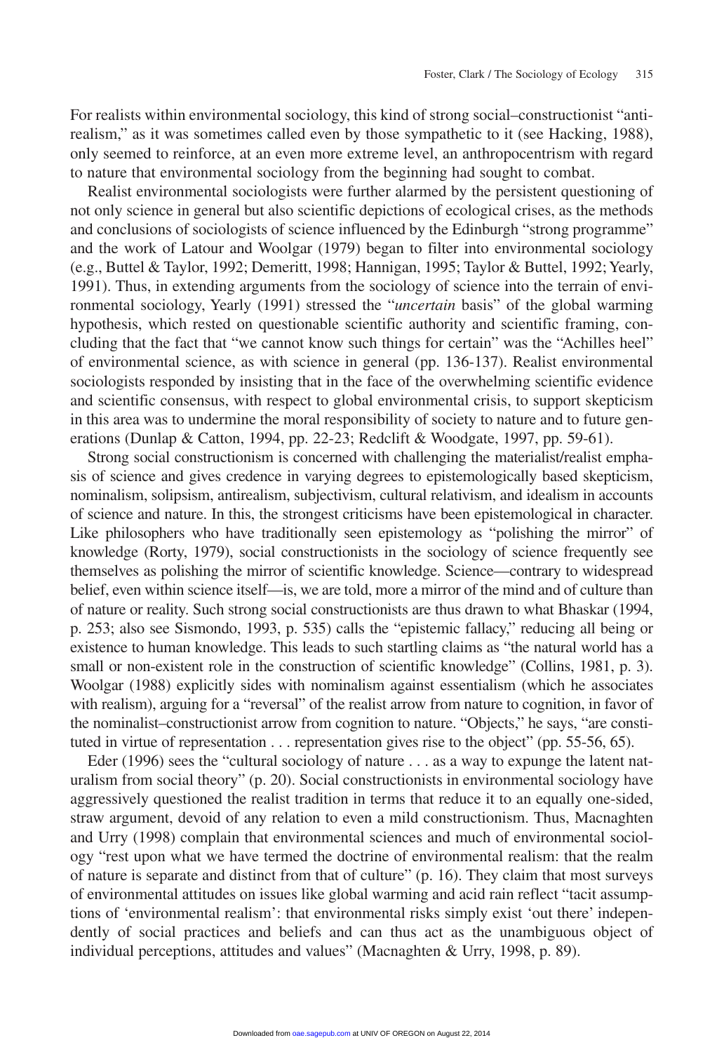For realists within environmental sociology, this kind of strong social–constructionist "antirealism," as it was sometimes called even by those sympathetic to it (see Hacking, 1988), only seemed to reinforce, at an even more extreme level, an anthropocentrism with regard to nature that environmental sociology from the beginning had sought to combat.

Realist environmental sociologists were further alarmed by the persistent questioning of not only science in general but also scientific depictions of ecological crises, as the methods and conclusions of sociologists of science influenced by the Edinburgh "strong programme" and the work of Latour and Woolgar (1979) began to filter into environmental sociology (e.g., Buttel & Taylor, 1992; Demeritt, 1998; Hannigan, 1995; Taylor & Buttel, 1992; Yearly, 1991). Thus, in extending arguments from the sociology of science into the terrain of environmental sociology, Yearly (1991) stressed the "*uncertain* basis" of the global warming hypothesis, which rested on questionable scientific authority and scientific framing, concluding that the fact that "we cannot know such things for certain" was the "Achilles heel" of environmental science, as with science in general (pp. 136-137). Realist environmental sociologists responded by insisting that in the face of the overwhelming scientific evidence and scientific consensus, with respect to global environmental crisis, to support skepticism in this area was to undermine the moral responsibility of society to nature and to future generations (Dunlap & Catton, 1994, pp. 22-23; Redclift & Woodgate, 1997, pp. 59-61).

Strong social constructionism is concerned with challenging the materialist/realist emphasis of science and gives credence in varying degrees to epistemologically based skepticism, nominalism, solipsism, antirealism, subjectivism, cultural relativism, and idealism in accounts of science and nature. In this, the strongest criticisms have been epistemological in character. Like philosophers who have traditionally seen epistemology as "polishing the mirror" of knowledge (Rorty, 1979), social constructionists in the sociology of science frequently see themselves as polishing the mirror of scientific knowledge. Science—contrary to widespread belief, even within science itself—is, we are told, more a mirror of the mind and of culture than of nature or reality. Such strong social constructionists are thus drawn to what Bhaskar (1994, p. 253; also see Sismondo, 1993, p. 535) calls the "epistemic fallacy," reducing all being or existence to human knowledge. This leads to such startling claims as "the natural world has a small or non-existent role in the construction of scientific knowledge" (Collins, 1981, p. 3). Woolgar (1988) explicitly sides with nominalism against essentialism (which he associates with realism), arguing for a "reversal" of the realist arrow from nature to cognition, in favor of the nominalist–constructionist arrow from cognition to nature. "Objects," he says, "are constituted in virtue of representation . . . representation gives rise to the object" (pp. 55-56, 65).

Eder (1996) sees the "cultural sociology of nature . . . as a way to expunge the latent naturalism from social theory" (p. 20). Social constructionists in environmental sociology have aggressively questioned the realist tradition in terms that reduce it to an equally one-sided, straw argument, devoid of any relation to even a mild constructionism. Thus, Macnaghten and Urry (1998) complain that environmental sciences and much of environmental sociology "rest upon what we have termed the doctrine of environmental realism: that the realm of nature is separate and distinct from that of culture" (p. 16). They claim that most surveys of environmental attitudes on issues like global warming and acid rain reflect "tacit assumptions of 'environmental realism': that environmental risks simply exist 'out there' independently of social practices and beliefs and can thus act as the unambiguous object of individual perceptions, attitudes and values" (Macnaghten & Urry, 1998, p. 89).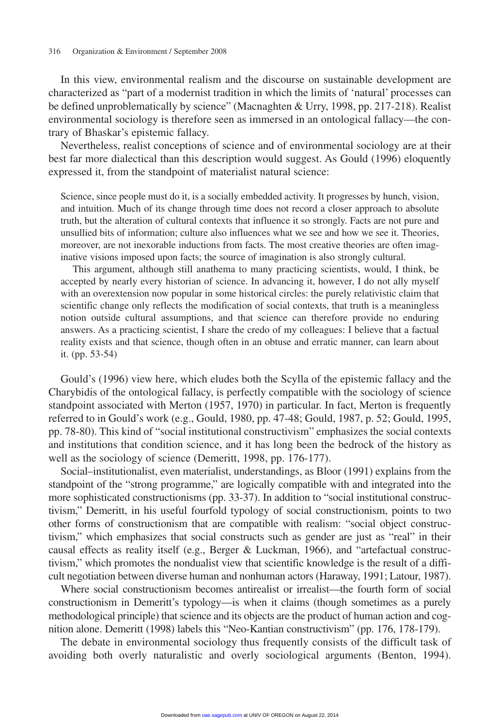In this view, environmental realism and the discourse on sustainable development are characterized as "part of a modernist tradition in which the limits of 'natural' processes can be defined unproblematically by science" (Macnaghten & Urry, 1998, pp. 217-218). Realist environmental sociology is therefore seen as immersed in an ontological fallacy—the contrary of Bhaskar's epistemic fallacy.

Nevertheless, realist conceptions of science and of environmental sociology are at their best far more dialectical than this description would suggest. As Gould (1996) eloquently expressed it, from the standpoint of materialist natural science:

> Science, since people must do it, is a socially embedded activity. It progresses by hunch, vision, and intuition. Much of its change through time does not record a closer approach to absolute truth, but the alteration of cultural contexts that influence it so strongly. Facts are not pure and unsullied bits of information; culture also influences what we see and how we see it. Theories, moreover, are not inexorable inductions from facts. The most creative theories are often imaginative visions imposed upon facts; the source of imagination is also strongly cultural.
>
> This argument, although still anathema to many practicing scientists, would, I think, be accepted by nearly every historian of science. In advancing it, however, I do not ally myself with an overextension now popular in some historical circles: the purely relativistic claim that scientific change only reflects the modification of social contexts, that truth is a meaningless notion outside cultural assumptions, and that science can therefore provide no enduring answers. As a practicing scientist, I share the credo of my colleagues: I believe that a factual reality exists and that science, though often in an obtuse and erratic manner, can learn about it. (pp. 53-54)

Gould's (1996) view here, which eludes both the Scylla of the epistemic fallacy and the Charybidis of the ontological fallacy, is perfectly compatible with the sociology of science standpoint associated with Merton (1957, 1970) in particular. In fact, Merton is frequently referred to in Gould's work (e.g., Gould, 1980, pp. 47-48; Gould, 1987, p. 52; Gould, 1995, pp. 78-80). This kind of "social institutional constructivism" emphasizes the social contexts and institutions that condition science, and it has long been the bedrock of the history as well as the sociology of science (Demeritt, 1998, pp. 176-177).

Social–institutionalist, even materialist, understandings, as Bloor (1991) explains from the standpoint of the "strong programme," are logically compatible with and integrated into the more sophisticated constructionisms (pp. 33-37). In addition to "social institutional constructivism," Demeritt, in his useful fourfold typology of social constructionism, points to two other forms of constructionism that are compatible with realism: "social object constructivism," which emphasizes that social constructs such as gender are just as "real" in their causal effects as reality itself (e.g., Berger & Luckman, 1966), and "artefactual constructivism," which promotes the nondualist view that scientific knowledge is the result of a difficult negotiation between diverse human and nonhuman actors (Haraway, 1991; Latour, 1987).

Where social constructionism becomes antirealist or irrealist—the fourth form of social constructionism in Demeritt's typology—is when it claims (though sometimes as a purely methodological principle) that science and its objects are the product of human action and cognition alone. Demeritt (1998) labels this "Neo-Kantian constructivism" (pp. 176, 178-179).

The debate in environmental sociology thus frequently consists of the difficult task of avoiding both overly naturalistic and overly sociological arguments (Benton, 1994).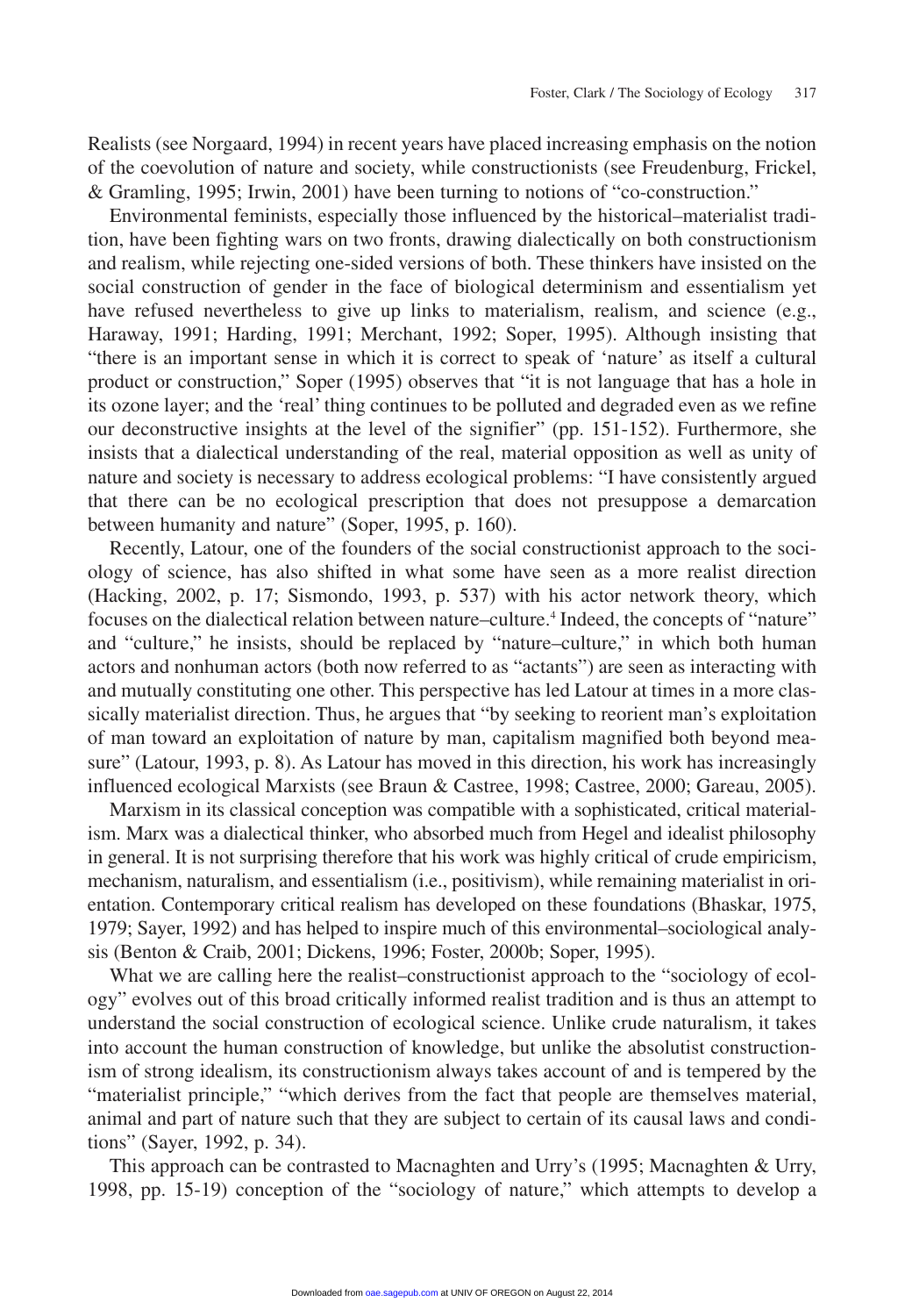Realists (see Norgaard, 1994) in recent years have placed increasing emphasis on the notion of the coevolution of nature and society, while constructionists (see Freudenburg, Frickel, & Gramling, 1995; Irwin, 2001) have been turning to notions of "co-construction."

Environmental feminists, especially those influenced by the historical–materialist tradition, have been fighting wars on two fronts, drawing dialectically on both constructionism and realism, while rejecting one-sided versions of both. These thinkers have insisted on the social construction of gender in the face of biological determinism and essentialism yet have refused nevertheless to give up links to materialism, realism, and science (e.g., Haraway, 1991; Harding, 1991; Merchant, 1992; Soper, 1995). Although insisting that "there is an important sense in which it is correct to speak of 'nature' as itself a cultural product or construction," Soper (1995) observes that "it is not language that has a hole in its ozone layer; and the 'real' thing continues to be polluted and degraded even as we refine our deconstructive insights at the level of the signifier" (pp. 151-152). Furthermore, she insists that a dialectical understanding of the real, material opposition as well as unity of nature and society is necessary to address ecological problems: "I have consistently argued that there can be no ecological prescription that does not presuppose a demarcation between humanity and nature" (Soper, 1995, p. 160).

Recently, Latour, one of the founders of the social constructionist approach to the sociology of science, has also shifted in what some have seen as a more realist direction (Hacking, 2002, p. 17; Sismondo, 1993, p. 537) with his actor network theory, which focuses on the dialectical relation between nature–culture.[4] Indeed, the concepts of "nature" and "culture," he insists, should be replaced by "nature–culture," in which both human actors and nonhuman actors (both now referred to as "actants") are seen as interacting with and mutually constituting one other. This perspective has led Latour at times in a more classically materialist direction. Thus, he argues that "by seeking to reorient man's exploitation of man toward an exploitation of nature by man, capitalism magnified both beyond measure" (Latour, 1993, p. 8). As Latour has moved in this direction, his work has increasingly influenced ecological Marxists (see Braun & Castree, 1998; Castree, 2000; Gareau, 2005).

Marxism in its classical conception was compatible with a sophisticated, critical materialism. Marx was a dialectical thinker, who absorbed much from Hegel and idealist philosophy in general. It is not surprising therefore that his work was highly critical of crude empiricism, mechanism, naturalism, and essentialism (i.e., positivism), while remaining materialist in orientation. Contemporary critical realism has developed on these foundations (Bhaskar, 1975, 1979; Sayer, 1992) and has helped to inspire much of this environmental–sociological analysis (Benton & Craib, 2001; Dickens, 1996; Foster, 2000b; Soper, 1995).

What we are calling here the realist–constructionist approach to the "sociology of ecology" evolves out of this broad critically informed realist tradition and is thus an attempt to understand the social construction of ecological science. Unlike crude naturalism, it takes into account the human construction of knowledge, but unlike the absolutist constructionism of strong idealism, its constructionism always takes account of and is tempered by the "materialist principle," "which derives from the fact that people are themselves material, animal and part of nature such that they are subject to certain of its causal laws and conditions" (Sayer, 1992, p. 34).

This approach can be contrasted to Macnaghten and Urry's (1995; Macnaghten & Urry, 1998, pp. 15-19) conception of the "sociology of nature," which attempts to develop a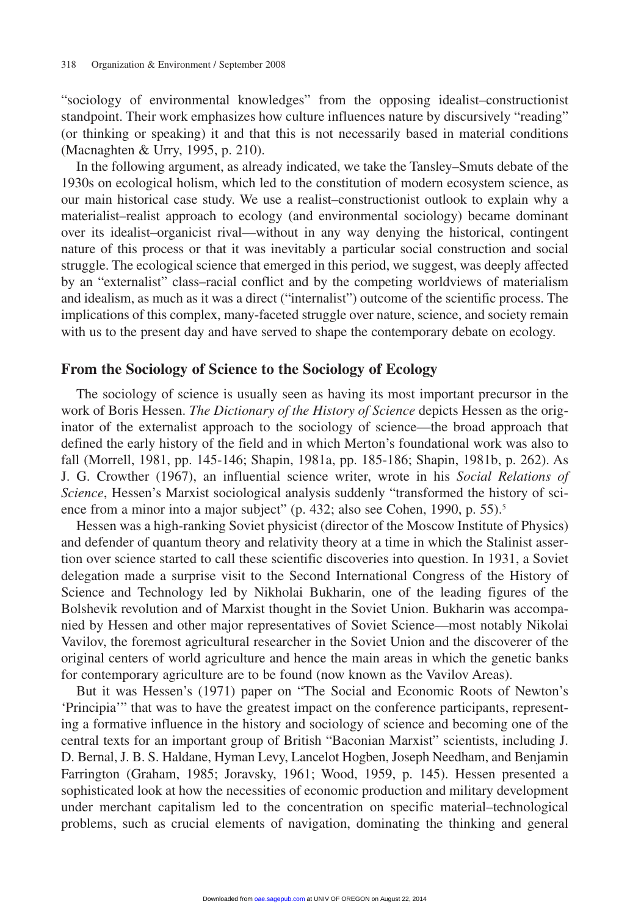"sociology of environmental knowledges" from the opposing idealist–constructionist standpoint. Their work emphasizes how culture influences nature by discursively "reading" (or thinking or speaking) it and that this is not necessarily based in material conditions (Macnaghten & Urry, 1995, p. 210).

In the following argument, as already indicated, we take the Tansley–Smuts debate of the 1930s on ecological holism, which led to the constitution of modern ecosystem science, as our main historical case study. We use a realist–constructionist outlook to explain why a materialist–realist approach to ecology (and environmental sociology) became dominant over its idealist–organicist rival—without in any way denying the historical, contingent nature of this process or that it was inevitably a particular social construction and social struggle. The ecological science that emerged in this period, we suggest, was deeply affected by an "externalist" class–racial conflict and by the competing worldviews of materialism and idealism, as much as it was a direct ("internalist") outcome of the scientific process. The implications of this complex, many-faceted struggle over nature, science, and society remain with us to the present day and have served to shape the contemporary debate on ecology.

## From the Sociology of Science to the Sociology of Ecology

The sociology of science is usually seen as having its most important precursor in the work of Boris Hessen. *The Dictionary of the History of Science* depicts Hessen as the originator of the externalist approach to the sociology of science—the broad approach that defined the early history of the field and in which Merton's foundational work was also to fall (Morrell, 1981, pp. 145-146; Shapin, 1981a, pp. 185-186; Shapin, 1981b, p. 262). As J. G. Crowther (1967), an influential science writer, wrote in his *Social Relations of Science*, Hessen's Marxist sociological analysis suddenly "transformed the history of science from a minor into a major subject" (p. 432; also see Cohen, 1990, p. 55).[5]

Hessen was a high-ranking Soviet physicist (director of the Moscow Institute of Physics) and defender of quantum theory and relativity theory at a time in which the Stalinist assertion over science started to call these scientific discoveries into question. In 1931, a Soviet delegation made a surprise visit to the Second International Congress of the History of Science and Technology led by Nikholai Bukharin, one of the leading figures of the Bolshevik revolution and of Marxist thought in the Soviet Union. Bukharin was accompanied by Hessen and other major representatives of Soviet Science—most notably Nikolai Vavilov, the foremost agricultural researcher in the Soviet Union and the discoverer of the original centers of world agriculture and hence the main areas in which the genetic banks for contemporary agriculture are to be found (now known as the Vavilov Areas).

But it was Hessen's (1971) paper on "The Social and Economic Roots of Newton's 'Principia'" that was to have the greatest impact on the conference participants, representing a formative influence in the history and sociology of science and becoming one of the central texts for an important group of British "Baconian Marxist" scientists, including J. D. Bernal, J. B. S. Haldane, Hyman Levy, Lancelot Hogben, Joseph Needham, and Benjamin Farrington (Graham, 1985; Joravsky, 1961; Wood, 1959, p. 145). Hessen presented a sophisticated look at how the necessities of economic production and military development under merchant capitalism led to the concentration on specific material–technological problems, such as crucial elements of navigation, dominating the thinking and general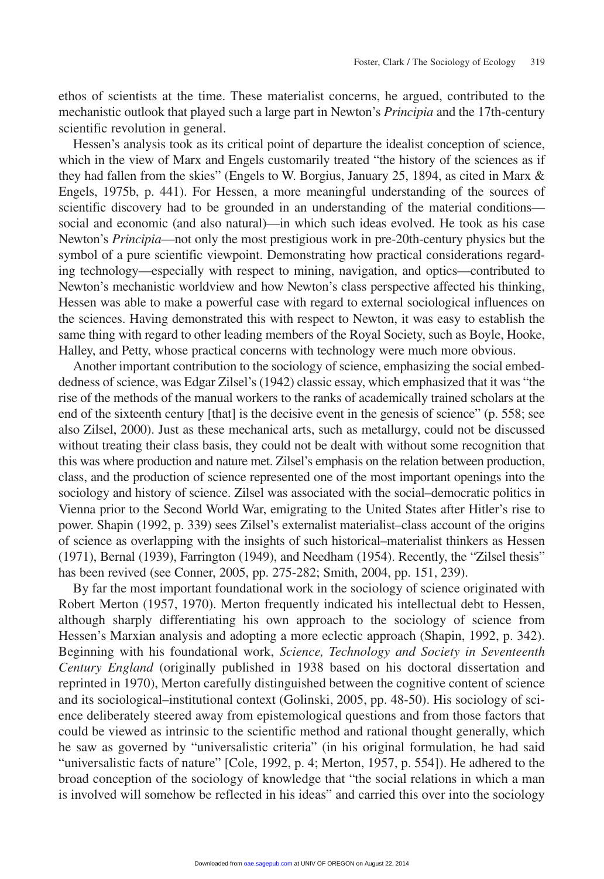ethos of scientists at the time. These materialist concerns, he argued, contributed to the mechanistic outlook that played such a large part in Newton's *Principia* and the 17th-century scientific revolution in general.

Hessen's analysis took as its critical point of departure the idealist conception of science, which in the view of Marx and Engels customarily treated "the history of the sciences as if they had fallen from the skies" (Engels to W. Borgius, January 25, 1894, as cited in Marx & Engels, 1975b, p. 441). For Hessen, a more meaningful understanding of the sources of scientific discovery had to be grounded in an understanding of the material conditions—social and economic (and also natural)—in which such ideas evolved. He took as his case Newton's *Principia*—not only the most prestigious work in pre-20th-century physics but the symbol of a pure scientific viewpoint. Demonstrating how practical considerations regarding technology—especially with respect to mining, navigation, and optics—contributed to Newton's mechanistic worldview and how Newton's class perspective affected his thinking, Hessen was able to make a powerful case with regard to external sociological influences on the sciences. Having demonstrated this with respect to Newton, it was easy to establish the same thing with regard to other leading members of the Royal Society, such as Boyle, Hooke, Halley, and Petty, whose practical concerns with technology were much more obvious.

Another important contribution to the sociology of science, emphasizing the social embeddedness of science, was Edgar Zilsel's (1942) classic essay, which emphasized that it was "the rise of the methods of the manual workers to the ranks of academically trained scholars at the end of the sixteenth century [that] is the decisive event in the genesis of science" (p. 558; see also Zilsel, 2000). Just as these mechanical arts, such as metallurgy, could not be discussed without treating their class basis, they could not be dealt with without some recognition that this was where production and nature met. Zilsel's emphasis on the relation between production, class, and the production of science represented one of the most important openings into the sociology and history of science. Zilsel was associated with the social–democratic politics in Vienna prior to the Second World War, emigrating to the United States after Hitler's rise to power. Shapin (1992, p. 339) sees Zilsel's externalist materialist–class account of the origins of science as overlapping with the insights of such historical–materialist thinkers as Hessen (1971), Bernal (1939), Farrington (1949), and Needham (1954). Recently, the "Zilsel thesis" has been revived (see Conner, 2005, pp. 275-282; Smith, 2004, pp. 151, 239).

By far the most important foundational work in the sociology of science originated with Robert Merton (1957, 1970). Merton frequently indicated his intellectual debt to Hessen, although sharply differentiating his own approach to the sociology of science from Hessen's Marxian analysis and adopting a more eclectic approach (Shapin, 1992, p. 342). Beginning with his foundational work, *Science, Technology and Society in Seventeenth Century England* (originally published in 1938 based on his doctoral dissertation and reprinted in 1970), Merton carefully distinguished between the cognitive content of science and its sociological–institutional context (Golinski, 2005, pp. 48-50). His sociology of science deliberately steered away from epistemological questions and from those factors that could be viewed as intrinsic to the scientific method and rational thought generally, which he saw as governed by "universalistic criteria" (in his original formulation, he had said "universalistic facts of nature" [Cole, 1992, p. 4; Merton, 1957, p. 554]). He adhered to the broad conception of the sociology of knowledge that "the social relations in which a man is involved will somehow be reflected in his ideas" and carried this over into the sociology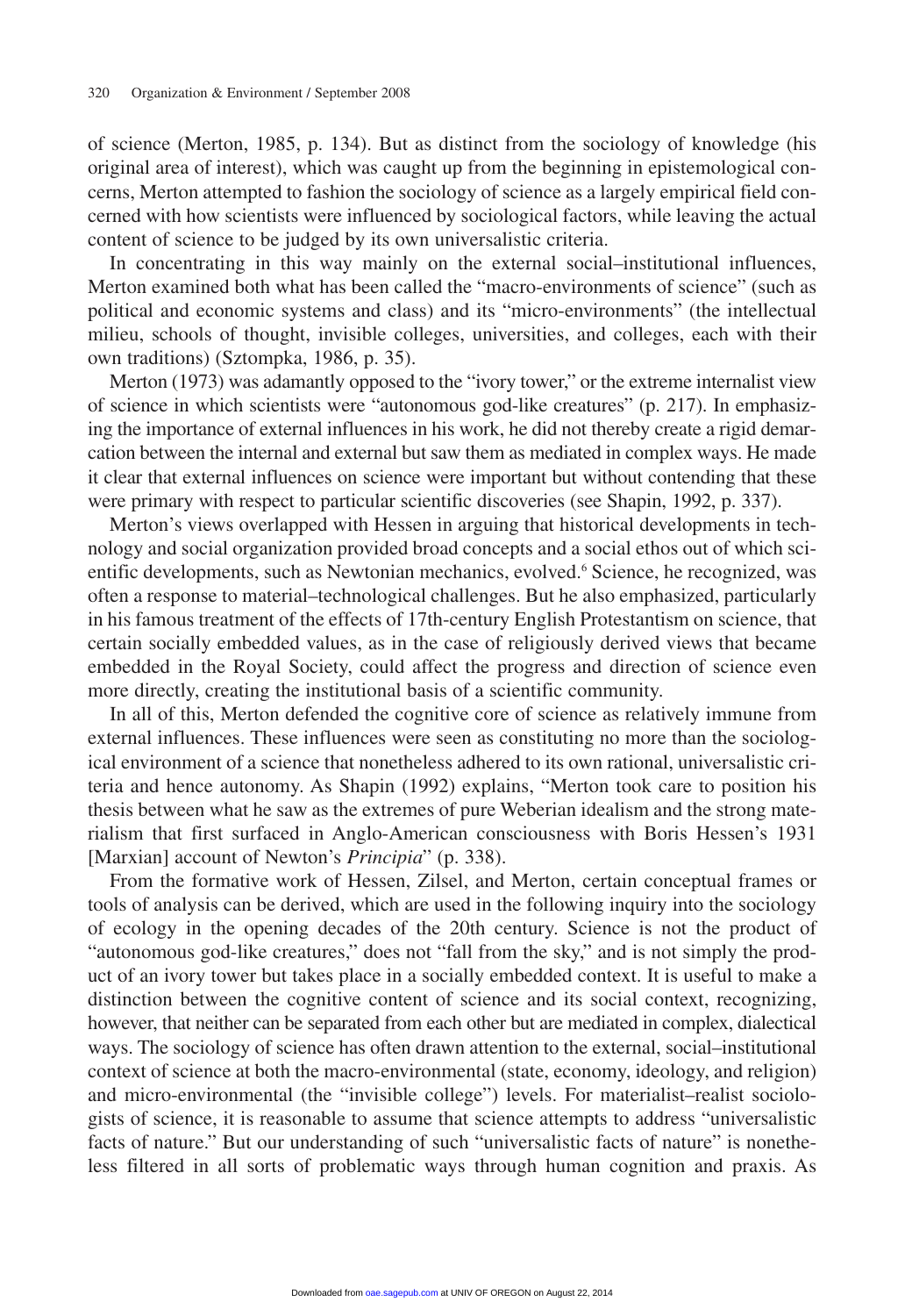of science (Merton, 1985, p. 134). But as distinct from the sociology of knowledge (his original area of interest), which was caught up from the beginning in epistemological concerns, Merton attempted to fashion the sociology of science as a largely empirical field concerned with how scientists were influenced by sociological factors, while leaving the actual content of science to be judged by its own universalistic criteria.

In concentrating in this way mainly on the external social–institutional influences, Merton examined both what has been called the "macro-environments of science" (such as political and economic systems and class) and its "micro-environments" (the intellectual milieu, schools of thought, invisible colleges, universities, and colleges, each with their own traditions) (Sztompka, 1986, p. 35).

Merton (1973) was adamantly opposed to the "ivory tower," or the extreme internalist view of science in which scientists were "autonomous god-like creatures" (p. 217). In emphasizing the importance of external influences in his work, he did not thereby create a rigid demarcation between the internal and external but saw them as mediated in complex ways. He made it clear that external influences on science were important but without contending that these were primary with respect to particular scientific discoveries (see Shapin, 1992, p. 337).

Merton's views overlapped with Hessen in arguing that historical developments in technology and social organization provided broad concepts and a social ethos out of which scientific developments, such as Newtonian mechanics, evolved.[6] Science, he recognized, was often a response to material–technological challenges. But he also emphasized, particularly in his famous treatment of the effects of 17th-century English Protestantism on science, that certain socially embedded values, as in the case of religiously derived views that became embedded in the Royal Society, could affect the progress and direction of science even more directly, creating the institutional basis of a scientific community.

In all of this, Merton defended the cognitive core of science as relatively immune from external influences. These influences were seen as constituting no more than the sociological environment of a science that nonetheless adhered to its own rational, universalistic criteria and hence autonomy. As Shapin (1992) explains, "Merton took care to position his thesis between what he saw as the extremes of pure Weberian idealism and the strong materialism that first surfaced in Anglo-American consciousness with Boris Hessen's 1931 [Marxian] account of Newton's *Principia*" (p. 338).

From the formative work of Hessen, Zilsel, and Merton, certain conceptual frames or tools of analysis can be derived, which are used in the following inquiry into the sociology of ecology in the opening decades of the 20th century. Science is not the product of "autonomous god-like creatures," does not "fall from the sky," and is not simply the product of an ivory tower but takes place in a socially embedded context. It is useful to make a distinction between the cognitive content of science and its social context, recognizing, however, that neither can be separated from each other but are mediated in complex, dialectical ways. The sociology of science has often drawn attention to the external, social–institutional context of science at both the macro-environmental (state, economy, ideology, and religion) and micro-environmental (the "invisible college") levels. For materialist–realist sociologists of science, it is reasonable to assume that science attempts to address "universalistic facts of nature." But our understanding of such "universalistic facts of nature" is nonetheless filtered in all sorts of problematic ways through human cognition and praxis. As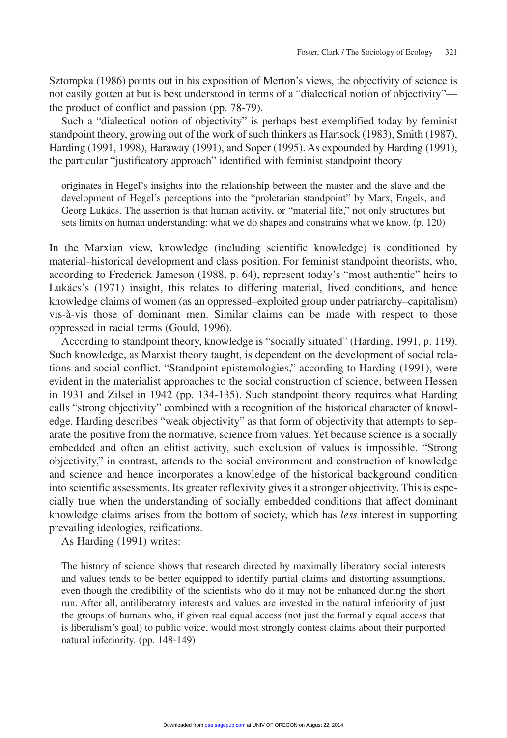Sztompka (1986) points out in his exposition of Merton's views, the objectivity of science is not easily gotten at but is best understood in terms of a "dialectical notion of objectivity"—the product of conflict and passion (pp. 78-79).

Such a "dialectical notion of objectivity" is perhaps best exemplified today by feminist standpoint theory, growing out of the work of such thinkers as Hartsock (1983), Smith (1987), Harding (1991, 1998), Haraway (1991), and Soper (1995). As expounded by Harding (1991), the particular "justificatory approach" identified with feminist standpoint theory

> originates in Hegel's insights into the relationship between the master and the slave and the development of Hegel's perceptions into the "proletarian standpoint" by Marx, Engels, and Georg Lukács. The assertion is that human activity, or "material life," not only structures but sets limits on human understanding: what we do shapes and constrains what we know. (p. 120)

In the Marxian view, knowledge (including scientific knowledge) is conditioned by material–historical development and class position. For feminist standpoint theorists, who, according to Frederick Jameson (1988, p. 64), represent today's "most authentic" heirs to Lukács's (1971) insight, this relates to differing material, lived conditions, and hence knowledge claims of women (as an oppressed–exploited group under patriarchy–capitalism) vis-à-vis those of dominant men. Similar claims can be made with respect to those oppressed in racial terms (Gould, 1996).

According to standpoint theory, knowledge is "socially situated" (Harding, 1991, p. 119). Such knowledge, as Marxist theory taught, is dependent on the development of social relations and social conflict. "Standpoint epistemologies," according to Harding (1991), were evident in the materialist approaches to the social construction of science, between Hessen in 1931 and Zilsel in 1942 (pp. 134-135). Such standpoint theory requires what Harding calls "strong objectivity" combined with a recognition of the historical character of knowledge. Harding describes "weak objectivity" as that form of objectivity that attempts to separate the positive from the normative, science from values. Yet because science is a socially embedded and often an elitist activity, such exclusion of values is impossible. "Strong objectivity," in contrast, attends to the social environment and construction of knowledge and science and hence incorporates a knowledge of the historical background condition into scientific assessments. Its greater reflexivity gives it a stronger objectivity. This is especially true when the understanding of socially embedded conditions that affect dominant knowledge claims arises from the bottom of society, which has *less* interest in supporting prevailing ideologies, reifications.

As Harding (1991) writes:

> The history of science shows that research directed by maximally liberatory social interests and values tends to be better equipped to identify partial claims and distorting assumptions, even though the credibility of the scientists who do it may not be enhanced during the short run. After all, antiliberatory interests and values are invested in the natural inferiority of just the groups of humans who, if given real equal access (not just the formally equal access that is liberalism's goal) to public voice, would most strongly contest claims about their purported natural inferiority. (pp. 148-149)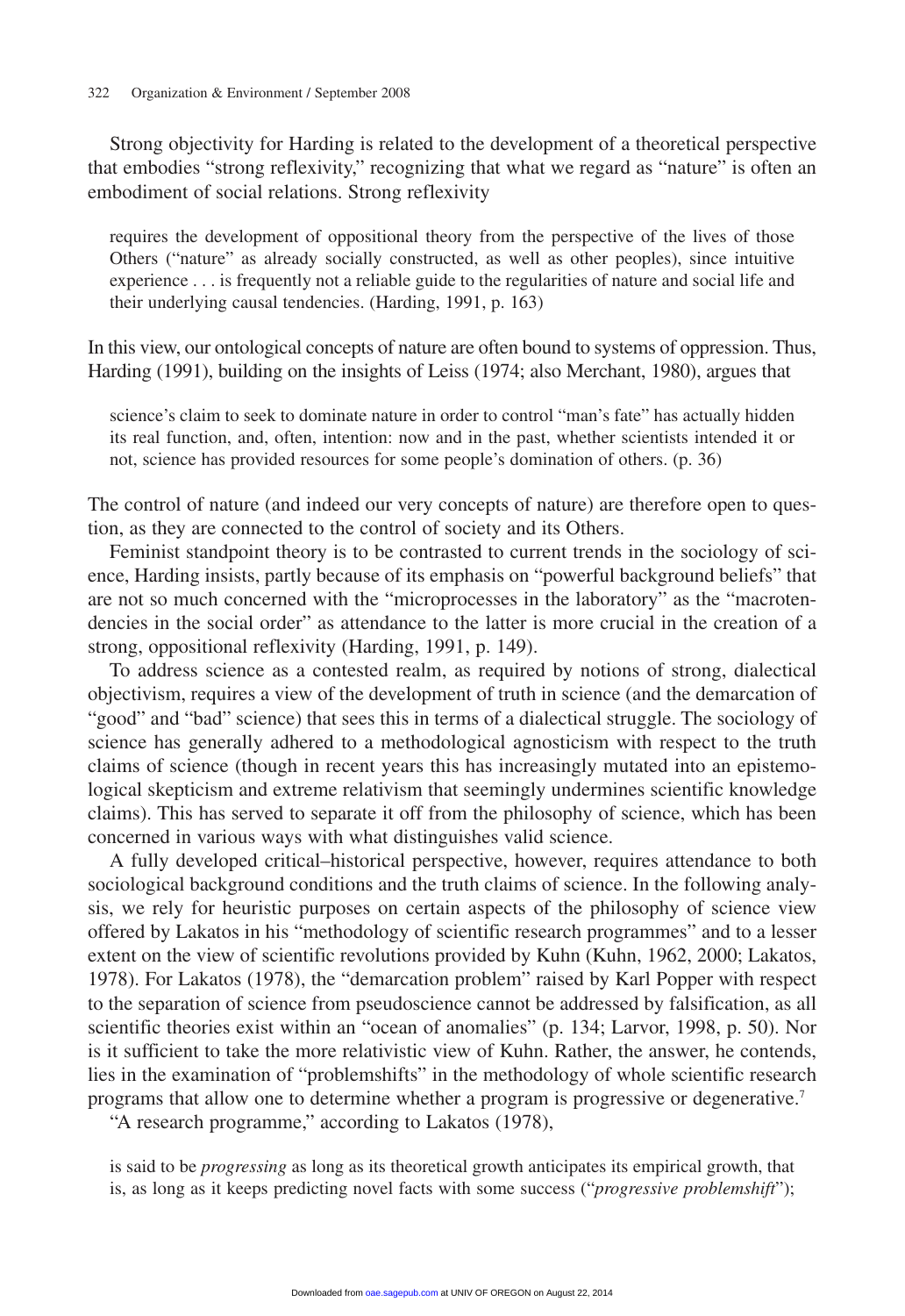Strong objectivity for Harding is related to the development of a theoretical perspective that embodies "strong reflexivity," recognizing that what we regard as "nature" is often an embodiment of social relations. Strong reflexivity

> requires the development of oppositional theory from the perspective of the lives of those Others ("nature" as already socially constructed, as well as other peoples), since intuitive experience . . . is frequently not a reliable guide to the regularities of nature and social life and their underlying causal tendencies. (Harding, 1991, p. 163)

In this view, our ontological concepts of nature are often bound to systems of oppression. Thus, Harding (1991), building on the insights of Leiss (1974; also Merchant, 1980), argues that

> science's claim to seek to dominate nature in order to control "man's fate" has actually hidden its real function, and, often, intention: now and in the past, whether scientists intended it or not, science has provided resources for some people's domination of others. (p. 36)

The control of nature (and indeed our very concepts of nature) are therefore open to question, as they are connected to the control of society and its Others.

Feminist standpoint theory is to be contrasted to current trends in the sociology of science, Harding insists, partly because of its emphasis on "powerful background beliefs" that are not so much concerned with the "microprocesses in the laboratory" as the "macrotendencies in the social order" as attendance to the latter is more crucial in the creation of a strong, oppositional reflexivity (Harding, 1991, p. 149).

To address science as a contested realm, as required by notions of strong, dialectical objectivism, requires a view of the development of truth in science (and the demarcation of "good" and "bad" science) that sees this in terms of a dialectical struggle. The sociology of science has generally adhered to a methodological agnosticism with respect to the truth claims of science (though in recent years this has increasingly mutated into an epistemological skepticism and extreme relativism that seemingly undermines scientific knowledge claims). This has served to separate it off from the philosophy of science, which has been concerned in various ways with what distinguishes valid science.

A fully developed critical–historical perspective, however, requires attendance to both sociological background conditions and the truth claims of science. In the following analysis, we rely for heuristic purposes on certain aspects of the philosophy of science view offered by Lakatos in his "methodology of scientific research programmes" and to a lesser extent on the view of scientific revolutions provided by Kuhn (Kuhn, 1962, 2000; Lakatos, 1978). For Lakatos (1978), the "demarcation problem" raised by Karl Popper with respect to the separation of science from pseudoscience cannot be addressed by falsification, as all scientific theories exist within an "ocean of anomalies" (p. 134; Larvor, 1998, p. 50). Nor is it sufficient to take the more relativistic view of Kuhn. Rather, the answer, he contends, lies in the examination of "problemshifts" in the methodology of whole scientific research programs that allow one to determine whether a program is progressive or degenerative.[7]

"A research programme," according to Lakatos (1978),

> is said to be *progressing* as long as its theoretical growth anticipates its empirical growth, that is, as long as it keeps predicting novel facts with some success ("*progressive problemshift*");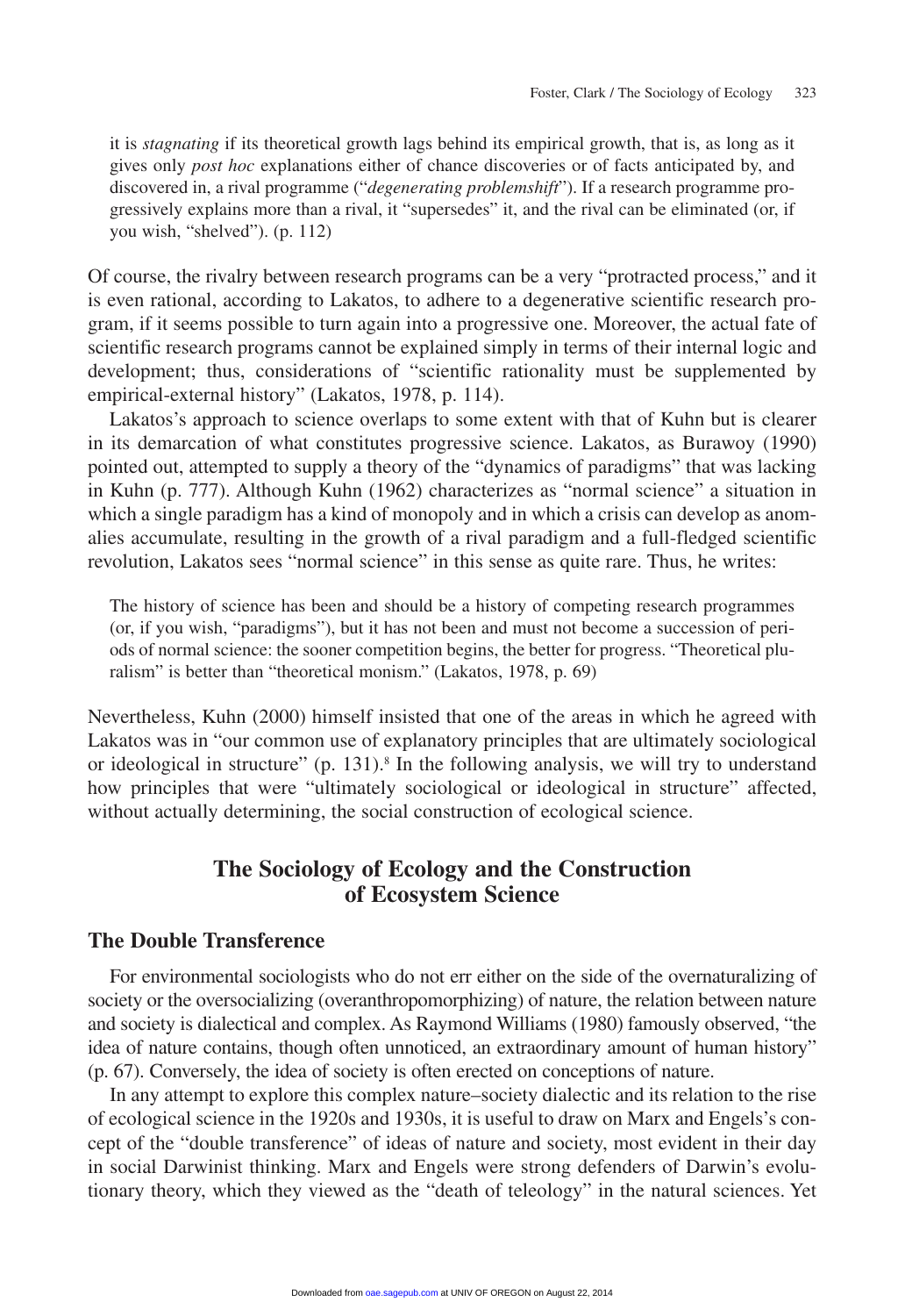it is *stagnating* if its theoretical growth lags behind its empirical growth, that is, as long as it gives only *post hoc* explanations either of chance discoveries or of facts anticipated by, and discovered in, a rival programme ("*degenerating problemshift*"). If a research programme progressively explains more than a rival, it "supersedes" it, and the rival can be eliminated (or, if you wish, "shelved"). (p. 112)

Of course, the rivalry between research programs can be a very "protracted process," and it is even rational, according to Lakatos, to adhere to a degenerative scientific research program, if it seems possible to turn again into a progressive one. Moreover, the actual fate of scientific research programs cannot be explained simply in terms of their internal logic and development; thus, considerations of "scientific rationality must be supplemented by empirical-external history" (Lakatos, 1978, p. 114).

Lakatos's approach to science overlaps to some extent with that of Kuhn but is clearer in its demarcation of what constitutes progressive science. Lakatos, as Burawoy (1990) pointed out, attempted to supply a theory of the "dynamics of paradigms" that was lacking in Kuhn (p. 777). Although Kuhn (1962) characterizes as "normal science" a situation in which a single paradigm has a kind of monopoly and in which a crisis can develop as anomalies accumulate, resulting in the growth of a rival paradigm and a full-fledged scientific revolution, Lakatos sees "normal science" in this sense as quite rare. Thus, he writes:

The history of science has been and should be a history of competing research programmes (or, if you wish, "paradigms"), but it has not been and must not become a succession of periods of normal science: the sooner competition begins, the better for progress. "Theoretical pluralism" is better than "theoretical monism." (Lakatos, 1978, p. 69)

Nevertheless, Kuhn (2000) himself insisted that one of the areas in which he agreed with Lakatos was in "our common use of explanatory principles that are ultimately sociological or ideological in structure" (p. 131).[8] In the following analysis, we will try to understand how principles that were "ultimately sociological or ideological in structure" affected, without actually determining, the social construction of ecological science.

## The Sociology of Ecology and the Construction of Ecosystem Science

### The Double Transference

For environmental sociologists who do not err either on the side of the overnaturalizing of society or the oversocializing (overanthropomorphizing) of nature, the relation between nature and society is dialectical and complex. As Raymond Williams (1980) famously observed, "the idea of nature contains, though often unnoticed, an extraordinary amount of human history" (p. 67). Conversely, the idea of society is often erected on conceptions of nature.

In any attempt to explore this complex nature–society dialectic and its relation to the rise of ecological science in the 1920s and 1930s, it is useful to draw on Marx and Engels's concept of the "double transference" of ideas of nature and society, most evident in their day in social Darwinist thinking. Marx and Engels were strong defenders of Darwin's evolutionary theory, which they viewed as the "death of teleology" in the natural sciences. Yet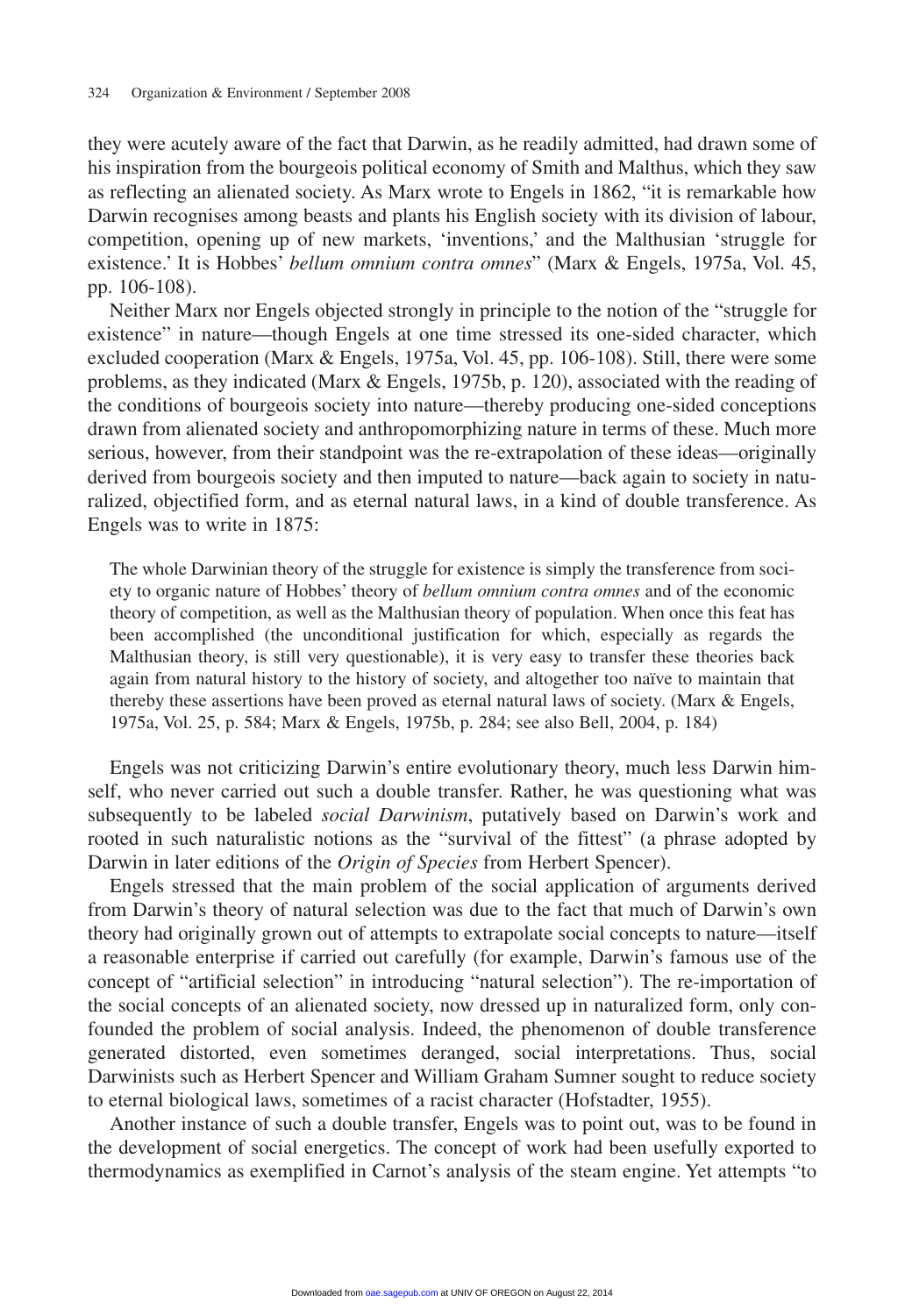they were acutely aware of the fact that Darwin, as he readily admitted, had drawn some of his inspiration from the bourgeois political economy of Smith and Malthus, which they saw as reflecting an alienated society. As Marx wrote to Engels in 1862, "it is remarkable how Darwin recognises among beasts and plants his English society with its division of labour, competition, opening up of new markets, 'inventions,' and the Malthusian 'struggle for existence.' It is Hobbes' *bellum omnium contra omnes*" (Marx & Engels, 1975a, Vol. 45, pp. 106-108).

Neither Marx nor Engels objected strongly in principle to the notion of the "struggle for existence" in nature—though Engels at one time stressed its one-sided character, which excluded cooperation (Marx & Engels, 1975a, Vol. 45, pp. 106-108). Still, there were some problems, as they indicated (Marx & Engels, 1975b, p. 120), associated with the reading of the conditions of bourgeois society into nature—thereby producing one-sided conceptions drawn from alienated society and anthropomorphizing nature in terms of these. Much more serious, however, from their standpoint was the re-extrapolation of these ideas—originally derived from bourgeois society and then imputed to nature—back again to society in naturalized, objectified form, and as eternal natural laws, in a kind of double transference. As Engels was to write in 1875:

> The whole Darwinian theory of the struggle for existence is simply the transference from society to organic nature of Hobbes' theory of *bellum omnium contra omnes* and of the economic theory of competition, as well as the Malthusian theory of population. When once this feat has been accomplished (the unconditional justification for which, especially as regards the Malthusian theory, is still very questionable), it is very easy to transfer these theories back again from natural history to the history of society, and altogether too naïve to maintain that thereby these assertions have been proved as eternal natural laws of society. (Marx & Engels, 1975a, Vol. 25, p. 584; Marx & Engels, 1975b, p. 284; see also Bell, 2004, p. 184)

Engels was not criticizing Darwin's entire evolutionary theory, much less Darwin himself, who never carried out such a double transfer. Rather, he was questioning what was subsequently to be labeled *social Darwinism*, putatively based on Darwin's work and rooted in such naturalistic notions as the "survival of the fittest" (a phrase adopted by Darwin in later editions of the *Origin of Species* from Herbert Spencer).

Engels stressed that the main problem of the social application of arguments derived from Darwin's theory of natural selection was due to the fact that much of Darwin's own theory had originally grown out of attempts to extrapolate social concepts to nature—itself a reasonable enterprise if carried out carefully (for example, Darwin's famous use of the concept of "artificial selection" in introducing "natural selection"). The re-importation of the social concepts of an alienated society, now dressed up in naturalized form, only confounded the problem of social analysis. Indeed, the phenomenon of double transference generated distorted, even sometimes deranged, social interpretations. Thus, social Darwinists such as Herbert Spencer and William Graham Sumner sought to reduce society to eternal biological laws, sometimes of a racist character (Hofstadter, 1955).

Another instance of such a double transfer, Engels was to point out, was to be found in the development of social energetics. The concept of work had been usefully exported to thermodynamics as exemplified in Carnot's analysis of the steam engine. Yet attempts "to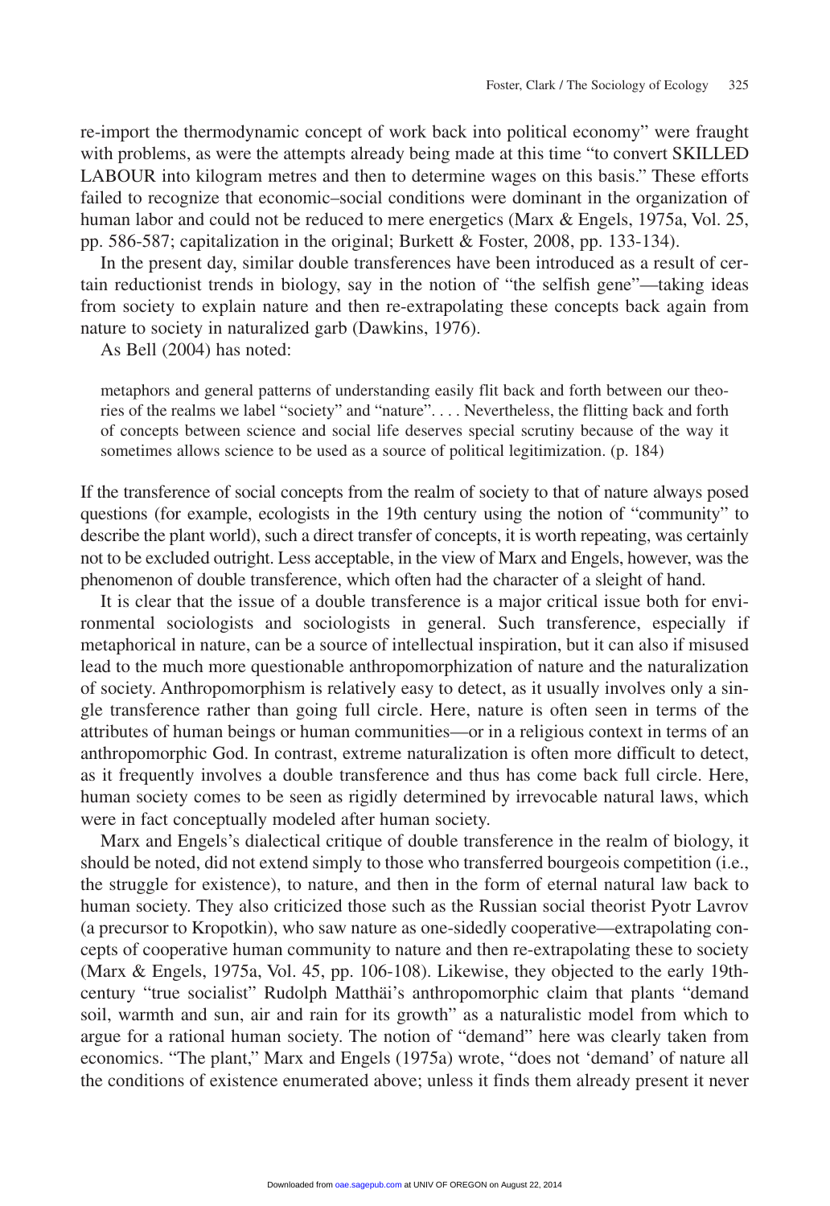re-import the thermodynamic concept of work back into political economy" were fraught with problems, as were the attempts already being made at this time "to convert SKILLED LABOUR into kilogram metres and then to determine wages on this basis." These efforts failed to recognize that economic–social conditions were dominant in the organization of human labor and could not be reduced to mere energetics (Marx & Engels, 1975a, Vol. 25, pp. 586-587; capitalization in the original; Burkett & Foster, 2008, pp. 133-134).

In the present day, similar double transferences have been introduced as a result of certain reductionist trends in biology, say in the notion of "the selfish gene"—taking ideas from society to explain nature and then re-extrapolating these concepts back again from nature to society in naturalized garb (Dawkins, 1976).

As Bell (2004) has noted:

> metaphors and general patterns of understanding easily flit back and forth between our theories of the realms we label "society" and "nature". . . . Nevertheless, the flitting back and forth of concepts between science and social life deserves special scrutiny because of the way it sometimes allows science to be used as a source of political legitimization. (p. 184)

If the transference of social concepts from the realm of society to that of nature always posed questions (for example, ecologists in the 19th century using the notion of "community" to describe the plant world), such a direct transfer of concepts, it is worth repeating, was certainly not to be excluded outright. Less acceptable, in the view of Marx and Engels, however, was the phenomenon of double transference, which often had the character of a sleight of hand.

It is clear that the issue of a double transference is a major critical issue both for environmental sociologists and sociologists in general. Such transference, especially if metaphorical in nature, can be a source of intellectual inspiration, but it can also if misused lead to the much more questionable anthropomorphization of nature and the naturalization of society. Anthropomorphism is relatively easy to detect, as it usually involves only a single transference rather than going full circle. Here, nature is often seen in terms of the attributes of human beings or human communities—or in a religious context in terms of an anthropomorphic God. In contrast, extreme naturalization is often more difficult to detect, as it frequently involves a double transference and thus has come back full circle. Here, human society comes to be seen as rigidly determined by irrevocable natural laws, which were in fact conceptually modeled after human society.

Marx and Engels's dialectical critique of double transference in the realm of biology, it should be noted, did not extend simply to those who transferred bourgeois competition (i.e., the struggle for existence), to nature, and then in the form of eternal natural law back to human society. They also criticized those such as the Russian social theorist Pyotr Lavrov (a precursor to Kropotkin), who saw nature as one-sidedly cooperative—extrapolating concepts of cooperative human community to nature and then re-extrapolating these to society (Marx & Engels, 1975a, Vol. 45, pp. 106-108). Likewise, they objected to the early 19th-century "true socialist" Rudolph Matthäi's anthropomorphic claim that plants "demand soil, warmth and sun, air and rain for its growth" as a naturalistic model from which to argue for a rational human society. The notion of "demand" here was clearly taken from economics. "The plant," Marx and Engels (1975a) wrote, "does not 'demand' of nature all the conditions of existence enumerated above; unless it finds them already present it never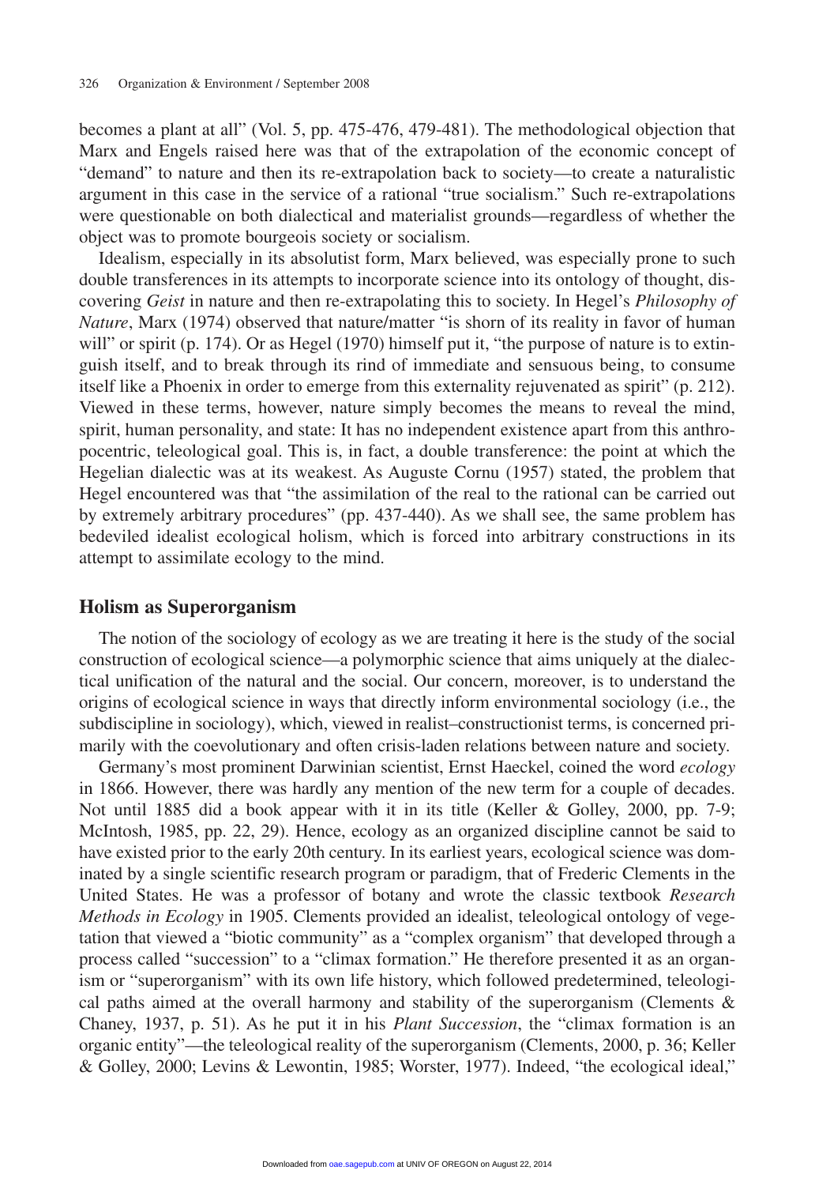becomes a plant at all" (Vol. 5, pp. 475-476, 479-481). The methodological objection that Marx and Engels raised here was that of the extrapolation of the economic concept of "demand" to nature and then its re-extrapolation back to society—to create a naturalistic argument in this case in the service of a rational "true socialism." Such re-extrapolations were questionable on both dialectical and materialist grounds—regardless of whether the object was to promote bourgeois society or socialism.

Idealism, especially in its absolutist form, Marx believed, was especially prone to such double transferences in its attempts to incorporate science into its ontology of thought, discovering *Geist* in nature and then re-extrapolating this to society. In Hegel's *Philosophy of Nature*, Marx (1974) observed that nature/matter "is shorn of its reality in favor of human will" or spirit (p. 174). Or as Hegel (1970) himself put it, "the purpose of nature is to extinguish itself, and to break through its rind of immediate and sensuous being, to consume itself like a Phoenix in order to emerge from this externality rejuvenated as spirit" (p. 212). Viewed in these terms, however, nature simply becomes the means to reveal the mind, spirit, human personality, and state: It has no independent existence apart from this anthropocentric, teleological goal. This is, in fact, a double transference: the point at which the Hegelian dialectic was at its weakest. As Auguste Cornu (1957) stated, the problem that Hegel encountered was that "the assimilation of the real to the rational can be carried out by extremely arbitrary procedures" (pp. 437-440). As we shall see, the same problem has bedeviled idealist ecological holism, which is forced into arbitrary constructions in its attempt to assimilate ecology to the mind.

## Holism as Superorganism

The notion of the sociology of ecology as we are treating it here is the study of the social construction of ecological science—a polymorphic science that aims uniquely at the dialectical unification of the natural and the social. Our concern, moreover, is to understand the origins of ecological science in ways that directly inform environmental sociology (i.e., the subdiscipline in sociology), which, viewed in realist–constructionist terms, is concerned primarily with the coevolutionary and often crisis-laden relations between nature and society.

Germany's most prominent Darwinian scientist, Ernst Haeckel, coined the word *ecology* in 1866. However, there was hardly any mention of the new term for a couple of decades. Not until 1885 did a book appear with it in its title (Keller & Golley, 2000, pp. 7-9; McIntosh, 1985, pp. 22, 29). Hence, ecology as an organized discipline cannot be said to have existed prior to the early 20th century. In its earliest years, ecological science was dominated by a single scientific research program or paradigm, that of Frederic Clements in the United States. He was a professor of botany and wrote the classic textbook *Research Methods in Ecology* in 1905. Clements provided an idealist, teleological ontology of vegetation that viewed a "biotic community" as a "complex organism" that developed through a process called "succession" to a "climax formation." He therefore presented it as an organism or "superorganism" with its own life history, which followed predetermined, teleological paths aimed at the overall harmony and stability of the superorganism (Clements & Chaney, 1937, p. 51). As he put it in his *Plant Succession*, the "climax formation is an organic entity"—the teleological reality of the superorganism (Clements, 2000, p. 36; Keller & Golley, 2000; Levins & Lewontin, 1985; Worster, 1977). Indeed, "the ecological ideal,"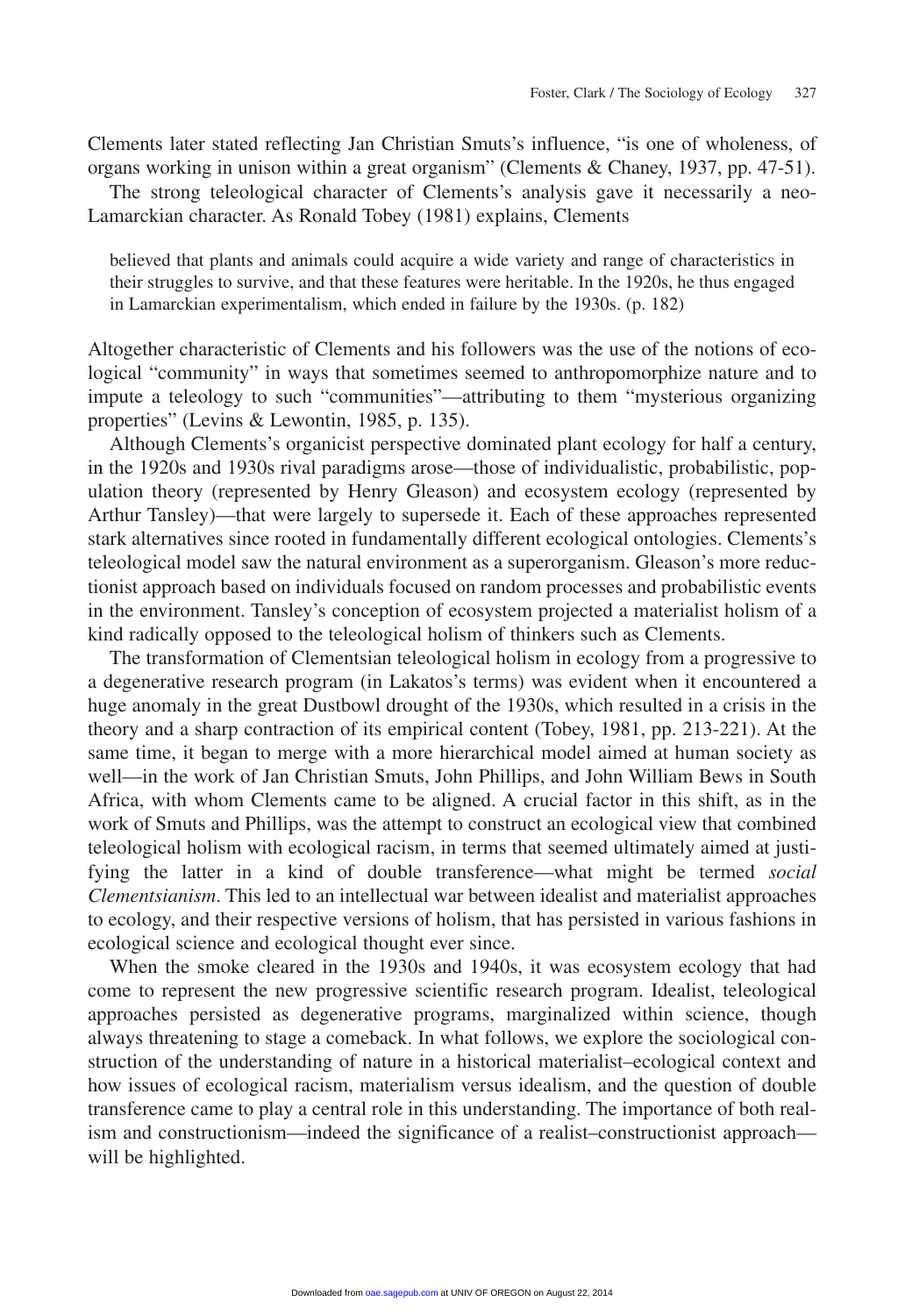Clements later stated reflecting Jan Christian Smuts's influence, "is one of wholeness, of organs working in unison within a great organism" (Clements & Chaney, 1937, pp. 47-51).

The strong teleological character of Clements's analysis gave it necessarily a neo-Lamarckian character. As Ronald Tobey (1981) explains, Clements

> believed that plants and animals could acquire a wide variety and range of characteristics in their struggles to survive, and that these features were heritable. In the 1920s, he thus engaged in Lamarckian experimentalism, which ended in failure by the 1930s. (p. 182)

Altogether characteristic of Clements and his followers was the use of the notions of ecological "community" in ways that sometimes seemed to anthropomorphize nature and to impute a teleology to such "communities"—attributing to them "mysterious organizing properties" (Levins & Lewontin, 1985, p. 135).

Although Clements's organicist perspective dominated plant ecology for half a century, in the 1920s and 1930s rival paradigms arose—those of individualistic, probabilistic, population theory (represented by Henry Gleason) and ecosystem ecology (represented by Arthur Tansley)—that were largely to supersede it. Each of these approaches represented stark alternatives since rooted in fundamentally different ecological ontologies. Clements's teleological model saw the natural environment as a superorganism. Gleason's more reductionist approach based on individuals focused on random processes and probabilistic events in the environment. Tansley's conception of ecosystem projected a materialist holism of a kind radically opposed to the teleological holism of thinkers such as Clements.

The transformation of Clementsian teleological holism in ecology from a progressive to a degenerative research program (in Lakatos's terms) was evident when it encountered a huge anomaly in the great Dustbowl drought of the 1930s, which resulted in a crisis in the theory and a sharp contraction of its empirical content (Tobey, 1981, pp. 213-221). At the same time, it began to merge with a more hierarchical model aimed at human society as well—in the work of Jan Christian Smuts, John Phillips, and John William Bews in South Africa, with whom Clements came to be aligned. A crucial factor in this shift, as in the work of Smuts and Phillips, was the attempt to construct an ecological view that combined teleological holism with ecological racism, in terms that seemed ultimately aimed at justifying the latter in a kind of double transference—what might be termed *social Clementsianism*. This led to an intellectual war between idealist and materialist approaches to ecology, and their respective versions of holism, that has persisted in various fashions in ecological science and ecological thought ever since.

When the smoke cleared in the 1930s and 1940s, it was ecosystem ecology that had come to represent the new progressive scientific research program. Idealist, teleological approaches persisted as degenerative programs, marginalized within science, though always threatening to stage a comeback. In what follows, we explore the sociological construction of the understanding of nature in a historical materialist–ecological context and how issues of ecological racism, materialism versus idealism, and the question of double transference came to play a central role in this understanding. The importance of both realism and constructionism—indeed the significance of a realist–constructionist approach—will be highlighted.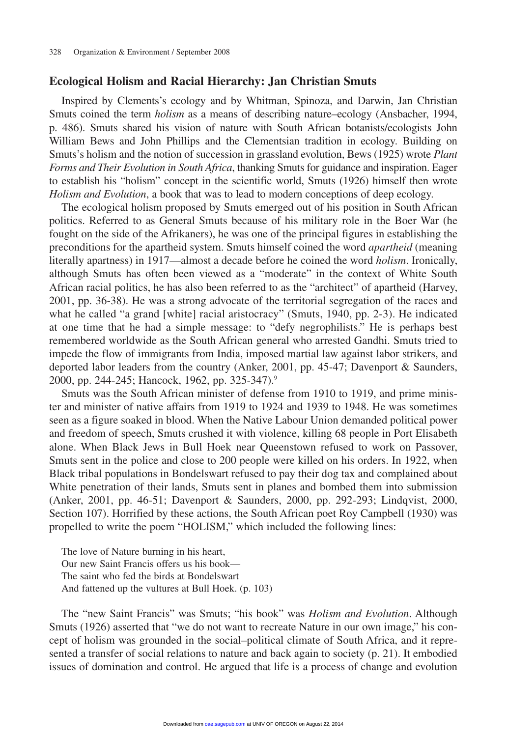## Ecological Holism and Racial Hierarchy: Jan Christian Smuts

Inspired by Clements's ecology and by Whitman, Spinoza, and Darwin, Jan Christian Smuts coined the term *holism* as a means of describing nature–ecology (Ansbacher, 1994, p. 486). Smuts shared his vision of nature with South African botanists/ecologists John William Bews and John Phillips and the Clementsian tradition in ecology. Building on Smuts's holism and the notion of succession in grassland evolution, Bews (1925) wrote *Plant Forms and Their Evolution in South Africa*, thanking Smuts for guidance and inspiration. Eager to establish his "holism" concept in the scientific world, Smuts (1926) himself then wrote *Holism and Evolution*, a book that was to lead to modern conceptions of deep ecology.

The ecological holism proposed by Smuts emerged out of his position in South African politics. Referred to as General Smuts because of his military role in the Boer War (he fought on the side of the Afrikaners), he was one of the principal figures in establishing the preconditions for the apartheid system. Smuts himself coined the word *apartheid* (meaning literally apartness) in 1917—almost a decade before he coined the word *holism*. Ironically, although Smuts has often been viewed as a "moderate" in the context of White South African racial politics, he has also been referred to as the "architect" of apartheid (Harvey, 2001, pp. 36-38). He was a strong advocate of the territorial segregation of the races and what he called "a grand [white] racial aristocracy" (Smuts, 1940, pp. 2-3). He indicated at one time that he had a simple message: to "defy negrophilists." He is perhaps best remembered worldwide as the South African general who arrested Gandhi. Smuts tried to impede the flow of immigrants from India, imposed martial law against labor strikers, and deported labor leaders from the country (Anker, 2001, pp. 45-47; Davenport & Saunders, 2000, pp. 244-245; Hancock, 1962, pp. 325-347).[9]

Smuts was the South African minister of defense from 1910 to 1919, and prime minister and minister of native affairs from 1919 to 1924 and 1939 to 1948. He was sometimes seen as a figure soaked in blood. When the Native Labour Union demanded political power and freedom of speech, Smuts crushed it with violence, killing 68 people in Port Elisabeth alone. When Black Jews in Bull Hoek near Queenstown refused to work on Passover, Smuts sent in the police and close to 200 people were killed on his orders. In 1922, when Black tribal populations in Bondelswart refused to pay their dog tax and complained about White penetration of their lands, Smuts sent in planes and bombed them into submission (Anker, 2001, pp. 46-51; Davenport & Saunders, 2000, pp. 292-293; Lindqvist, 2000, Section 107). Horrified by these actions, the South African poet Roy Campbell (1930) was propelled to write the poem "HOLISM," which included the following lines:

> The love of Nature burning in his heart,
> Our new Saint Francis offers us his book—
> The saint who fed the birds at Bondelswart
> And fattened up the vultures at Bull Hoek. (p. 103)

The "new Saint Francis" was Smuts; "his book" was *Holism and Evolution*. Although Smuts (1926) asserted that "we do not want to recreate Nature in our own image," his concept of holism was grounded in the social–political climate of South Africa, and it represented a transfer of social relations to nature and back again to society (p. 21). It embodied issues of domination and control. He argued that life is a process of change and evolution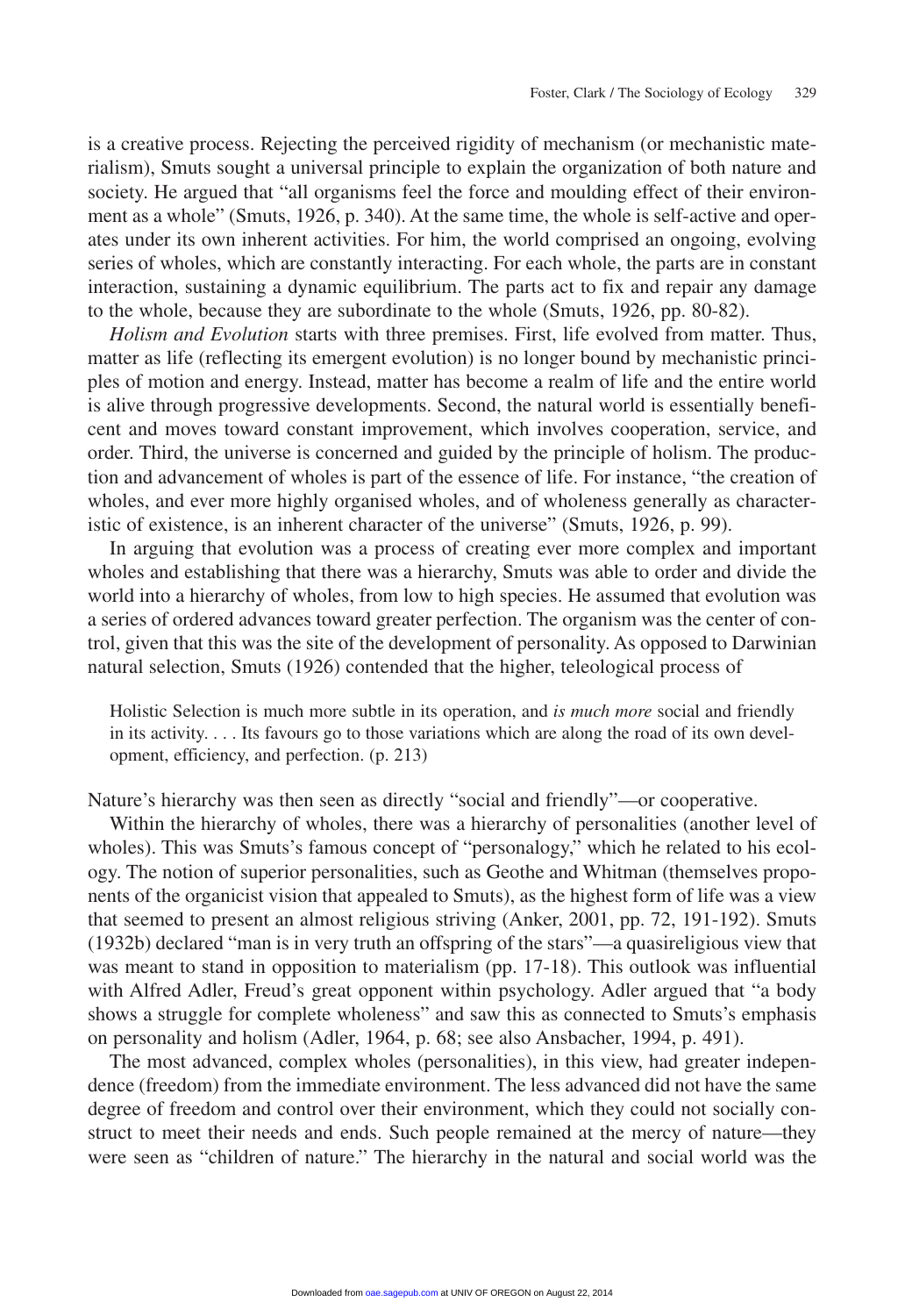is a creative process. Rejecting the perceived rigidity of mechanism (or mechanistic materialism), Smuts sought a universal principle to explain the organization of both nature and society. He argued that "all organisms feel the force and moulding effect of their environment as a whole" (Smuts, 1926, p. 340). At the same time, the whole is self-active and operates under its own inherent activities. For him, the world comprised an ongoing, evolving series of wholes, which are constantly interacting. For each whole, the parts are in constant interaction, sustaining a dynamic equilibrium. The parts act to fix and repair any damage to the whole, because they are subordinate to the whole (Smuts, 1926, pp. 80-82).

*Holism and Evolution* starts with three premises. First, life evolved from matter. Thus, matter as life (reflecting its emergent evolution) is no longer bound by mechanistic principles of motion and energy. Instead, matter has become a realm of life and the entire world is alive through progressive developments. Second, the natural world is essentially beneficent and moves toward constant improvement, which involves cooperation, service, and order. Third, the universe is concerned and guided by the principle of holism. The production and advancement of wholes is part of the essence of life. For instance, "the creation of wholes, and ever more highly organised wholes, and of wholeness generally as characteristic of existence, is an inherent character of the universe" (Smuts, 1926, p. 99).

In arguing that evolution was a process of creating ever more complex and important wholes and establishing that there was a hierarchy, Smuts was able to order and divide the world into a hierarchy of wholes, from low to high species. He assumed that evolution was a series of ordered advances toward greater perfection. The organism was the center of control, given that this was the site of the development of personality. As opposed to Darwinian natural selection, Smuts (1926) contended that the higher, teleological process of

> Holistic Selection is much more subtle in its operation, and *is much more* social and friendly in its activity. . . . Its favours go to those variations which are along the road of its own development, efficiency, and perfection. (p. 213)

Nature's hierarchy was then seen as directly "social and friendly"—or cooperative.

Within the hierarchy of wholes, there was a hierarchy of personalities (another level of wholes). This was Smuts's famous concept of "personalogy," which he related to his ecology. The notion of superior personalities, such as Geothe and Whitman (themselves proponents of the organicist vision that appealed to Smuts), as the highest form of life was a view that seemed to present an almost religious striving (Anker, 2001, pp. 72, 191-192). Smuts (1932b) declared "man is in very truth an offspring of the stars"—a quasireligious view that was meant to stand in opposition to materialism (pp. 17-18). This outlook was influential with Alfred Adler, Freud's great opponent within psychology. Adler argued that "a body shows a struggle for complete wholeness" and saw this as connected to Smuts's emphasis on personality and holism (Adler, 1964, p. 68; see also Ansbacher, 1994, p. 491).

The most advanced, complex wholes (personalities), in this view, had greater independence (freedom) from the immediate environment. The less advanced did not have the same degree of freedom and control over their environment, which they could not socially construct to meet their needs and ends. Such people remained at the mercy of nature—they were seen as "children of nature." The hierarchy in the natural and social world was the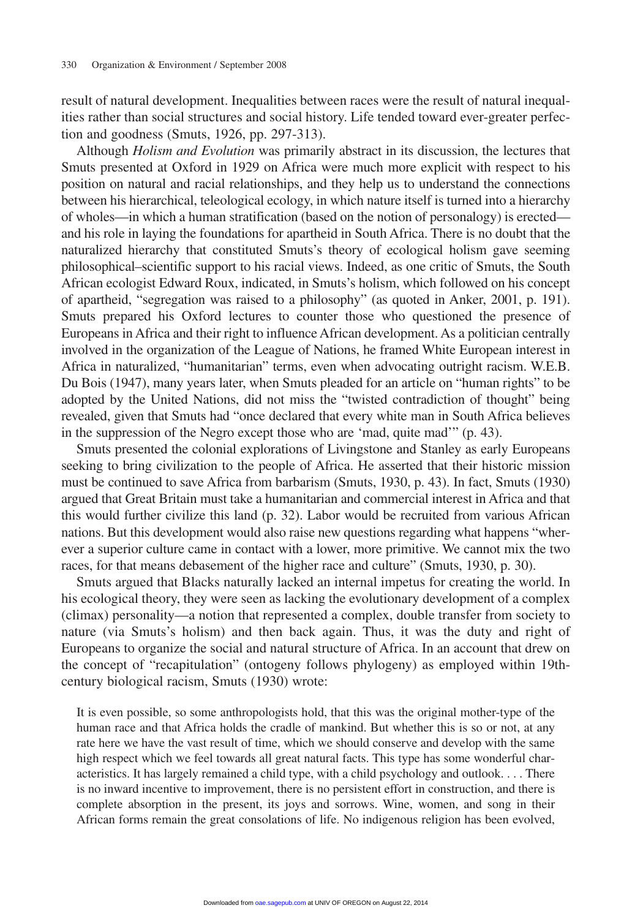result of natural development. Inequalities between races were the result of natural inequalities rather than social structures and social history. Life tended toward ever-greater perfection and goodness (Smuts, 1926, pp. 297-313).

Although *Holism and Evolution* was primarily abstract in its discussion, the lectures that Smuts presented at Oxford in 1929 on Africa were much more explicit with respect to his position on natural and racial relationships, and they help us to understand the connections between his hierarchical, teleological ecology, in which nature itself is turned into a hierarchy of wholes—in which a human stratification (based on the notion of personalogy) is erected—and his role in laying the foundations for apartheid in South Africa. There is no doubt that the naturalized hierarchy that constituted Smuts's theory of ecological holism gave seeming philosophical–scientific support to his racial views. Indeed, as one critic of Smuts, the South African ecologist Edward Roux, indicated, in Smuts's holism, which followed on his concept of apartheid, "segregation was raised to a philosophy" (as quoted in Anker, 2001, p. 191). Smuts prepared his Oxford lectures to counter those who questioned the presence of Europeans in Africa and their right to influence African development. As a politician centrally involved in the organization of the League of Nations, he framed White European interest in Africa in naturalized, "humanitarian" terms, even when advocating outright racism. W.E.B. Du Bois (1947), many years later, when Smuts pleaded for an article on "human rights" to be adopted by the United Nations, did not miss the "twisted contradiction of thought" being revealed, given that Smuts had "once declared that every white man in South Africa believes in the suppression of the Negro except those who are 'mad, quite mad'" (p. 43).

Smuts presented the colonial explorations of Livingstone and Stanley as early Europeans seeking to bring civilization to the people of Africa. He asserted that their historic mission must be continued to save Africa from barbarism (Smuts, 1930, p. 43). In fact, Smuts (1930) argued that Great Britain must take a humanitarian and commercial interest in Africa and that this would further civilize this land (p. 32). Labor would be recruited from various African nations. But this development would also raise new questions regarding what happens "wherever a superior culture came in contact with a lower, more primitive. We cannot mix the two races, for that means debasement of the higher race and culture" (Smuts, 1930, p. 30).

Smuts argued that Blacks naturally lacked an internal impetus for creating the world. In his ecological theory, they were seen as lacking the evolutionary development of a complex (climax) personality—a notion that represented a complex, double transfer from society to nature (via Smuts's holism) and then back again. Thus, it was the duty and right of Europeans to organize the social and natural structure of Africa. In an account that drew on the concept of "recapitulation" (ontogeny follows phylogeny) as employed within 19th-century biological racism, Smuts (1930) wrote:

> It is even possible, so some anthropologists hold, that this was the original mother-type of the human race and that Africa holds the cradle of mankind. But whether this is so or not, at any rate here we have the vast result of time, which we should conserve and develop with the same high respect which we feel towards all great natural facts. This type has some wonderful characteristics. It has largely remained a child type, with a child psychology and outlook. . . . There is no inward incentive to improvement, there is no persistent effort in construction, and there is complete absorption in the present, its joys and sorrows. Wine, women, and song in their African forms remain the great consolations of life. No indigenous religion has been evolved,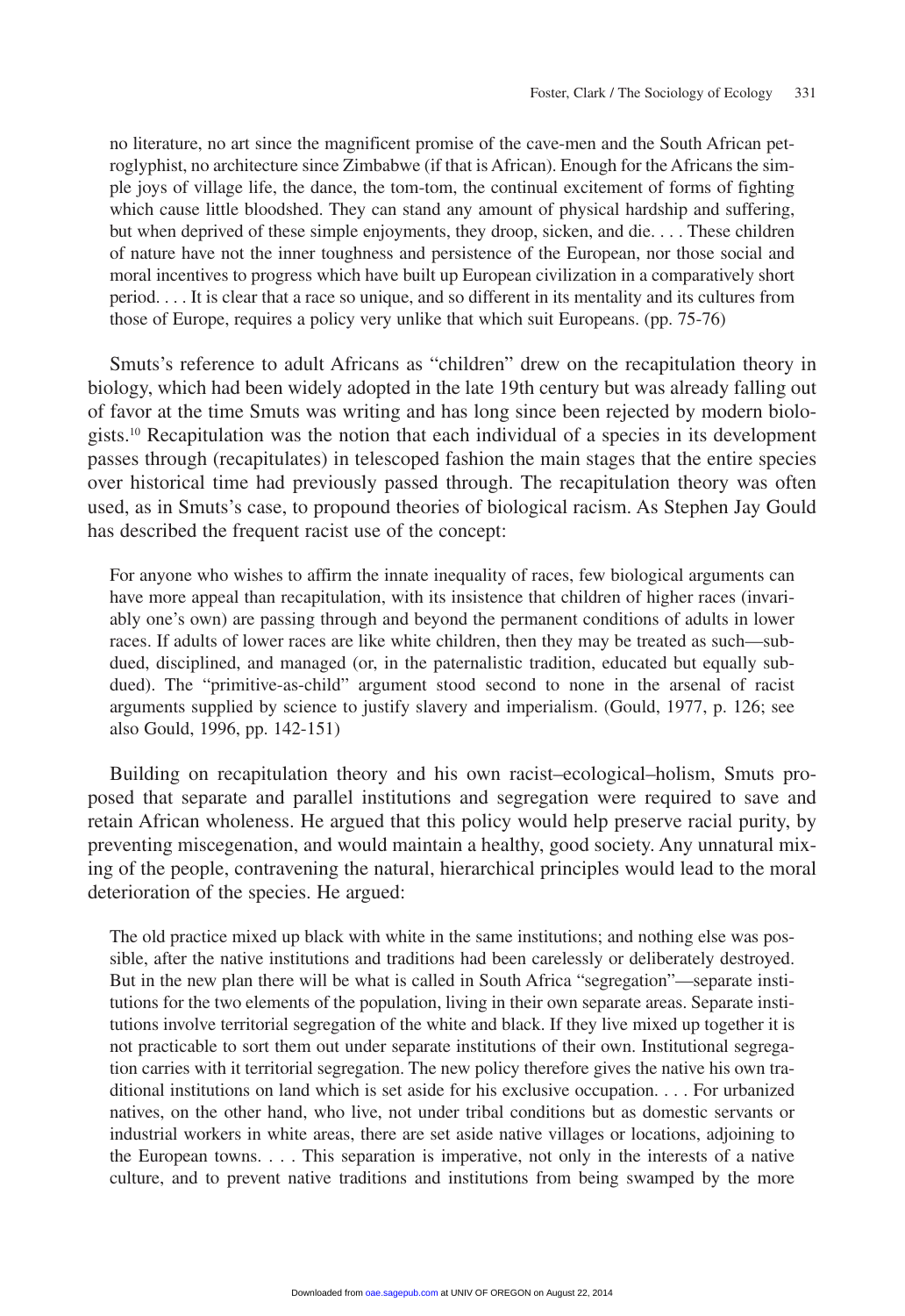no literature, no art since the magnificent promise of the cave-men and the South African petroglyphist, no architecture since Zimbabwe (if that is African). Enough for the Africans the simple joys of village life, the dance, the tom-tom, the continual excitement of forms of fighting which cause little bloodshed. They can stand any amount of physical hardship and suffering, but when deprived of these simple enjoyments, they droop, sicken, and die. . . . These children of nature have not the inner toughness and persistence of the European, nor those social and moral incentives to progress which have built up European civilization in a comparatively short period. . . . It is clear that a race so unique, and so different in its mentality and its cultures from those of Europe, requires a policy very unlike that which suit Europeans. (pp. 75-76)

Smuts's reference to adult Africans as "children" drew on the recapitulation theory in biology, which had been widely adopted in the late 19th century but was already falling out of favor at the time Smuts was writing and has long since been rejected by modern biologists.[10] Recapitulation was the notion that each individual of a species in its development passes through (recapitulates) in telescoped fashion the main stages that the entire species over historical time had previously passed through. The recapitulation theory was often used, as in Smuts's case, to propound theories of biological racism. As Stephen Jay Gould has described the frequent racist use of the concept:

> For anyone who wishes to affirm the innate inequality of races, few biological arguments can have more appeal than recapitulation, with its insistence that children of higher races (invariably one's own) are passing through and beyond the permanent conditions of adults in lower races. If adults of lower races are like white children, then they may be treated as such—subdued, disciplined, and managed (or, in the paternalistic tradition, educated but equally subdued). The "primitive-as-child" argument stood second to none in the arsenal of racist arguments supplied by science to justify slavery and imperialism. (Gould, 1977, p. 126; see also Gould, 1996, pp. 142-151)

Building on recapitulation theory and his own racist–ecological–holism, Smuts proposed that separate and parallel institutions and segregation were required to save and retain African wholeness. He argued that this policy would help preserve racial purity, by preventing miscegenation, and would maintain a healthy, good society. Any unnatural mixing of the people, contravening the natural, hierarchical principles would lead to the moral deterioration of the species. He argued:

> The old practice mixed up black with white in the same institutions; and nothing else was possible, after the native institutions and traditions had been carelessly or deliberately destroyed. But in the new plan there will be what is called in South Africa "segregation"—separate institutions for the two elements of the population, living in their own separate areas. Separate institutions involve territorial segregation of the white and black. If they live mixed up together it is not practicable to sort them out under separate institutions of their own. Institutional segregation carries with it territorial segregation. The new policy therefore gives the native his own traditional institutions on land which is set aside for his exclusive occupation. . . . For urbanized natives, on the other hand, who live, not under tribal conditions but as domestic servants or industrial workers in white areas, there are set aside native villages or locations, adjoining to the European towns. . . . This separation is imperative, not only in the interests of a native culture, and to prevent native traditions and institutions from being swamped by the more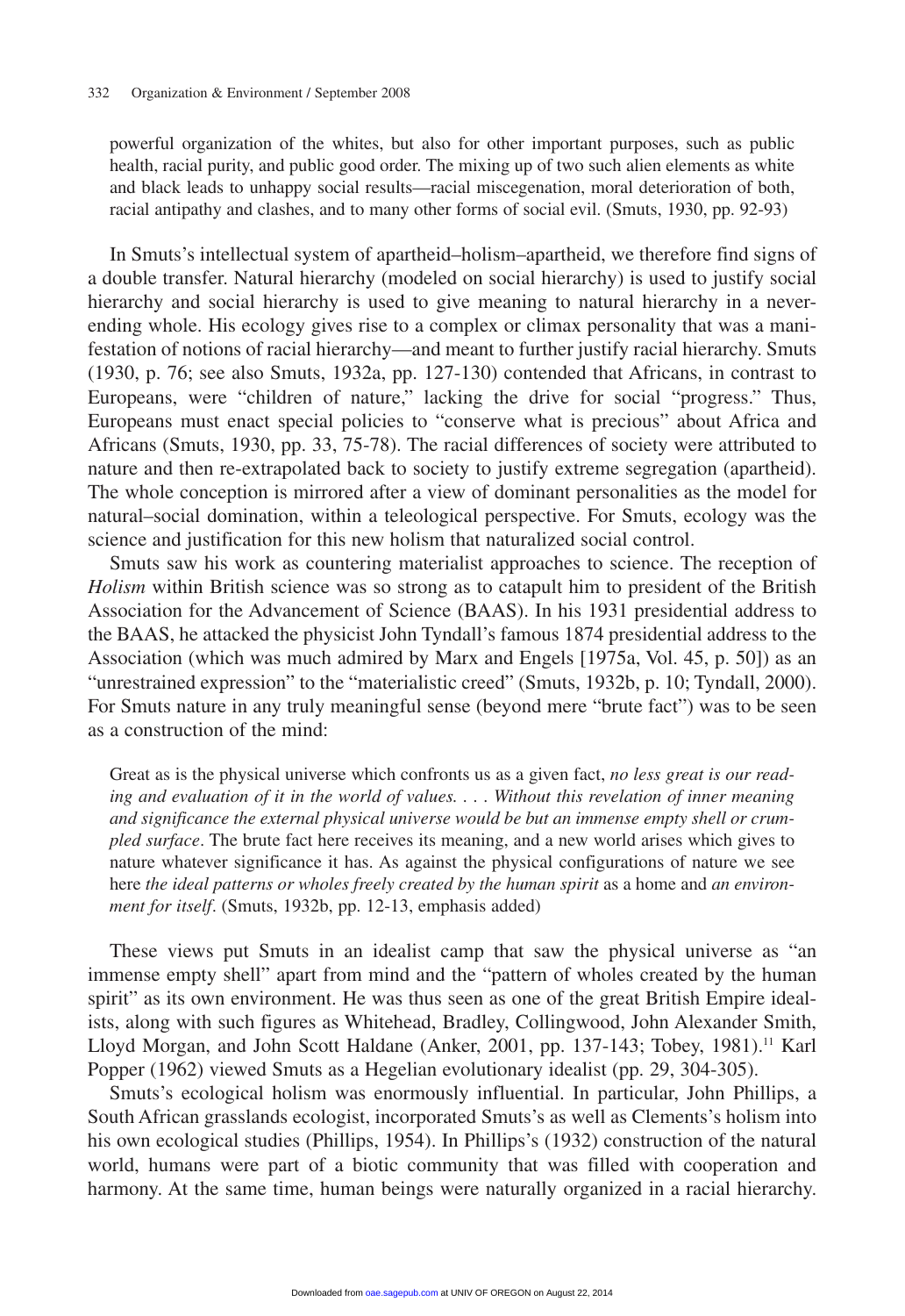powerful organization of the whites, but also for other important purposes, such as public health, racial purity, and public good order. The mixing up of two such alien elements as white and black leads to unhappy social results—racial miscegenation, moral deterioration of both, racial antipathy and clashes, and to many other forms of social evil. (Smuts, 1930, pp. 92-93)

In Smuts's intellectual system of apartheid–holism–apartheid, we therefore find signs of a double transfer. Natural hierarchy (modeled on social hierarchy) is used to justify social hierarchy and social hierarchy is used to give meaning to natural hierarchy in a never-ending whole. His ecology gives rise to a complex or climax personality that was a manifestation of notions of racial hierarchy—and meant to further justify racial hierarchy. Smuts (1930, p. 76; see also Smuts, 1932a, pp. 127-130) contended that Africans, in contrast to Europeans, were "children of nature," lacking the drive for social "progress." Thus, Europeans must enact special policies to "conserve what is precious" about Africa and Africans (Smuts, 1930, pp. 33, 75-78). The racial differences of society were attributed to nature and then re-extrapolated back to society to justify extreme segregation (apartheid). The whole conception is mirrored after a view of dominant personalities as the model for natural–social domination, within a teleological perspective. For Smuts, ecology was the science and justification for this new holism that naturalized social control.

Smuts saw his work as countering materialist approaches to science. The reception of *Holism* within British science was so strong as to catapult him to president of the British Association for the Advancement of Science (BAAS). In his 1931 presidential address to the BAAS, he attacked the physicist John Tyndall's famous 1874 presidential address to the Association (which was much admired by Marx and Engels [1975a, Vol. 45, p. 50]) as an "unrestrained expression" to the "materialistic creed" (Smuts, 1932b, p. 10; Tyndall, 2000). For Smuts nature in any truly meaningful sense (beyond mere "brute fact") was to be seen as a construction of the mind:

> Great as is the physical universe which confronts us as a given fact, *no less great is our reading and evaluation of it in the world of values. . . . Without this revelation of inner meaning and significance the external physical universe would be but an immense empty shell or crumpled surface*. The brute fact here receives its meaning, and a new world arises which gives to nature whatever significance it has. As against the physical configurations of nature we see here *the ideal patterns or wholes freely created by the human spirit* as a home and *an environment for itself*. (Smuts, 1932b, pp. 12-13, emphasis added)

These views put Smuts in an idealist camp that saw the physical universe as "an immense empty shell" apart from mind and the "pattern of wholes created by the human spirit" as its own environment. He was thus seen as one of the great British Empire idealists, along with such figures as Whitehead, Bradley, Collingwood, John Alexander Smith, Lloyd Morgan, and John Scott Haldane (Anker, 2001, pp. 137-143; Tobey, 1981).[11] Karl Popper (1962) viewed Smuts as a Hegelian evolutionary idealist (pp. 29, 304-305).

Smuts's ecological holism was enormously influential. In particular, John Phillips, a South African grasslands ecologist, incorporated Smuts's as well as Clements's holism into his own ecological studies (Phillips, 1954). In Phillips's (1932) construction of the natural world, humans were part of a biotic community that was filled with cooperation and harmony. At the same time, human beings were naturally organized in a racial hierarchy.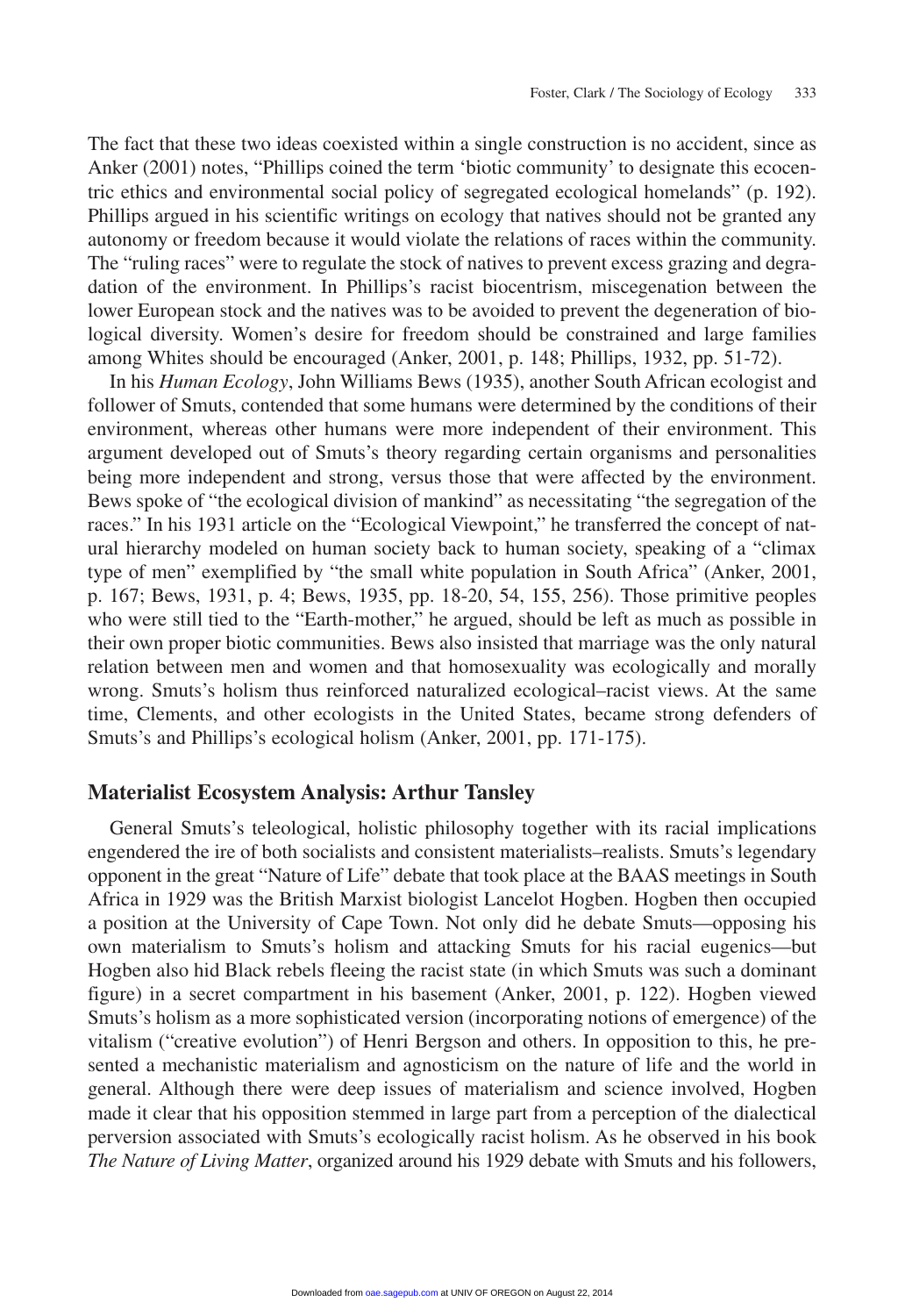The fact that these two ideas coexisted within a single construction is no accident, since as Anker (2001) notes, "Phillips coined the term 'biotic community' to designate this ecocentric ethics and environmental social policy of segregated ecological homelands" (p. 192). Phillips argued in his scientific writings on ecology that natives should not be granted any autonomy or freedom because it would violate the relations of races within the community. The "ruling races" were to regulate the stock of natives to prevent excess grazing and degradation of the environment. In Phillips's racist biocentrism, miscegenation between the lower European stock and the natives was to be avoided to prevent the degeneration of biological diversity. Women's desire for freedom should be constrained and large families among Whites should be encouraged (Anker, 2001, p. 148; Phillips, 1932, pp. 51-72).

In his *Human Ecology*, John Williams Bews (1935), another South African ecologist and follower of Smuts, contended that some humans were determined by the conditions of their environment, whereas other humans were more independent of their environment. This argument developed out of Smuts's theory regarding certain organisms and personalities being more independent and strong, versus those that were affected by the environment. Bews spoke of "the ecological division of mankind" as necessitating "the segregation of the races." In his 1931 article on the "Ecological Viewpoint," he transferred the concept of natural hierarchy modeled on human society back to human society, speaking of a "climax type of men" exemplified by "the small white population in South Africa" (Anker, 2001, p. 167; Bews, 1931, p. 4; Bews, 1935, pp. 18-20, 54, 155, 256). Those primitive peoples who were still tied to the "Earth-mother," he argued, should be left as much as possible in their own proper biotic communities. Bews also insisted that marriage was the only natural relation between men and women and that homosexuality was ecologically and morally wrong. Smuts's holism thus reinforced naturalized ecological–racist views. At the same time, Clements, and other ecologists in the United States, became strong defenders of Smuts's and Phillips's ecological holism (Anker, 2001, pp. 171-175).

## Materialist Ecosystem Analysis: Arthur Tansley

General Smuts's teleological, holistic philosophy together with its racial implications engendered the ire of both socialists and consistent materialists–realists. Smuts's legendary opponent in the great "Nature of Life" debate that took place at the BAAS meetings in South Africa in 1929 was the British Marxist biologist Lancelot Hogben. Hogben then occupied a position at the University of Cape Town. Not only did he debate Smuts—opposing his own materialism to Smuts's holism and attacking Smuts for his racial eugenics—but Hogben also hid Black rebels fleeing the racist state (in which Smuts was such a dominant figure) in a secret compartment in his basement (Anker, 2001, p. 122). Hogben viewed Smuts's holism as a more sophisticated version (incorporating notions of emergence) of the vitalism ("creative evolution") of Henri Bergson and others. In opposition to this, he presented a mechanistic materialism and agnosticism on the nature of life and the world in general. Although there were deep issues of materialism and science involved, Hogben made it clear that his opposition stemmed in large part from a perception of the dialectical perversion associated with Smuts's ecologically racist holism. As he observed in his book *The Nature of Living Matter*, organized around his 1929 debate with Smuts and his followers,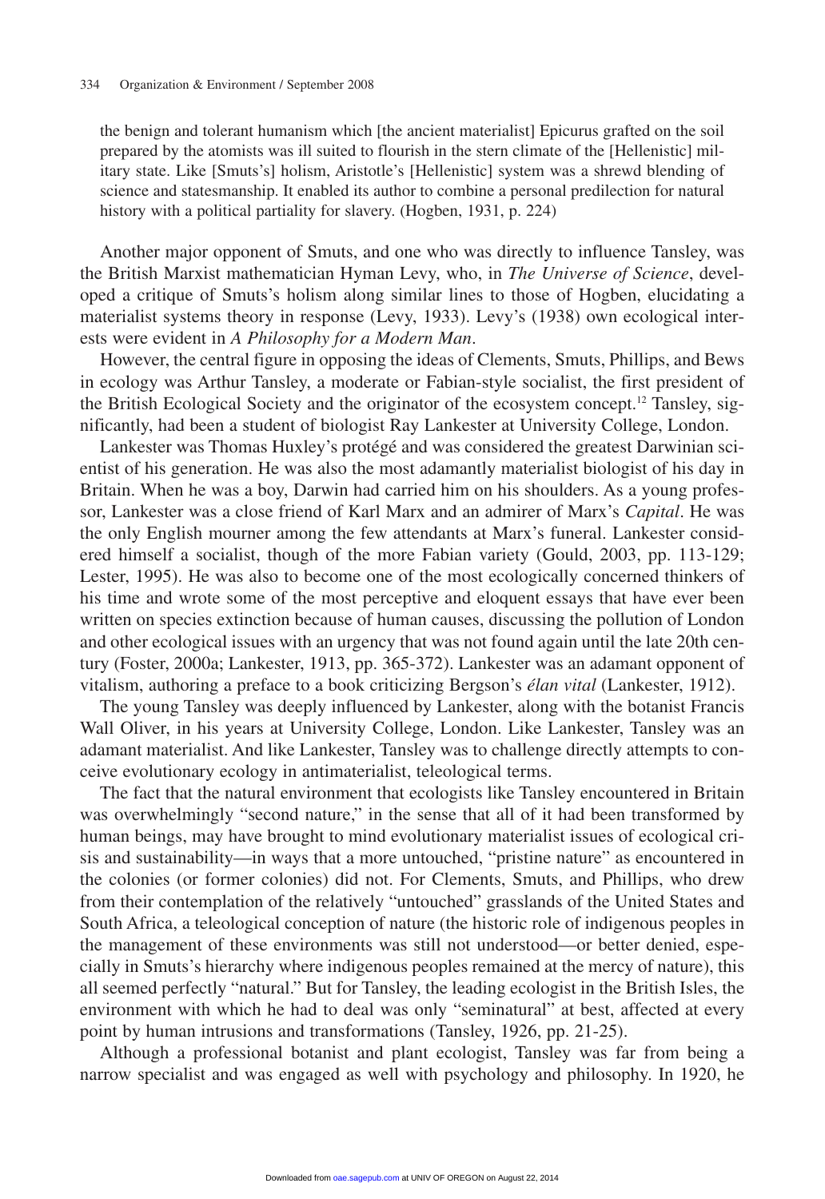the benign and tolerant humanism which [the ancient materialist] Epicurus grafted on the soil prepared by the atomists was ill suited to flourish in the stern climate of the [Hellenistic] military state. Like [Smuts's] holism, Aristotle's [Hellenistic] system was a shrewd blending of science and statesmanship. It enabled its author to combine a personal predilection for natural history with a political partiality for slavery. (Hogben, 1931, p. 224)

Another major opponent of Smuts, and one who was directly to influence Tansley, was the British Marxist mathematician Hyman Levy, who, in *The Universe of Science*, developed a critique of Smuts's holism along similar lines to those of Hogben, elucidating a materialist systems theory in response (Levy, 1933). Levy's (1938) own ecological interests were evident in *A Philosophy for a Modern Man*.

However, the central figure in opposing the ideas of Clements, Smuts, Phillips, and Bews in ecology was Arthur Tansley, a moderate or Fabian-style socialist, the first president of the British Ecological Society and the originator of the ecosystem concept.[12] Tansley, significantly, had been a student of biologist Ray Lankester at University College, London.

Lankester was Thomas Huxley's protégé and was considered the greatest Darwinian scientist of his generation. He was also the most adamantly materialist biologist of his day in Britain. When he was a boy, Darwin had carried him on his shoulders. As a young professor, Lankester was a close friend of Karl Marx and an admirer of Marx's *Capital*. He was the only English mourner among the few attendants at Marx's funeral. Lankester considered himself a socialist, though of the more Fabian variety (Gould, 2003, pp. 113-129; Lester, 1995). He was also to become one of the most ecologically concerned thinkers of his time and wrote some of the most perceptive and eloquent essays that have ever been written on species extinction because of human causes, discussing the pollution of London and other ecological issues with an urgency that was not found again until the late 20th century (Foster, 2000a; Lankester, 1913, pp. 365-372). Lankester was an adamant opponent of vitalism, authoring a preface to a book criticizing Bergson's *élan vital* (Lankester, 1912).

The young Tansley was deeply influenced by Lankester, along with the botanist Francis Wall Oliver, in his years at University College, London. Like Lankester, Tansley was an adamant materialist. And like Lankester, Tansley was to challenge directly attempts to conceive evolutionary ecology in antimaterialist, teleological terms.

The fact that the natural environment that ecologists like Tansley encountered in Britain was overwhelmingly "second nature," in the sense that all of it had been transformed by human beings, may have brought to mind evolutionary materialist issues of ecological crisis and sustainability—in ways that a more untouched, "pristine nature" as encountered in the colonies (or former colonies) did not. For Clements, Smuts, and Phillips, who drew from their contemplation of the relatively "untouched" grasslands of the United States and South Africa, a teleological conception of nature (the historic role of indigenous peoples in the management of these environments was still not understood—or better denied, especially in Smuts's hierarchy where indigenous peoples remained at the mercy of nature), this all seemed perfectly "natural." But for Tansley, the leading ecologist in the British Isles, the environment with which he had to deal was only "seminatural" at best, affected at every point by human intrusions and transformations (Tansley, 1926, pp. 21-25).

Although a professional botanist and plant ecologist, Tansley was far from being a narrow specialist and was engaged as well with psychology and philosophy. In 1920, he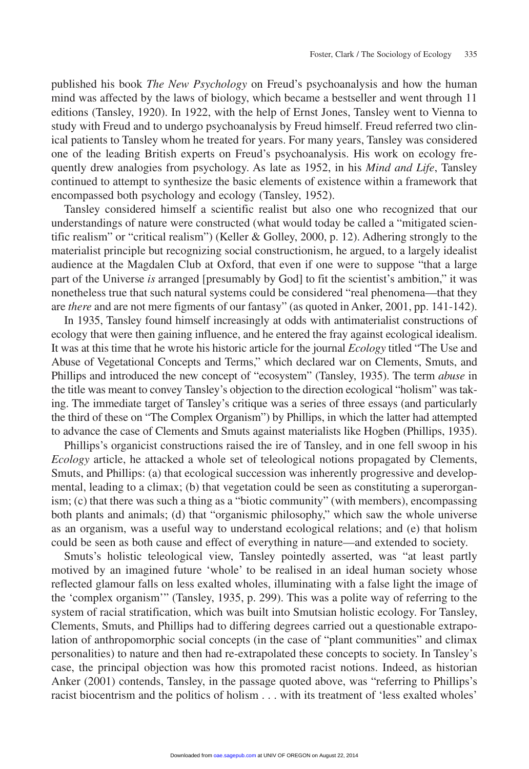published his book *The New Psychology* on Freud's psychoanalysis and how the human mind was affected by the laws of biology, which became a bestseller and went through 11 editions (Tansley, 1920). In 1922, with the help of Ernst Jones, Tansley went to Vienna to study with Freud and to undergo psychoanalysis by Freud himself. Freud referred two clinical patients to Tansley whom he treated for years. For many years, Tansley was considered one of the leading British experts on Freud's psychoanalysis. His work on ecology frequently drew analogies from psychology. As late as 1952, in his *Mind and Life*, Tansley continued to attempt to synthesize the basic elements of existence within a framework that encompassed both psychology and ecology (Tansley, 1952).

Tansley considered himself a scientific realist but also one who recognized that our understandings of nature were constructed (what would today be called a "mitigated scientific realism" or "critical realism") (Keller & Golley, 2000, p. 12). Adhering strongly to the materialist principle but recognizing social constructionism, he argued, to a largely idealist audience at the Magdalen Club at Oxford, that even if one were to suppose "that a large part of the Universe *is* arranged [presumably by God] to fit the scientist's ambition," it was nonetheless true that such natural systems could be considered "real phenomena—that they are *there* and are not mere figments of our fantasy" (as quoted in Anker, 2001, pp. 141-142).

In 1935, Tansley found himself increasingly at odds with antimaterialist constructions of ecology that were then gaining influence, and he entered the fray against ecological idealism. It was at this time that he wrote his historic article for the journal *Ecology* titled "The Use and Abuse of Vegetational Concepts and Terms," which declared war on Clements, Smuts, and Phillips and introduced the new concept of "ecosystem" (Tansley, 1935). The term *abuse* in the title was meant to convey Tansley's objection to the direction ecological "holism" was taking. The immediate target of Tansley's critique was a series of three essays (and particularly the third of these on "The Complex Organism") by Phillips, in which the latter had attempted to advance the case of Clements and Smuts against materialists like Hogben (Phillips, 1935).

Phillips's organicist constructions raised the ire of Tansley, and in one fell swoop in his *Ecology* article, he attacked a whole set of teleological notions propagated by Clements, Smuts, and Phillips: (a) that ecological succession was inherently progressive and developmental, leading to a climax; (b) that vegetation could be seen as constituting a superorganism; (c) that there was such a thing as a "biotic community" (with members), encompassing both plants and animals; (d) that "organismic philosophy," which saw the whole universe as an organism, was a useful way to understand ecological relations; and (e) that holism could be seen as both cause and effect of everything in nature—and extended to society.

Smuts's holistic teleological view, Tansley pointedly asserted, was "at least partly motived by an imagined future 'whole' to be realised in an ideal human society whose reflected glamour falls on less exalted wholes, illuminating with a false light the image of the 'complex organism'" (Tansley, 1935, p. 299). This was a polite way of referring to the system of racial stratification, which was built into Smutsian holistic ecology. For Tansley, Clements, Smuts, and Phillips had to differing degrees carried out a questionable extrapolation of anthropomorphic social concepts (in the case of "plant communities" and climax personalities) to nature and then had re-extrapolated these concepts to society. In Tansley's case, the principal objection was how this promoted racist notions. Indeed, as historian Anker (2001) contends, Tansley, in the passage quoted above, was "referring to Phillips's racist biocentrism and the politics of holism . . . with its treatment of 'less exalted wholes'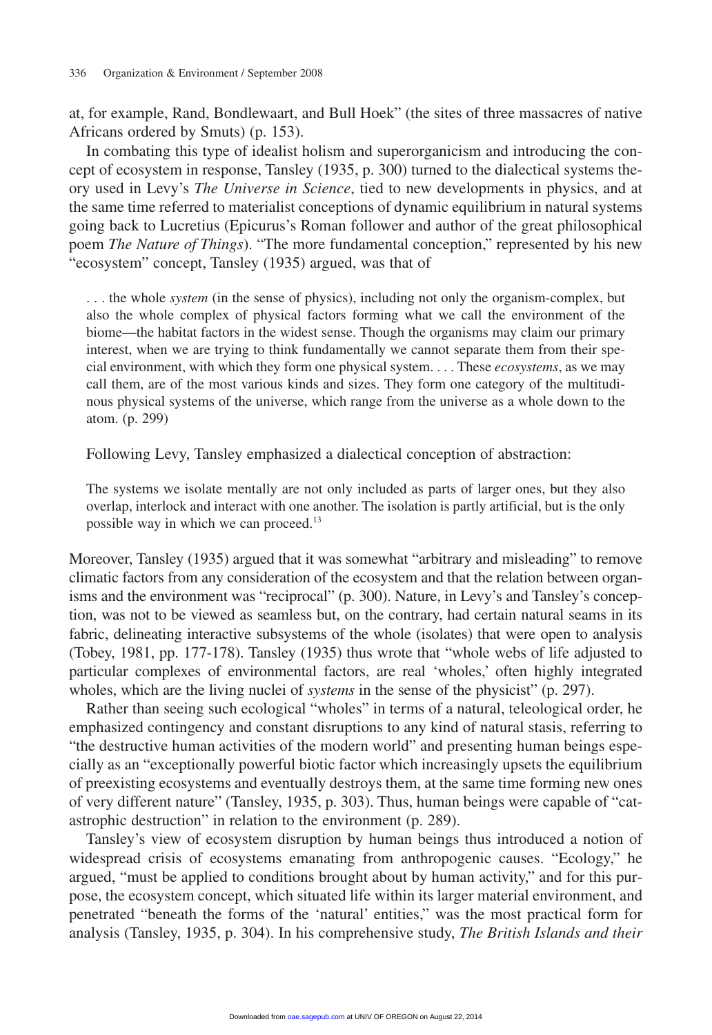at, for example, Rand, Bondlewaart, and Bull Hoek" (the sites of three massacres of native Africans ordered by Smuts) (p. 153).

In combating this type of idealist holism and superorganicism and introducing the concept of ecosystem in response, Tansley (1935, p. 300) turned to the dialectical systems theory used in Levy's *The Universe in Science*, tied to new developments in physics, and at the same time referred to materialist conceptions of dynamic equilibrium in natural systems going back to Lucretius (Epicurus's Roman follower and author of the great philosophical poem *The Nature of Things*). "The more fundamental conception," represented by his new "ecosystem" concept, Tansley (1935) argued, was that of

> . . . the whole *system* (in the sense of physics), including not only the organism-complex, but also the whole complex of physical factors forming what we call the environment of the biome—the habitat factors in the widest sense. Though the organisms may claim our primary interest, when we are trying to think fundamentally we cannot separate them from their special environment, with which they form one physical system. . . . These *ecosystems*, as we may call them, are of the most various kinds and sizes. They form one category of the multitudinous physical systems of the universe, which range from the universe as a whole down to the atom. (p. 299)

Following Levy, Tansley emphasized a dialectical conception of abstraction:

> The systems we isolate mentally are not only included as parts of larger ones, but they also overlap, interlock and interact with one another. The isolation is partly artificial, but is the only possible way in which we can proceed.[13]

Moreover, Tansley (1935) argued that it was somewhat "arbitrary and misleading" to remove climatic factors from any consideration of the ecosystem and that the relation between organisms and the environment was "reciprocal" (p. 300). Nature, in Levy's and Tansley's conception, was not to be viewed as seamless but, on the contrary, had certain natural seams in its fabric, delineating interactive subsystems of the whole (isolates) that were open to analysis (Tobey, 1981, pp. 177-178). Tansley (1935) thus wrote that "whole webs of life adjusted to particular complexes of environmental factors, are real 'wholes,' often highly integrated wholes, which are the living nuclei of *systems* in the sense of the physicist" (p. 297).

Rather than seeing such ecological "wholes" in terms of a natural, teleological order, he emphasized contingency and constant disruptions to any kind of natural stasis, referring to "the destructive human activities of the modern world" and presenting human beings especially as an "exceptionally powerful biotic factor which increasingly upsets the equilibrium of preexisting ecosystems and eventually destroys them, at the same time forming new ones of very different nature" (Tansley, 1935, p. 303). Thus, human beings were capable of "catastrophic destruction" in relation to the environment (p. 289).

Tansley's view of ecosystem disruption by human beings thus introduced a notion of widespread crisis of ecosystems emanating from anthropogenic causes. "Ecology," he argued, "must be applied to conditions brought about by human activity," and for this purpose, the ecosystem concept, which situated life within its larger material environment, and penetrated "beneath the forms of the 'natural' entities," was the most practical form for analysis (Tansley, 1935, p. 304). In his comprehensive study, *The British Islands and their*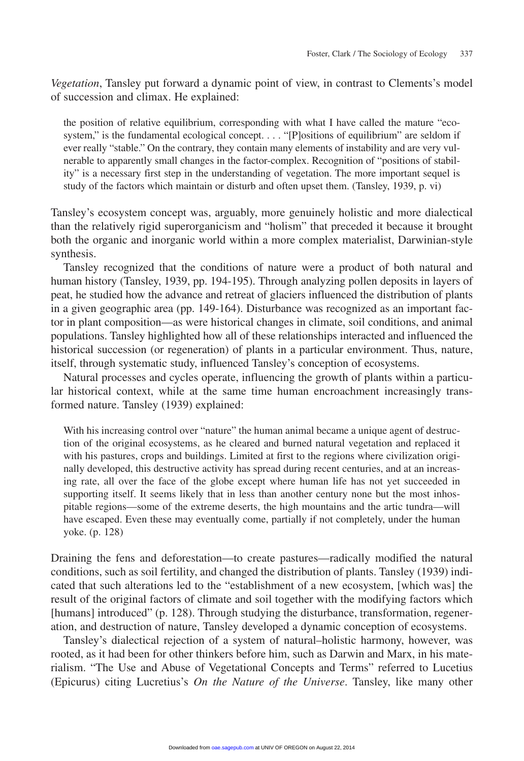*Vegetation*, Tansley put forward a dynamic point of view, in contrast to Clements's model of succession and climax. He explained:

> the position of relative equilibrium, corresponding with what I have called the mature "ecosystem," is the fundamental ecological concept. . . . "[P]ositions of equilibrium" are seldom if ever really "stable." On the contrary, they contain many elements of instability and are very vulnerable to apparently small changes in the factor-complex. Recognition of "positions of stability" is a necessary first step in the understanding of vegetation. The more important sequel is study of the factors which maintain or disturb and often upset them. (Tansley, 1939, p. vi)

Tansley's ecosystem concept was, arguably, more genuinely holistic and more dialectical than the relatively rigid superorganicism and "holism" that preceded it because it brought both the organic and inorganic world within a more complex materialist, Darwinian-style synthesis.

Tansley recognized that the conditions of nature were a product of both natural and human history (Tansley, 1939, pp. 194-195). Through analyzing pollen deposits in layers of peat, he studied how the advance and retreat of glaciers influenced the distribution of plants in a given geographic area (pp. 149-164). Disturbance was recognized as an important factor in plant composition—as were historical changes in climate, soil conditions, and animal populations. Tansley highlighted how all of these relationships interacted and influenced the historical succession (or regeneration) of plants in a particular environment. Thus, nature, itself, through systematic study, influenced Tansley's conception of ecosystems.

Natural processes and cycles operate, influencing the growth of plants within a particular historical context, while at the same time human encroachment increasingly transformed nature. Tansley (1939) explained:

> With his increasing control over "nature" the human animal became a unique agent of destruction of the original ecosystems, as he cleared and burned natural vegetation and replaced it with his pastures, crops and buildings. Limited at first to the regions where civilization originally developed, this destructive activity has spread during recent centuries, and at an increasing rate, all over the face of the globe except where human life has not yet succeeded in supporting itself. It seems likely that in less than another century none but the most inhospitable regions—some of the extreme deserts, the high mountains and the artic tundra—will have escaped. Even these may eventually come, partially if not completely, under the human yoke. (p. 128)

Draining the fens and deforestation—to create pastures—radically modified the natural conditions, such as soil fertility, and changed the distribution of plants. Tansley (1939) indicated that such alterations led to the "establishment of a new ecosystem, [which was] the result of the original factors of climate and soil together with the modifying factors which [humans] introduced" (p. 128). Through studying the disturbance, transformation, regeneration, and destruction of nature, Tansley developed a dynamic conception of ecosystems.

Tansley's dialectical rejection of a system of natural–holistic harmony, however, was rooted, as it had been for other thinkers before him, such as Darwin and Marx, in his materialism. "The Use and Abuse of Vegetational Concepts and Terms" referred to Lucetius (Epicurus) citing Lucretius's *On the Nature of the Universe*. Tansley, like many other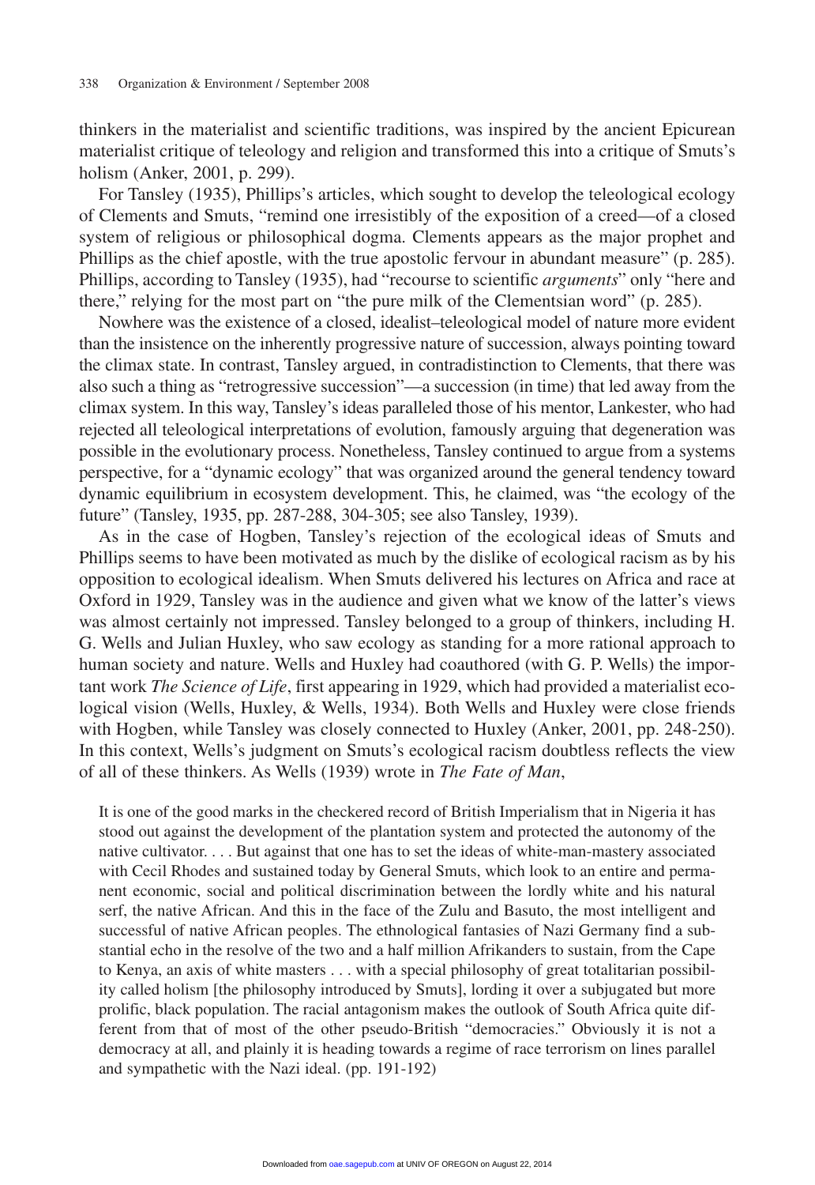thinkers in the materialist and scientific traditions, was inspired by the ancient Epicurean materialist critique of teleology and religion and transformed this into a critique of Smuts's holism (Anker, 2001, p. 299).

For Tansley (1935), Phillips's articles, which sought to develop the teleological ecology of Clements and Smuts, "remind one irresistibly of the exposition of a creed—of a closed system of religious or philosophical dogma. Clements appears as the major prophet and Phillips as the chief apostle, with the true apostolic fervour in abundant measure" (p. 285). Phillips, according to Tansley (1935), had "recourse to scientific *arguments*" only "here and there," relying for the most part on "the pure milk of the Clementsian word" (p. 285).

Nowhere was the existence of a closed, idealist–teleological model of nature more evident than the insistence on the inherently progressive nature of succession, always pointing toward the climax state. In contrast, Tansley argued, in contradistinction to Clements, that there was also such a thing as "retrogressive succession"—a succession (in time) that led away from the climax system. In this way, Tansley's ideas paralleled those of his mentor, Lankester, who had rejected all teleological interpretations of evolution, famously arguing that degeneration was possible in the evolutionary process. Nonetheless, Tansley continued to argue from a systems perspective, for a "dynamic ecology" that was organized around the general tendency toward dynamic equilibrium in ecosystem development. This, he claimed, was "the ecology of the future" (Tansley, 1935, pp. 287-288, 304-305; see also Tansley, 1939).

As in the case of Hogben, Tansley's rejection of the ecological ideas of Smuts and Phillips seems to have been motivated as much by the dislike of ecological racism as by his opposition to ecological idealism. When Smuts delivered his lectures on Africa and race at Oxford in 1929, Tansley was in the audience and given what we know of the latter's views was almost certainly not impressed. Tansley belonged to a group of thinkers, including H. G. Wells and Julian Huxley, who saw ecology as standing for a more rational approach to human society and nature. Wells and Huxley had coauthored (with G. P. Wells) the important work *The Science of Life*, first appearing in 1929, which had provided a materialist ecological vision (Wells, Huxley, & Wells, 1934). Both Wells and Huxley were close friends with Hogben, while Tansley was closely connected to Huxley (Anker, 2001, pp. 248-250). In this context, Wells's judgment on Smuts's ecological racism doubtless reflects the view of all of these thinkers. As Wells (1939) wrote in *The Fate of Man*,

> It is one of the good marks in the checkered record of British Imperialism that in Nigeria it has stood out against the development of the plantation system and protected the autonomy of the native cultivator. . . . But against that one has to set the ideas of white-man-mastery associated with Cecil Rhodes and sustained today by General Smuts, which look to an entire and permanent economic, social and political discrimination between the lordly white and his natural serf, the native African. And this in the face of the Zulu and Basuto, the most intelligent and successful of native African peoples. The ethnological fantasies of Nazi Germany find a substantial echo in the resolve of the two and a half million Afrikanders to sustain, from the Cape to Kenya, an axis of white masters . . . with a special philosophy of great totalitarian possibility called holism [the philosophy introduced by Smuts], lording it over a subjugated but more prolific, black population. The racial antagonism makes the outlook of South Africa quite different from that of most of the other pseudo-British "democracies." Obviously it is not a democracy at all, and plainly it is heading towards a regime of race terrorism on lines parallel and sympathetic with the Nazi ideal. (pp. 191-192)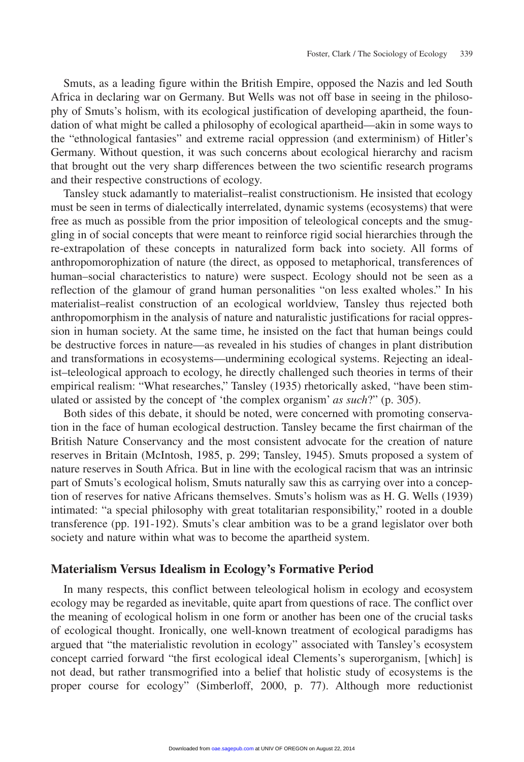Smuts, as a leading figure within the British Empire, opposed the Nazis and led South Africa in declaring war on Germany. But Wells was not off base in seeing in the philosophy of Smuts's holism, with its ecological justification of developing apartheid, the foundation of what might be called a philosophy of ecological apartheid—akin in some ways to the "ethnological fantasies" and extreme racial oppression (and exterminism) of Hitler's Germany. Without question, it was such concerns about ecological hierarchy and racism that brought out the very sharp differences between the two scientific research programs and their respective constructions of ecology.

Tansley stuck adamantly to materialist–realist constructionism. He insisted that ecology must be seen in terms of dialectically interrelated, dynamic systems (ecosystems) that were free as much as possible from the prior imposition of teleological concepts and the smuggling in of social concepts that were meant to reinforce rigid social hierarchies through the re-extrapolation of these concepts in naturalized form back into society. All forms of anthropomorophization of nature (the direct, as opposed to metaphorical, transferences of human–social characteristics to nature) were suspect. Ecology should not be seen as a reflection of the glamour of grand human personalities "on less exalted wholes." In his materialist–realist construction of an ecological worldview, Tansley thus rejected both anthropomorphism in the analysis of nature and naturalistic justifications for racial oppression in human society. At the same time, he insisted on the fact that human beings could be destructive forces in nature—as revealed in his studies of changes in plant distribution and transformations in ecosystems—undermining ecological systems. Rejecting an idealist–teleological approach to ecology, he directly challenged such theories in terms of their empirical realism: "What researches," Tansley (1935) rhetorically asked, "have been stimulated or assisted by the concept of 'the complex organism' *as such*?" (p. 305).

Both sides of this debate, it should be noted, were concerned with promoting conservation in the face of human ecological destruction. Tansley became the first chairman of the British Nature Conservancy and the most consistent advocate for the creation of nature reserves in Britain (McIntosh, 1985, p. 299; Tansley, 1945). Smuts proposed a system of nature reserves in South Africa. But in line with the ecological racism that was an intrinsic part of Smuts's ecological holism, Smuts naturally saw this as carrying over into a conception of reserves for native Africans themselves. Smuts's holism was as H. G. Wells (1939) intimated: "a special philosophy with great totalitarian responsibility," rooted in a double transference (pp. 191-192). Smuts's clear ambition was to be a grand legislator over both society and nature within what was to become the apartheid system.

## Materialism Versus Idealism in Ecology's Formative Period

In many respects, this conflict between teleological holism in ecology and ecosystem ecology may be regarded as inevitable, quite apart from questions of race. The conflict over the meaning of ecological holism in one form or another has been one of the crucial tasks of ecological thought. Ironically, one well-known treatment of ecological paradigms has argued that "the materialistic revolution in ecology" associated with Tansley's ecosystem concept carried forward "the first ecological ideal Clements's superorganism, [which] is not dead, but rather transmogrified into a belief that holistic study of ecosystems is the proper course for ecology" (Simberloff, 2000, p. 77). Although more reductionist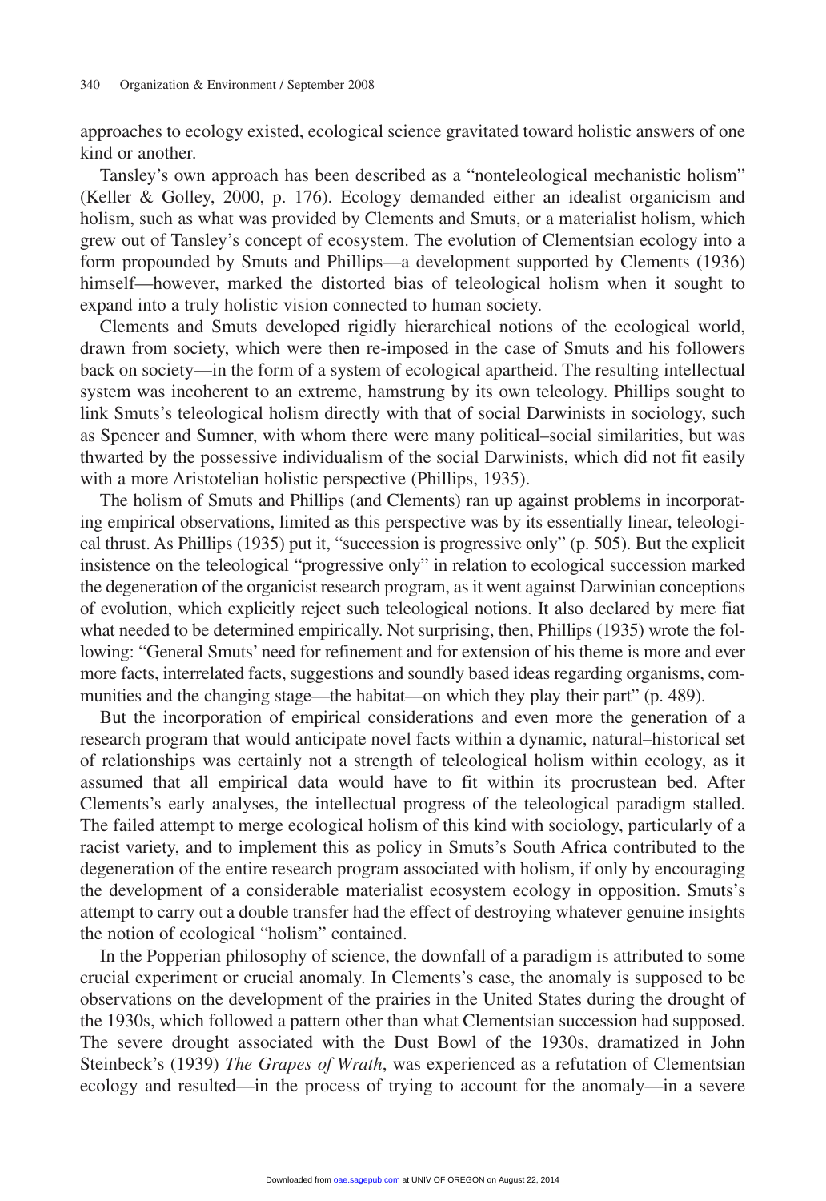approaches to ecology existed, ecological science gravitated toward holistic answers of one kind or another.

Tansley's own approach has been described as a "nonteleological mechanistic holism" (Keller & Golley, 2000, p. 176). Ecology demanded either an idealist organicism and holism, such as what was provided by Clements and Smuts, or a materialist holism, which grew out of Tansley's concept of ecosystem. The evolution of Clementsian ecology into a form propounded by Smuts and Phillips—a development supported by Clements (1936) himself—however, marked the distorted bias of teleological holism when it sought to expand into a truly holistic vision connected to human society.

Clements and Smuts developed rigidly hierarchical notions of the ecological world, drawn from society, which were then re-imposed in the case of Smuts and his followers back on society—in the form of a system of ecological apartheid. The resulting intellectual system was incoherent to an extreme, hamstrung by its own teleology. Phillips sought to link Smuts's teleological holism directly with that of social Darwinists in sociology, such as Spencer and Sumner, with whom there were many political–social similarities, but was thwarted by the possessive individualism of the social Darwinists, which did not fit easily with a more Aristotelian holistic perspective (Phillips, 1935).

The holism of Smuts and Phillips (and Clements) ran up against problems in incorporating empirical observations, limited as this perspective was by its essentially linear, teleological thrust. As Phillips (1935) put it, "succession is progressive only" (p. 505). But the explicit insistence on the teleological "progressive only" in relation to ecological succession marked the degeneration of the organicist research program, as it went against Darwinian conceptions of evolution, which explicitly reject such teleological notions. It also declared by mere fiat what needed to be determined empirically. Not surprising, then, Phillips (1935) wrote the following: "General Smuts' need for refinement and for extension of his theme is more and ever more facts, interrelated facts, suggestions and soundly based ideas regarding organisms, communities and the changing stage—the habitat—on which they play their part" (p. 489).

But the incorporation of empirical considerations and even more the generation of a research program that would anticipate novel facts within a dynamic, natural–historical set of relationships was certainly not a strength of teleological holism within ecology, as it assumed that all empirical data would have to fit within its procrustean bed. After Clements's early analyses, the intellectual progress of the teleological paradigm stalled. The failed attempt to merge ecological holism of this kind with sociology, particularly of a racist variety, and to implement this as policy in Smuts's South Africa contributed to the degeneration of the entire research program associated with holism, if only by encouraging the development of a considerable materialist ecosystem ecology in opposition. Smuts's attempt to carry out a double transfer had the effect of destroying whatever genuine insights the notion of ecological "holism" contained.

In the Popperian philosophy of science, the downfall of a paradigm is attributed to some crucial experiment or crucial anomaly. In Clements's case, the anomaly is supposed to be observations on the development of the prairies in the United States during the drought of the 1930s, which followed a pattern other than what Clementsian succession had supposed. The severe drought associated with the Dust Bowl of the 1930s, dramatized in John Steinbeck's (1939) *The Grapes of Wrath*, was experienced as a refutation of Clementsian ecology and resulted—in the process of trying to account for the anomaly—in a severe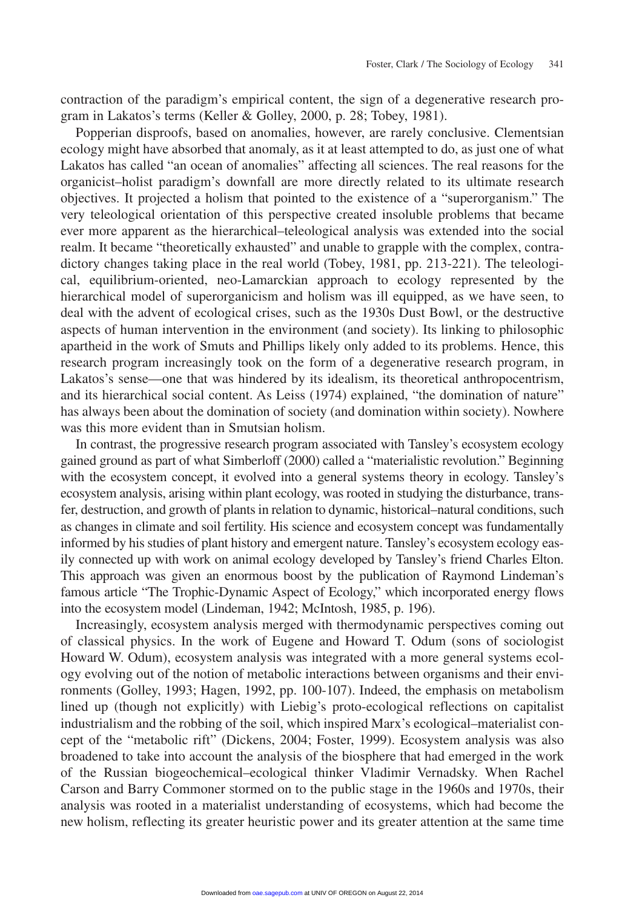contraction of the paradigm's empirical content, the sign of a degenerative research program in Lakatos's terms (Keller & Golley, 2000, p. 28; Tobey, 1981).

Popperian disproofs, based on anomalies, however, are rarely conclusive. Clementsian ecology might have absorbed that anomaly, as it at least attempted to do, as just one of what Lakatos has called "an ocean of anomalies" affecting all sciences. The real reasons for the organicist–holist paradigm's downfall are more directly related to its ultimate research objectives. It projected a holism that pointed to the existence of a "superorganism." The very teleological orientation of this perspective created insoluble problems that became ever more apparent as the hierarchical–teleological analysis was extended into the social realm. It became "theoretically exhausted" and unable to grapple with the complex, contradictory changes taking place in the real world (Tobey, 1981, pp. 213-221). The teleological, equilibrium-oriented, neo-Lamarckian approach to ecology represented by the hierarchical model of superorganicism and holism was ill equipped, as we have seen, to deal with the advent of ecological crises, such as the 1930s Dust Bowl, or the destructive aspects of human intervention in the environment (and society). Its linking to philosophic apartheid in the work of Smuts and Phillips likely only added to its problems. Hence, this research program increasingly took on the form of a degenerative research program, in Lakatos's sense—one that was hindered by its idealism, its theoretical anthropocentrism, and its hierarchical social content. As Leiss (1974) explained, "the domination of nature" has always been about the domination of society (and domination within society). Nowhere was this more evident than in Smutsian holism.

In contrast, the progressive research program associated with Tansley's ecosystem ecology gained ground as part of what Simberloff (2000) called a "materialistic revolution." Beginning with the ecosystem concept, it evolved into a general systems theory in ecology. Tansley's ecosystem analysis, arising within plant ecology, was rooted in studying the disturbance, transfer, destruction, and growth of plants in relation to dynamic, historical–natural conditions, such as changes in climate and soil fertility. His science and ecosystem concept was fundamentally informed by his studies of plant history and emergent nature. Tansley's ecosystem ecology easily connected up with work on animal ecology developed by Tansley's friend Charles Elton. This approach was given an enormous boost by the publication of Raymond Lindeman's famous article "The Trophic-Dynamic Aspect of Ecology," which incorporated energy flows into the ecosystem model (Lindeman, 1942; McIntosh, 1985, p. 196).

Increasingly, ecosystem analysis merged with thermodynamic perspectives coming out of classical physics. In the work of Eugene and Howard T. Odum (sons of sociologist Howard W. Odum), ecosystem analysis was integrated with a more general systems ecology evolving out of the notion of metabolic interactions between organisms and their environments (Golley, 1993; Hagen, 1992, pp. 100-107). Indeed, the emphasis on metabolism lined up (though not explicitly) with Liebig's proto-ecological reflections on capitalist industrialism and the robbing of the soil, which inspired Marx's ecological–materialist concept of the "metabolic rift" (Dickens, 2004; Foster, 1999). Ecosystem analysis was also broadened to take into account the analysis of the biosphere that had emerged in the work of the Russian biogeochemical–ecological thinker Vladimir Vernadsky. When Rachel Carson and Barry Commoner stormed on to the public stage in the 1960s and 1970s, their analysis was rooted in a materialist understanding of ecosystems, which had become the new holism, reflecting its greater heuristic power and its greater attention at the same time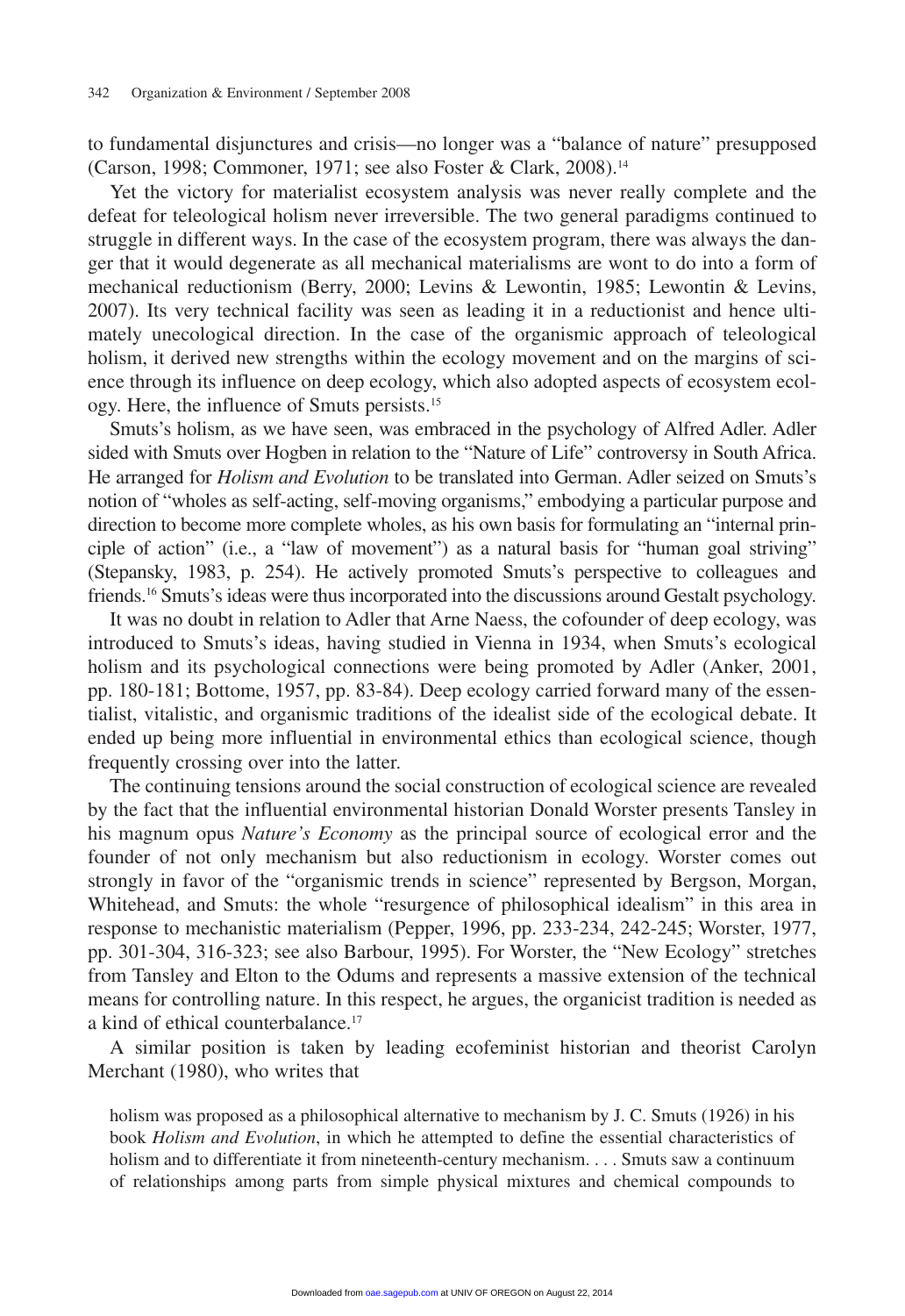to fundamental disjunctures and crisis—no longer was a "balance of nature" presupposed (Carson, 1998; Commoner, 1971; see also Foster & Clark, 2008).[14]

Yet the victory for materialist ecosystem analysis was never really complete and the defeat for teleological holism never irreversible. The two general paradigms continued to struggle in different ways. In the case of the ecosystem program, there was always the danger that it would degenerate as all mechanical materialisms are wont to do into a form of mechanical reductionism (Berry, 2000; Levins & Lewontin, 1985; Lewontin & Levins, 2007). Its very technical facility was seen as leading it in a reductionist and hence ultimately unecological direction. In the case of the organismic approach of teleological holism, it derived new strengths within the ecology movement and on the margins of science through its influence on deep ecology, which also adopted aspects of ecosystem ecology. Here, the influence of Smuts persists.[15]

Smuts's holism, as we have seen, was embraced in the psychology of Alfred Adler. Adler sided with Smuts over Hogben in relation to the "Nature of Life" controversy in South Africa. He arranged for *Holism and Evolution* to be translated into German. Adler seized on Smuts's notion of "wholes as self-acting, self-moving organisms," embodying a particular purpose and direction to become more complete wholes, as his own basis for formulating an "internal principle of action" (i.e., a "law of movement") as a natural basis for "human goal striving" (Stepansky, 1983, p. 254). He actively promoted Smuts's perspective to colleagues and friends.[16] Smuts's ideas were thus incorporated into the discussions around Gestalt psychology.

It was no doubt in relation to Adler that Arne Naess, the cofounder of deep ecology, was introduced to Smuts's ideas, having studied in Vienna in 1934, when Smuts's ecological holism and its psychological connections were being promoted by Adler (Anker, 2001, pp. 180-181; Bottome, 1957, pp. 83-84). Deep ecology carried forward many of the essentialist, vitalistic, and organismic traditions of the idealist side of the ecological debate. It ended up being more influential in environmental ethics than ecological science, though frequently crossing over into the latter.

The continuing tensions around the social construction of ecological science are revealed by the fact that the influential environmental historian Donald Worster presents Tansley in his magnum opus *Nature's Economy* as the principal source of ecological error and the founder of not only mechanism but also reductionism in ecology. Worster comes out strongly in favor of the "organismic trends in science" represented by Bergson, Morgan, Whitehead, and Smuts: the whole "resurgence of philosophical idealism" in this area in response to mechanistic materialism (Pepper, 1996, pp. 233-234, 242-245; Worster, 1977, pp. 301-304, 316-323; see also Barbour, 1995). For Worster, the "New Ecology" stretches from Tansley and Elton to the Odums and represents a massive extension of the technical means for controlling nature. In this respect, he argues, the organicist tradition is needed as a kind of ethical counterbalance.[17]

A similar position is taken by leading ecofeminist historian and theorist Carolyn Merchant (1980), who writes that

> holism was proposed as a philosophical alternative to mechanism by J. C. Smuts (1926) in his book *Holism and Evolution*, in which he attempted to define the essential characteristics of holism and to differentiate it from nineteenth-century mechanism. . . . Smuts saw a continuum of relationships among parts from simple physical mixtures and chemical compounds to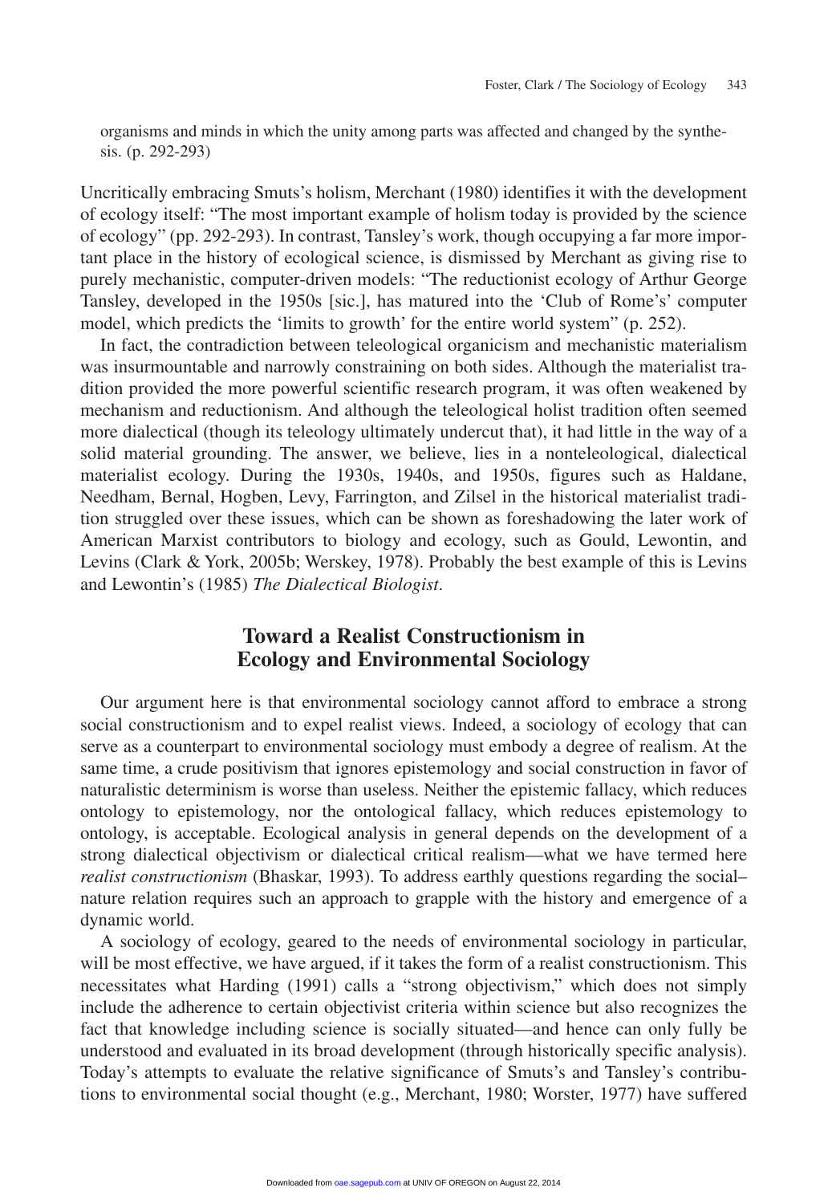organisms and minds in which the unity among parts was affected and changed by the synthesis. (p. 292-293)

Uncritically embracing Smuts's holism, Merchant (1980) identifies it with the development of ecology itself: "The most important example of holism today is provided by the science of ecology" (pp. 292-293). In contrast, Tansley's work, though occupying a far more important place in the history of ecological science, is dismissed by Merchant as giving rise to purely mechanistic, computer-driven models: "The reductionist ecology of Arthur George Tansley, developed in the 1950s [sic.], has matured into the 'Club of Rome's' computer model, which predicts the 'limits to growth' for the entire world system" (p. 252).

In fact, the contradiction between teleological organicism and mechanistic materialism was insurmountable and narrowly constraining on both sides. Although the materialist tradition provided the more powerful scientific research program, it was often weakened by mechanism and reductionism. And although the teleological holist tradition often seemed more dialectical (though its teleology ultimately undercut that), it had little in the way of a solid material grounding. The answer, we believe, lies in a nonteleological, dialectical materialist ecology. During the 1930s, 1940s, and 1950s, figures such as Haldane, Needham, Bernal, Hogben, Levy, Farrington, and Zilsel in the historical materialist tradition struggled over these issues, which can be shown as foreshadowing the later work of American Marxist contributors to biology and ecology, such as Gould, Lewontin, and Levins (Clark & York, 2005b; Werskey, 1978). Probably the best example of this is Levins and Lewontin's (1985) *The Dialectical Biologist*.

## Toward a Realist Constructionism in Ecology and Environmental Sociology

Our argument here is that environmental sociology cannot afford to embrace a strong social constructionism and to expel realist views. Indeed, a sociology of ecology that can serve as a counterpart to environmental sociology must embody a degree of realism. At the same time, a crude positivism that ignores epistemology and social construction in favor of naturalistic determinism is worse than useless. Neither the epistemic fallacy, which reduces ontology to epistemology, nor the ontological fallacy, which reduces epistemology to ontology, is acceptable. Ecological analysis in general depends on the development of a strong dialectical objectivism or dialectical critical realism—what we have termed here *realist constructionism* (Bhaskar, 1993). To address earthly questions regarding the social–nature relation requires such an approach to grapple with the history and emergence of a dynamic world.

A sociology of ecology, geared to the needs of environmental sociology in particular, will be most effective, we have argued, if it takes the form of a realist constructionism. This necessitates what Harding (1991) calls a "strong objectivism," which does not simply include the adherence to certain objectivist criteria within science but also recognizes the fact that knowledge including science is socially situated—and hence can only fully be understood and evaluated in its broad development (through historically specific analysis). Today's attempts to evaluate the relative significance of Smuts's and Tansley's contributions to environmental social thought (e.g., Merchant, 1980; Worster, 1977) have suffered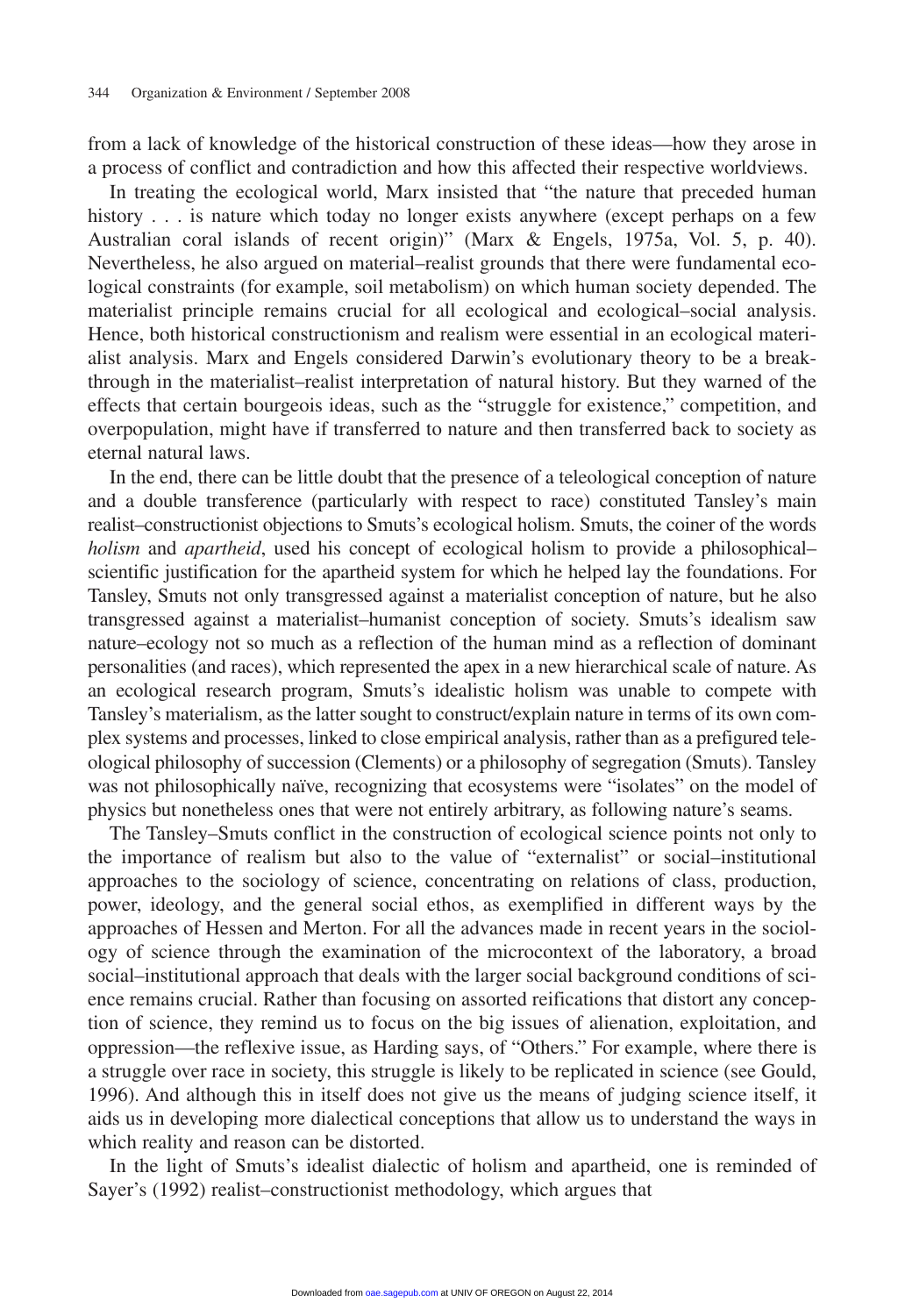from a lack of knowledge of the historical construction of these ideas—how they arose in a process of conflict and contradiction and how this affected their respective worldviews.

In treating the ecological world, Marx insisted that "the nature that preceded human history . . . is nature which today no longer exists anywhere (except perhaps on a few Australian coral islands of recent origin)" (Marx & Engels, 1975a, Vol. 5, p. 40). Nevertheless, he also argued on material–realist grounds that there were fundamental ecological constraints (for example, soil metabolism) on which human society depended. The materialist principle remains crucial for all ecological and ecological–social analysis. Hence, both historical constructionism and realism were essential in an ecological materialist analysis. Marx and Engels considered Darwin's evolutionary theory to be a breakthrough in the materialist–realist interpretation of natural history. But they warned of the effects that certain bourgeois ideas, such as the "struggle for existence," competition, and overpopulation, might have if transferred to nature and then transferred back to society as eternal natural laws.

In the end, there can be little doubt that the presence of a teleological conception of nature and a double transference (particularly with respect to race) constituted Tansley's main realist–constructionist objections to Smuts's ecological holism. Smuts, the coiner of the words *holism* and *apartheid*, used his concept of ecological holism to provide a philosophical–scientific justification for the apartheid system for which he helped lay the foundations. For Tansley, Smuts not only transgressed against a materialist conception of nature, but he also transgressed against a materialist–humanist conception of society. Smuts's idealism saw nature–ecology not so much as a reflection of the human mind as a reflection of dominant personalities (and races), which represented the apex in a new hierarchical scale of nature. As an ecological research program, Smuts's idealistic holism was unable to compete with Tansley's materialism, as the latter sought to construct/explain nature in terms of its own complex systems and processes, linked to close empirical analysis, rather than as a prefigured teleological philosophy of succession (Clements) or a philosophy of segregation (Smuts). Tansley was not philosophically naïve, recognizing that ecosystems were "isolates" on the model of physics but nonetheless ones that were not entirely arbitrary, as following nature's seams.

The Tansley–Smuts conflict in the construction of ecological science points not only to the importance of realism but also to the value of "externalist" or social–institutional approaches to the sociology of science, concentrating on relations of class, production, power, ideology, and the general social ethos, as exemplified in different ways by the approaches of Hessen and Merton. For all the advances made in recent years in the sociology of science through the examination of the microcontext of the laboratory, a broad social–institutional approach that deals with the larger social background conditions of science remains crucial. Rather than focusing on assorted reifications that distort any conception of science, they remind us to focus on the big issues of alienation, exploitation, and oppression—the reflexive issue, as Harding says, of "Others." For example, where there is a struggle over race in society, this struggle is likely to be replicated in science (see Gould, 1996). And although this in itself does not give us the means of judging science itself, it aids us in developing more dialectical conceptions that allow us to understand the ways in which reality and reason can be distorted.

In the light of Smuts's idealist dialectic of holism and apartheid, one is reminded of Sayer's (1992) realist–constructionist methodology, which argues that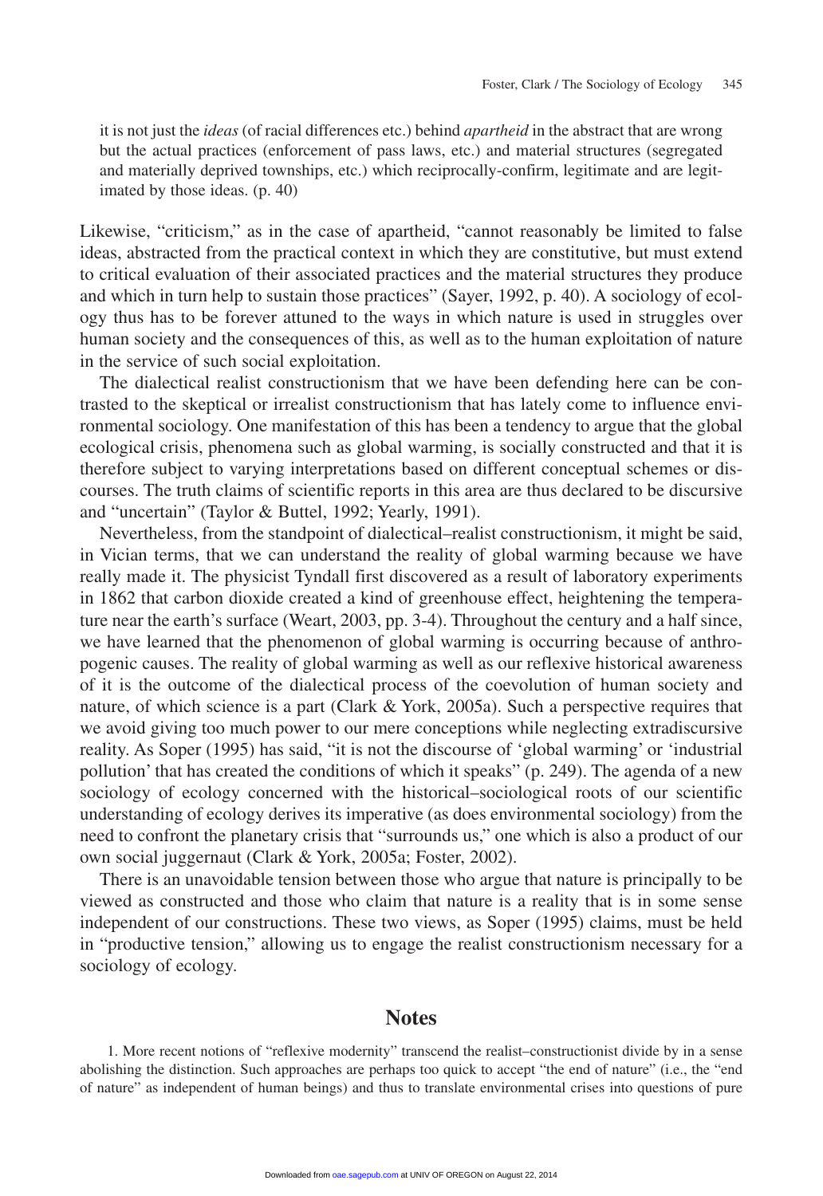it is not just the *ideas* (of racial differences etc.) behind *apartheid* in the abstract that are wrong but the actual practices (enforcement of pass laws, etc.) and material structures (segregated and materially deprived townships, etc.) which reciprocally-confirm, legitimate and are legitimated by those ideas. (p. 40)

Likewise, "criticism," as in the case of apartheid, "cannot reasonably be limited to false ideas, abstracted from the practical context in which they are constitutive, but must extend to critical evaluation of their associated practices and the material structures they produce and which in turn help to sustain those practices" (Sayer, 1992, p. 40). A sociology of ecology thus has to be forever attuned to the ways in which nature is used in struggles over human society and the consequences of this, as well as to the human exploitation of nature in the service of such social exploitation.

The dialectical realist constructionism that we have been defending here can be contrasted to the skeptical or irrealist constructionism that has lately come to influence environmental sociology. One manifestation of this has been a tendency to argue that the global ecological crisis, phenomena such as global warming, is socially constructed and that it is therefore subject to varying interpretations based on different conceptual schemes or discourses. The truth claims of scientific reports in this area are thus declared to be discursive and "uncertain" (Taylor & Buttel, 1992; Yearly, 1991).

Nevertheless, from the standpoint of dialectical–realist constructionism, it might be said, in Vician terms, that we can understand the reality of global warming because we have really made it. The physicist Tyndall first discovered as a result of laboratory experiments in 1862 that carbon dioxide created a kind of greenhouse effect, heightening the temperature near the earth's surface (Weart, 2003, pp. 3-4). Throughout the century and a half since, we have learned that the phenomenon of global warming is occurring because of anthropogenic causes. The reality of global warming as well as our reflexive historical awareness of it is the outcome of the dialectical process of the coevolution of human society and nature, of which science is a part (Clark & York, 2005a). Such a perspective requires that we avoid giving too much power to our mere conceptions while neglecting extradiscursive reality. As Soper (1995) has said, "it is not the discourse of 'global warming' or 'industrial pollution' that has created the conditions of which it speaks" (p. 249). The agenda of a new sociology of ecology concerned with the historical–sociological roots of our scientific understanding of ecology derives its imperative (as does environmental sociology) from the need to confront the planetary crisis that "surrounds us," one which is also a product of our own social juggernaut (Clark & York, 2005a; Foster, 2002).

There is an unavoidable tension between those who argue that nature is principally to be viewed as constructed and those who claim that nature is a reality that is in some sense independent of our constructions. These two views, as Soper (1995) claims, must be held in "productive tension," allowing us to engage the realist constructionism necessary for a sociology of ecology.

## Notes

1. More recent notions of "reflexive modernity" transcend the realist–constructionist divide by in a sense abolishing the distinction. Such approaches are perhaps too quick to accept "the end of nature" (i.e., the "end of nature" as independent of human beings) and thus to translate environmental crises into questions of pure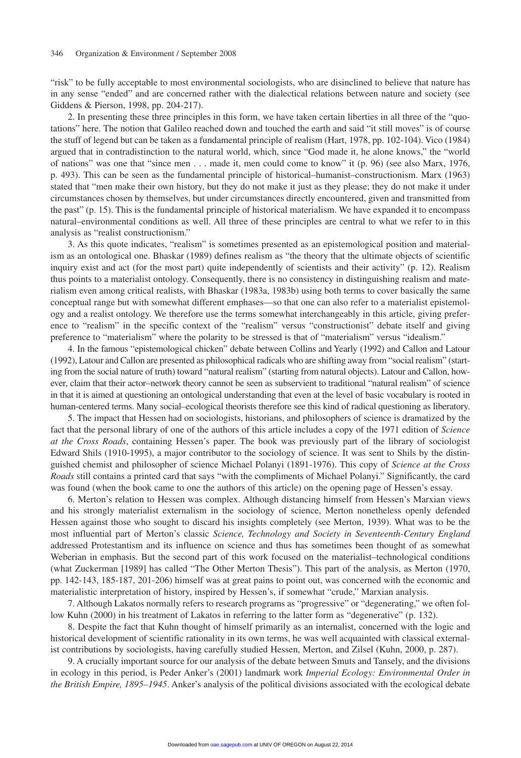"risk" to be fully acceptable to most environmental sociologists, who are disinclined to believe that nature has in any sense "ended" and are concerned rather with the dialectical relations between nature and society (see Giddens & Pierson, 1998, pp. 204-217).

2. In presenting these three principles in this form, we have taken certain liberties in all three of the "quotations" here. The notion that Galileo reached down and touched the earth and said "it still moves" is of course the stuff of legend but can be taken as a fundamental principle of realism (Hart, 1978, pp. 102-104). Vico (1984) argued that in contradistinction to the natural world, which, since "God made it, he alone knows," the "world of nations" was one that "since men . . . made it, men could come to know" it (p. 96) (see also Marx, 1976, p. 493). This can be seen as the fundamental principle of historical–humanist–constructionism. Marx (1963) stated that "men make their own history, but they do not make it just as they please; they do not make it under circumstances chosen by themselves, but under circumstances directly encountered, given and transmitted from the past" (p. 15). This is the fundamental principle of historical materialism. We have expanded it to encompass natural–environmental conditions as well. All three of these principles are central to what we refer to in this analysis as "realist constructionism."

3. As this quote indicates, "realism" is sometimes presented as an epistemological position and materialism as an ontological one. Bhaskar (1989) defines realism as "the theory that the ultimate objects of scientific inquiry exist and act (for the most part) quite independently of scientists and their activity" (p. 12). Realism thus points to a materialist ontology. Consequently, there is no consistency in distinguishing realism and materialism even among critical realists, with Bhaskar (1983a, 1983b) using both terms to cover basically the same conceptual range but with somewhat different emphases—so that one can also refer to a materialist epistemology and a realist ontology. We therefore use the terms somewhat interchangeably in this article, giving preference to "realism" in the specific context of the "realism" versus "constructionist" debate itself and giving preference to "materialism" where the polarity to be stressed is that of "materialism" versus "idealism."

4. In the famous "epistemological chicken" debate between Collins and Yearly (1992) and Callon and Latour (1992), Latour and Callon are presented as philosophical radicals who are shifting away from "social realism" (starting from the social nature of truth) toward "natural realism" (starting from natural objects). Latour and Callon, however, claim that their actor–network theory cannot be seen as subservient to traditional "natural realism" of science in that it is aimed at questioning an ontological understanding that even at the level of basic vocabulary is rooted in human-centered terms. Many social–ecological theorists therefore see this kind of radical questioning as liberatory.

5. The impact that Hessen had on sociologists, historians, and philosophers of science is dramatized by the fact that the personal library of one of the authors of this article includes a copy of the 1971 edition of *Science at the Cross Roads*, containing Hessen's paper. The book was previously part of the library of sociologist Edward Shils (1910-1995), a major contributor to the sociology of science. It was sent to Shils by the distinguished chemist and philosopher of science Michael Polanyi (1891-1976). This copy of *Science at the Cross Roads* still contains a printed card that says "with the compliments of Michael Polanyi." Significantly, the card was found (when the book came to one the authors of this article) on the opening page of Hessen's essay.

6. Merton's relation to Hessen was complex. Although distancing himself from Hessen's Marxian views and his strongly materialist externalism in the sociology of science, Merton nonetheless openly defended Hessen against those who sought to discard his insights completely (see Merton, 1939). What was to be the most influential part of Merton's classic *Science, Technology and Society in Seventeenth-Century England* addressed Protestantism and its influence on science and thus has sometimes been thought of as somewhat Weberian in emphasis. But the second part of this work focused on the materialist–technological conditions (what Zuckerman [1989] has called "The Other Merton Thesis"). This part of the analysis, as Merton (1970, pp. 142-143, 185-187, 201-206) himself was at great pains to point out, was concerned with the economic and materialistic interpretation of history, inspired by Hessen's, if somewhat "crude," Marxian analysis.

7. Although Lakatos normally refers to research programs as "progressive" or "degenerating," we often follow Kuhn (2000) in his treatment of Lakatos in referring to the latter form as "degenerative" (p. 132).

8. Despite the fact that Kuhn thought of himself primarily as an internalist, concerned with the logic and historical development of scientific rationality in its own terms, he was well acquainted with classical externalist contributions by sociologists, having carefully studied Hessen, Merton, and Zilsel (Kuhn, 2000, p. 287).

9. A crucially important source for our analysis of the debate between Smuts and Tansely, and the divisions in ecology in this period, is Peder Anker's (2001) landmark work *Imperial Ecology: Environmental Order in the British Empire, 1895–1945*. Anker's analysis of the political divisions associated with the ecological debate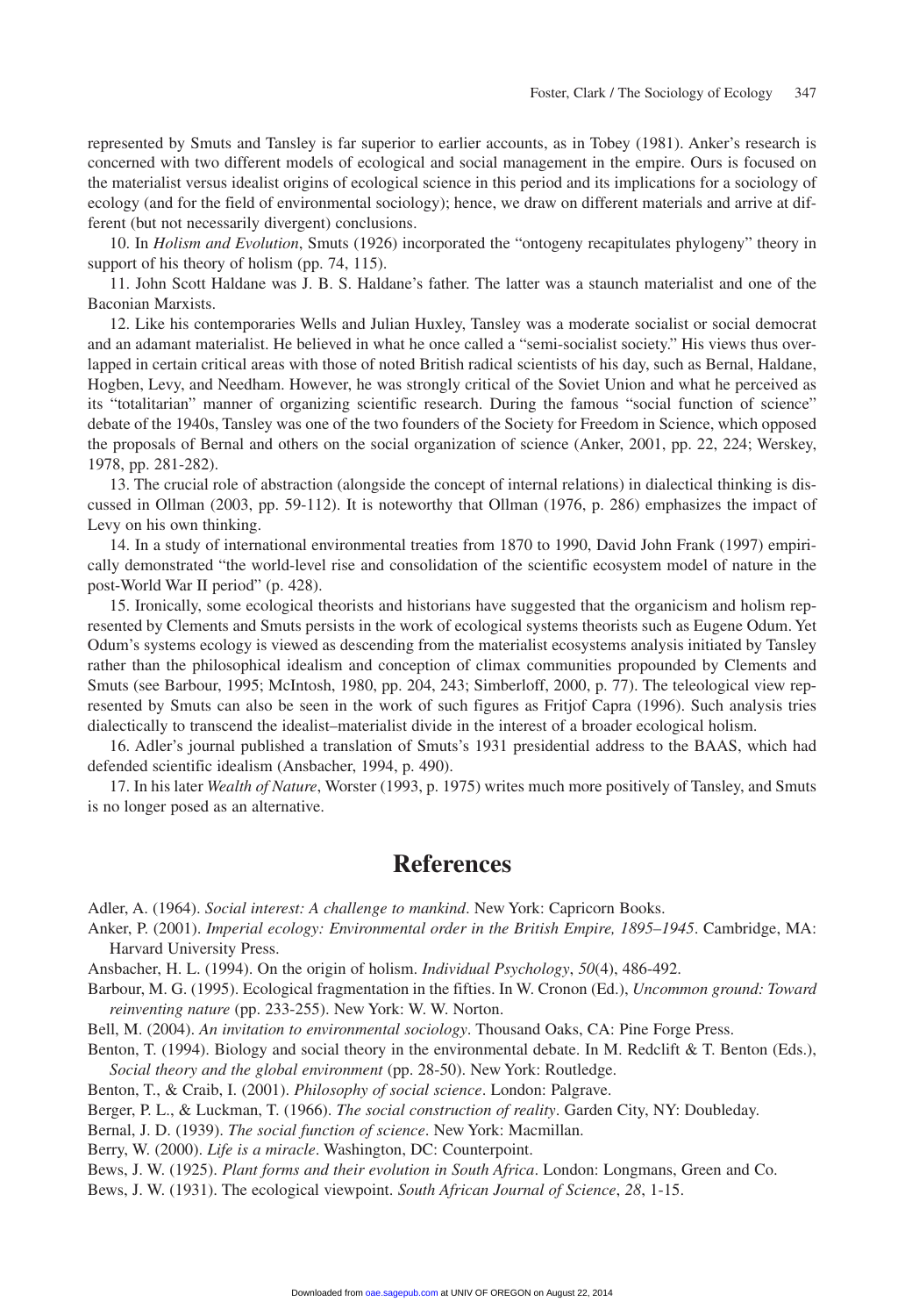represented by Smuts and Tansley is far superior to earlier accounts, as in Tobey (1981). Anker's research is concerned with two different models of ecological and social management in the empire. Ours is focused on the materialist versus idealist origins of ecological science in this period and its implications for a sociology of ecology (and for the field of environmental sociology); hence, we draw on different materials and arrive at different (but not necessarily divergent) conclusions.

10. In *Holism and Evolution*, Smuts (1926) incorporated the "ontogeny recapitulates phylogeny" theory in support of his theory of holism (pp. 74, 115).

11. John Scott Haldane was J. B. S. Haldane's father. The latter was a staunch materialist and one of the Baconian Marxists.

12. Like his contemporaries Wells and Julian Huxley, Tansley was a moderate socialist or social democrat and an adamant materialist. He believed in what he once called a "semi-socialist society." His views thus overlapped in certain critical areas with those of noted British radical scientists of his day, such as Bernal, Haldane, Hogben, Levy, and Needham. However, he was strongly critical of the Soviet Union and what he perceived as its "totalitarian" manner of organizing scientific research. During the famous "social function of science" debate of the 1940s, Tansley was one of the two founders of the Society for Freedom in Science, which opposed the proposals of Bernal and others on the social organization of science (Anker, 2001, pp. 22, 224; Werskey, 1978, pp. 281-282).

13. The crucial role of abstraction (alongside the concept of internal relations) in dialectical thinking is discussed in Ollman (2003, pp. 59-112). It is noteworthy that Ollman (1976, p. 286) emphasizes the impact of Levy on his own thinking.

14. In a study of international environmental treaties from 1870 to 1990, David John Frank (1997) empirically demonstrated "the world-level rise and consolidation of the scientific ecosystem model of nature in the post-World War II period" (p. 428).

15. Ironically, some ecological theorists and historians have suggested that the organicism and holism represented by Clements and Smuts persists in the work of ecological systems theorists such as Eugene Odum. Yet Odum's systems ecology is viewed as descending from the materialist ecosystems analysis initiated by Tansley rather than the philosophical idealism and conception of climax communities propounded by Clements and Smuts (see Barbour, 1995; McIntosh, 1980, pp. 204, 243; Simberloff, 2000, p. 77). The teleological view represented by Smuts can also be seen in the work of such figures as Fritjof Capra (1996). Such analysis tries dialectically to transcend the idealist–materialist divide in the interest of a broader ecological holism.

16. Adler's journal published a translation of Smuts's 1931 presidential address to the BAAS, which had defended scientific idealism (Ansbacher, 1994, p. 490).

17. In his later *Wealth of Nature*, Worster (1993, p. 1975) writes much more positively of Tansley, and Smuts is no longer posed as an alternative.

## References

Adler, A. (1964). *Social interest: A challenge to mankind*. New York: Capricorn Books.

Anker, P. (2001). *Imperial ecology: Environmental order in the British Empire, 1895–1945*. Cambridge, MA: Harvard University Press.

Ansbacher, H. L. (1994). On the origin of holism. *Individual Psychology*, *50*(4), 486-492.

Barbour, M. G. (1995). Ecological fragmentation in the fifties. In W. Cronon (Ed.), *Uncommon ground: Toward reinventing nature* (pp. 233-255). New York: W. W. Norton.

Bell, M. (2004). *An invitation to environmental sociology*. Thousand Oaks, CA: Pine Forge Press.

Benton, T. (1994). Biology and social theory in the environmental debate. In M. Redclift & T. Benton (Eds.), *Social theory and the global environment* (pp. 28-50). New York: Routledge.

Benton, T., & Craib, I. (2001). *Philosophy of social science*. London: Palgrave.

Berger, P. L., & Luckman, T. (1966). *The social construction of reality*. Garden City, NY: Doubleday.

Bernal, J. D. (1939). *The social function of science*. New York: Macmillan.

Berry, W. (2000). *Life is a miracle*. Washington, DC: Counterpoint.

Bews, J. W. (1925). *Plant forms and their evolution in South Africa*. London: Longmans, Green and Co.

Bews, J. W. (1931). The ecological viewpoint. *South African Journal of Science*, *28*, 1-15.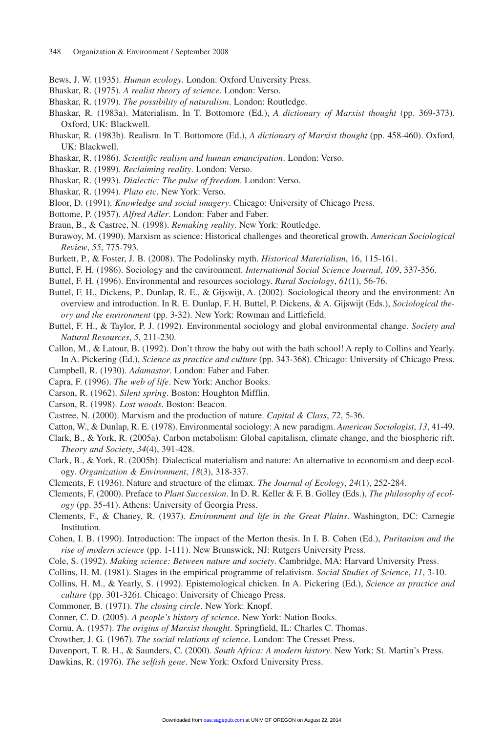Bews, J. W. (1935). *Human ecology*. London: Oxford University Press.

Bhaskar, R. (1975). *A realist theory of science*. London: Verso.

Bhaskar, R. (1979). *The possibility of naturalism*. London: Routledge.

Bhaskar, R. (1983a). Materialism. In T. Bottomore (Ed.), *A dictionary of Marxist thought* (pp. 369-373). Oxford, UK: Blackwell.

Bhaskar, R. (1983b). Realism. In T. Bottomore (Ed.), *A dictionary of Marxist thought* (pp. 458-460). Oxford, UK: Blackwell.

Bhaskar, R. (1986). *Scientific realism and human emancipation*. London: Verso.

Bhaskar, R. (1989). *Reclaiming reality*. London: Verso.

Bhaskar, R. (1993). *Dialectic: The pulse of freedom*. London: Verso.

Bhaskar, R. (1994). *Plato etc*. New York: Verso.

Bloor, D. (1991). *Knowledge and social imagery*. Chicago: University of Chicago Press.

Bottome, P. (1957). *Alfred Adler*. London: Faber and Faber.

Braun, B., & Castree, N. (1998). *Remaking reality*. New York: Routledge.

Burawoy, M. (1990). Marxism as science: Historical challenges and theoretical growth. *American Sociological Review*, *55*, 775-793.

Burkett, P., & Foster, J. B. (2008). The Podolinsky myth. *Historical Materialism*, 16, 115-161.

Buttel, F. H. (1986). Sociology and the environment. *International Social Science Journal*, *109*, 337-356.

Buttel, F. H. (1996). Environmental and resources sociology. *Rural Sociology*, *61*(1), 56-76.

Buttel, F. H., Dickens, P., Dunlap, R. E., & Gijswijt, A. (2002). Sociological theory and the environment: An overview and introduction. In R. E. Dunlap, F. H. Buttel, P. Dickens, & A. Gijswijt (Eds.), *Sociological theory and the environment* (pp. 3-32). New York: Rowman and Littlefield.

Buttel, F. H., & Taylor, P. J. (1992). Environmental sociology and global environmental change. *Society and Natural Resources*, *5*, 211-230.

Callon, M., & Latour, B. (1992). Don't throw the baby out with the bath school! A reply to Collins and Yearly. In A. Pickering (Ed.), *Science as practice and culture* (pp. 343-368). Chicago: University of Chicago Press.

Campbell, R. (1930). *Adamastor*. London: Faber and Faber.

Capra, F. (1996). *The web of life*. New York: Anchor Books.

Carson, R. (1962). *Silent spring*. Boston: Houghton Mifflin.

Carson, R. (1998). *Lost woods*. Boston: Beacon.

Castree, N. (2000). Marxism and the production of nature. *Capital & Class*, *72*, 5-36.

Catton, W., & Dunlap, R. E. (1978). Environmental sociology: A new paradigm. *American Sociologist*, *13*, 41-49.

Clark, B., & York, R. (2005a). Carbon metabolism: Global capitalism, climate change, and the biospheric rift. *Theory and Society*, *34*(4), 391-428.

Clark, B., & York, R. (2005b). Dialectical materialism and nature: An alternative to economism and deep ecology. *Organization & Environment*, *18*(3), 318-337.

Clements, F. (1936). Nature and structure of the climax. *The Journal of Ecology*, *24*(1), 252-284.

Clements, F. (2000). Preface to *Plant Succession*. In D. R. Keller & F. B. Golley (Eds.), *The philosophy of ecology* (pp. 35-41). Athens: University of Georgia Press.

Clements, F., & Chaney, R. (1937). *Environment and life in the Great Plains*. Washington, DC: Carnegie Institution.

Cohen, I. B. (1990). Introduction: The impact of the Merton thesis. In I. B. Cohen (Ed.), *Puritanism and the rise of modern science* (pp. 1-111). New Brunswick, NJ: Rutgers University Press.

Cole, S. (1992). *Making science: Between nature and society*. Cambridge, MA: Harvard University Press.

Collins, H. M. (1981). Stages in the empirical programme of relativism. *Social Studies of Science*, *11*, 3-10.

Collins, H. M., & Yearly, S. (1992). Epistemological chicken. In A. Pickering (Ed.), *Science as practice and culture* (pp. 301-326). Chicago: University of Chicago Press.

Commoner, B. (1971). *The closing circle*. New York: Knopf.

Conner, C. D. (2005). *A people's history of science*. New York: Nation Books.

Cornu, A. (1957). *The origins of Marxist thought*. Springfield, IL: Charles C. Thomas.

Crowther, J. G. (1967). *The social relations of science*. London: The Cresset Press.

Davenport, T. R. H., & Saunders, C. (2000). *South Africa: A modern history*. New York: St. Martin's Press.

Dawkins, R. (1976). *The selfish gene*. New York: Oxford University Press.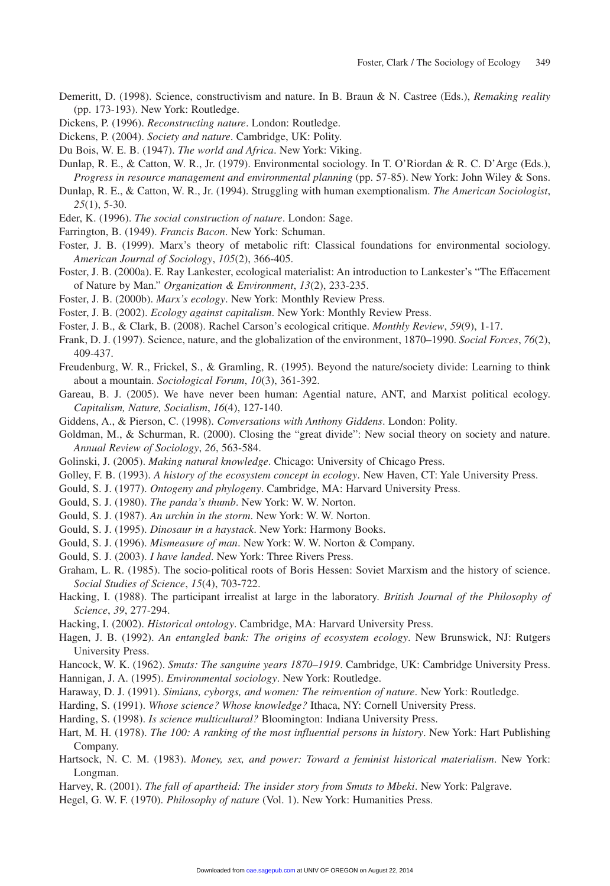Demeritt, D. (1998). Science, constructivism and nature. In B. Braun & N. Castree (Eds.), *Remaking reality* (pp. 173-193). New York: Routledge.

Dickens, P. (1996). *Reconstructing nature*. London: Routledge.

Dickens, P. (2004). *Society and nature*. Cambridge, UK: Polity.

Du Bois, W. E. B. (1947). *The world and Africa*. New York: Viking.

Dunlap, R. E., & Catton, W. R., Jr. (1979). Environmental sociology. In T. O'Riordan & R. C. D'Arge (Eds.), *Progress in resource management and environmental planning* (pp. 57-85). New York: John Wiley & Sons.

Dunlap, R. E., & Catton, W. R., Jr. (1994). Struggling with human exemptionalism. *The American Sociologist*, *25*(1), 5-30.

Eder, K. (1996). *The social construction of nature*. London: Sage.

Farrington, B. (1949). *Francis Bacon*. New York: Schuman.

Foster, J. B. (1999). Marx's theory of metabolic rift: Classical foundations for environmental sociology. *American Journal of Sociology*, *105*(2), 366-405.

Foster, J. B. (2000a). E. Ray Lankester, ecological materialist: An introduction to Lankester's "The Effacement of Nature by Man." *Organization & Environment*, *13*(2), 233-235.

Foster, J. B. (2000b). *Marx's ecology*. New York: Monthly Review Press.

Foster, J. B. (2002). *Ecology against capitalism*. New York: Monthly Review Press.

Foster, J. B., & Clark, B. (2008). Rachel Carson's ecological critique. *Monthly Review*, *59*(9), 1-17.

Frank, D. J. (1997). Science, nature, and the globalization of the environment, 1870–1990. *Social Forces*, *76*(2), 409-437.

Freudenburg, W. R., Frickel, S., & Gramling, R. (1995). Beyond the nature/society divide: Learning to think about a mountain. *Sociological Forum*, *10*(3), 361-392.

Gareau, B. J. (2005). We have never been human: Agential nature, ANT, and Marxist political ecology. *Capitalism, Nature, Socialism*, *16*(4), 127-140.

Giddens, A., & Pierson, C. (1998). *Conversations with Anthony Giddens*. London: Polity.

Goldman, M., & Schurman, R. (2000). Closing the "great divide": New social theory on society and nature. *Annual Review of Sociology*, *26*, 563-584.

Golinski, J. (2005). *Making natural knowledge*. Chicago: University of Chicago Press.

Golley, F. B. (1993). *A history of the ecosystem concept in ecology*. New Haven, CT: Yale University Press.

Gould, S. J. (1977). *Ontogeny and phylogeny*. Cambridge, MA: Harvard University Press.

Gould, S. J. (1980). *The panda's thumb*. New York: W. W. Norton.

Gould, S. J. (1987). *An urchin in the storm*. New York: W. W. Norton.

Gould, S. J. (1995). *Dinosaur in a haystack*. New York: Harmony Books.

Gould, S. J. (1996). *Mismeasure of man*. New York: W. W. Norton & Company.

Gould, S. J. (2003). *I have landed*. New York: Three Rivers Press.

Graham, L. R. (1985). The socio-political roots of Boris Hessen: Soviet Marxism and the history of science. *Social Studies of Science*, *15*(4), 703-722.

Hacking, I. (1988). The participant irrealist at large in the laboratory. *British Journal of the Philosophy of Science*, *39*, 277-294.

Hacking, I. (2002). *Historical ontology*. Cambridge, MA: Harvard University Press.

Hagen, J. B. (1992). *An entangled bank: The origins of ecosystem ecology*. New Brunswick, NJ: Rutgers University Press.

Hancock, W. K. (1962). *Smuts: The sanguine years 1870–1919*. Cambridge, UK: Cambridge University Press.

Hannigan, J. A. (1995). *Environmental sociology*. New York: Routledge.

Haraway, D. J. (1991). *Simians, cyborgs, and women: The reinvention of nature*. New York: Routledge.

Harding, S. (1991). *Whose science? Whose knowledge?* Ithaca, NY: Cornell University Press.

Harding, S. (1998). *Is science multicultural?* Bloomington: Indiana University Press.

Hart, M. H. (1978). *The 100: A ranking of the most influential persons in history*. New York: Hart Publishing Company.

Hartsock, N. C. M. (1983). *Money, sex, and power: Toward a feminist historical materialism*. New York: Longman.

Harvey, R. (2001). *The fall of apartheid: The insider story from Smuts to Mbeki*. New York: Palgrave.

Hegel, G. W. F. (1970). *Philosophy of nature* (Vol. 1). New York: Humanities Press.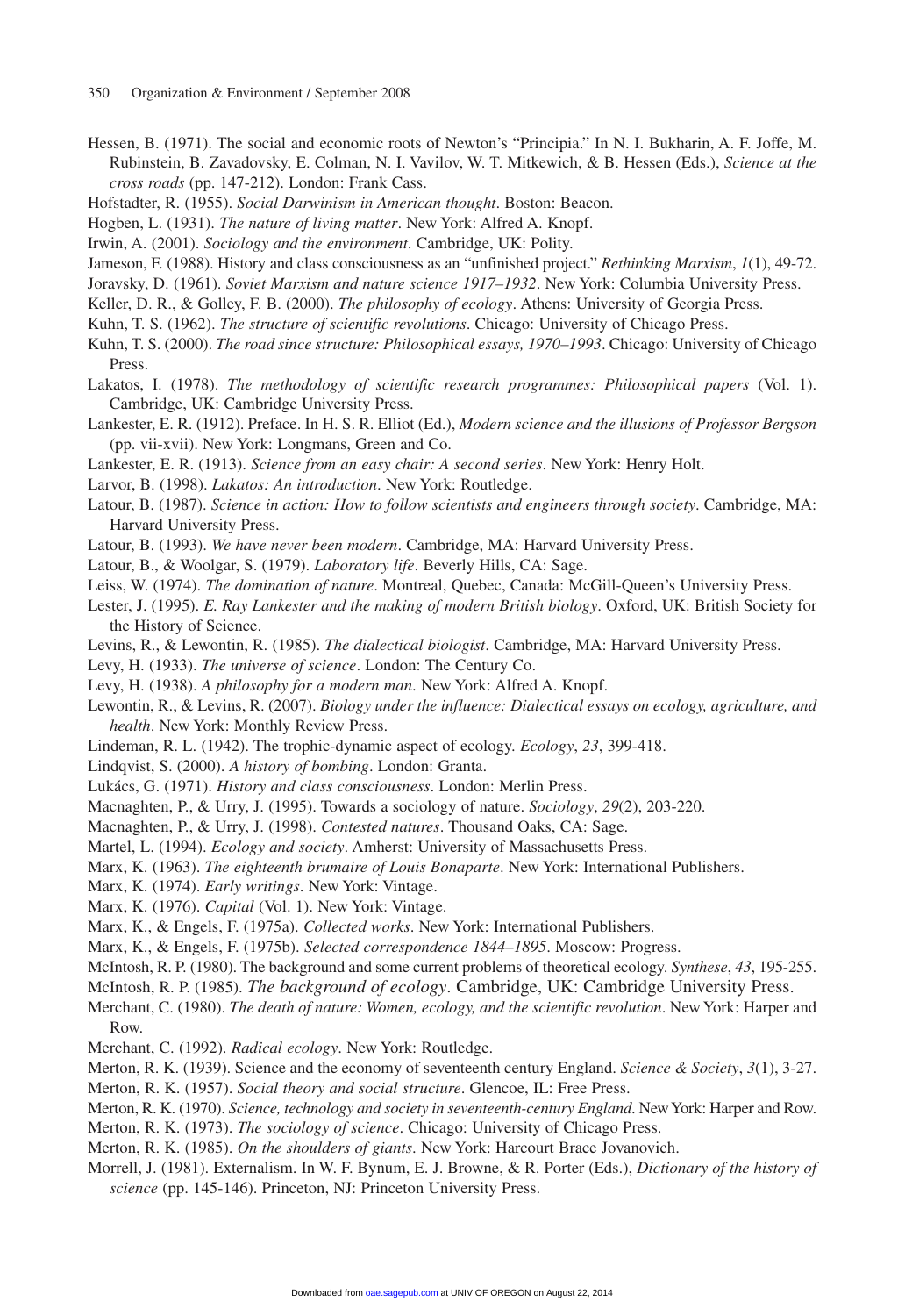Hessen, B. (1971). The social and economic roots of Newton's "Principia." In N. I. Bukharin, A. F. Joffe, M. Rubinstein, B. Zavadovsky, E. Colman, N. I. Vavilov, W. T. Mitkewich, & B. Hessen (Eds.), *Science at the cross roads* (pp. 147-212). London: Frank Cass.

Hofstadter, R. (1955). *Social Darwinism in American thought*. Boston: Beacon.

Hogben, L. (1931). *The nature of living matter*. New York: Alfred A. Knopf.

Irwin, A. (2001). *Sociology and the environment*. Cambridge, UK: Polity.

Jameson, F. (1988). History and class consciousness as an "unfinished project." *Rethinking Marxism*, *1*(1), 49-72.

Joravsky, D. (1961). *Soviet Marxism and nature science 1917–1932*. New York: Columbia University Press.

Keller, D. R., & Golley, F. B. (2000). *The philosophy of ecology*. Athens: University of Georgia Press.

Kuhn, T. S. (1962). *The structure of scientific revolutions*. Chicago: University of Chicago Press.

Kuhn, T. S. (2000). *The road since structure: Philosophical essays, 1970–1993*. Chicago: University of Chicago Press.

Lakatos, I. (1978). *The methodology of scientific research programmes: Philosophical papers* (Vol. 1). Cambridge, UK: Cambridge University Press.

Lankester, E. R. (1912). Preface. In H. S. R. Elliot (Ed.), *Modern science and the illusions of Professor Bergson* (pp. vii-xvii). New York: Longmans, Green and Co.

Lankester, E. R. (1913). *Science from an easy chair: A second series*. New York: Henry Holt.

Larvor, B. (1998). *Lakatos: An introduction*. New York: Routledge.

Latour, B. (1987). *Science in action: How to follow scientists and engineers through society*. Cambridge, MA: Harvard University Press.

Latour, B. (1993). *We have never been modern*. Cambridge, MA: Harvard University Press.

Latour, B., & Woolgar, S. (1979). *Laboratory life*. Beverly Hills, CA: Sage.

Leiss, W. (1974). *The domination of nature*. Montreal, Quebec, Canada: McGill-Queen's University Press.

Lester, J. (1995). *E. Ray Lankester and the making of modern British biology*. Oxford, UK: British Society for the History of Science.

Levins, R., & Lewontin, R. (1985). *The dialectical biologist*. Cambridge, MA: Harvard University Press.

Levy, H. (1933). *The universe of science*. London: The Century Co.

Levy, H. (1938). *A philosophy for a modern man*. New York: Alfred A. Knopf.

Lewontin, R., & Levins, R. (2007). *Biology under the influence: Dialectical essays on ecology, agriculture, and health*. New York: Monthly Review Press.

Lindeman, R. L. (1942). The trophic-dynamic aspect of ecology. *Ecology*, *23*, 399-418.

Lindqvist, S. (2000). *A history of bombing*. London: Granta.

Lukács, G. (1971). *History and class consciousness*. London: Merlin Press.

Macnaghten, P., & Urry, J. (1995). Towards a sociology of nature. *Sociology*, *29*(2), 203-220.

Macnaghten, P., & Urry, J. (1998). *Contested natures*. Thousand Oaks, CA: Sage.

Martel, L. (1994). *Ecology and society*. Amherst: University of Massachusetts Press.

Marx, K. (1963). *The eighteenth brumaire of Louis Bonaparte*. New York: International Publishers.

Marx, K. (1974). *Early writings*. New York: Vintage.

Marx, K. (1976). *Capital* (Vol. 1). New York: Vintage.

Marx, K., & Engels, F. (1975a). *Collected works*. New York: International Publishers.

Marx, K., & Engels, F. (1975b). *Selected correspondence 1844–1895*. Moscow: Progress.

McIntosh, R. P. (1980). The background and some current problems of theoretical ecology. *Synthese*, *43*, 195-255.

McIntosh, R. P. (1985). *The background of ecology*. Cambridge, UK: Cambridge University Press.

Merchant, C. (1980). *The death of nature: Women, ecology, and the scientific revolution*. New York: Harper and Row.

Merchant, C. (1992). *Radical ecology*. New York: Routledge.

Merton, R. K. (1939). Science and the economy of seventeenth century England. *Science & Society*, *3*(1), 3-27.

Merton, R. K. (1957). *Social theory and social structure*. Glencoe, IL: Free Press.

Merton, R. K. (1970). *Science, technology and society in seventeenth-century England*. New York: Harper and Row.

Merton, R. K. (1973). *The sociology of science*. Chicago: University of Chicago Press.

Merton, R. K. (1985). *On the shoulders of giants*. New York: Harcourt Brace Jovanovich.

Morrell, J. (1981). Externalism. In W. F. Bynum, E. J. Browne, & R. Porter (Eds.), *Dictionary of the history of science* (pp. 145-146). Princeton, NJ: Princeton University Press.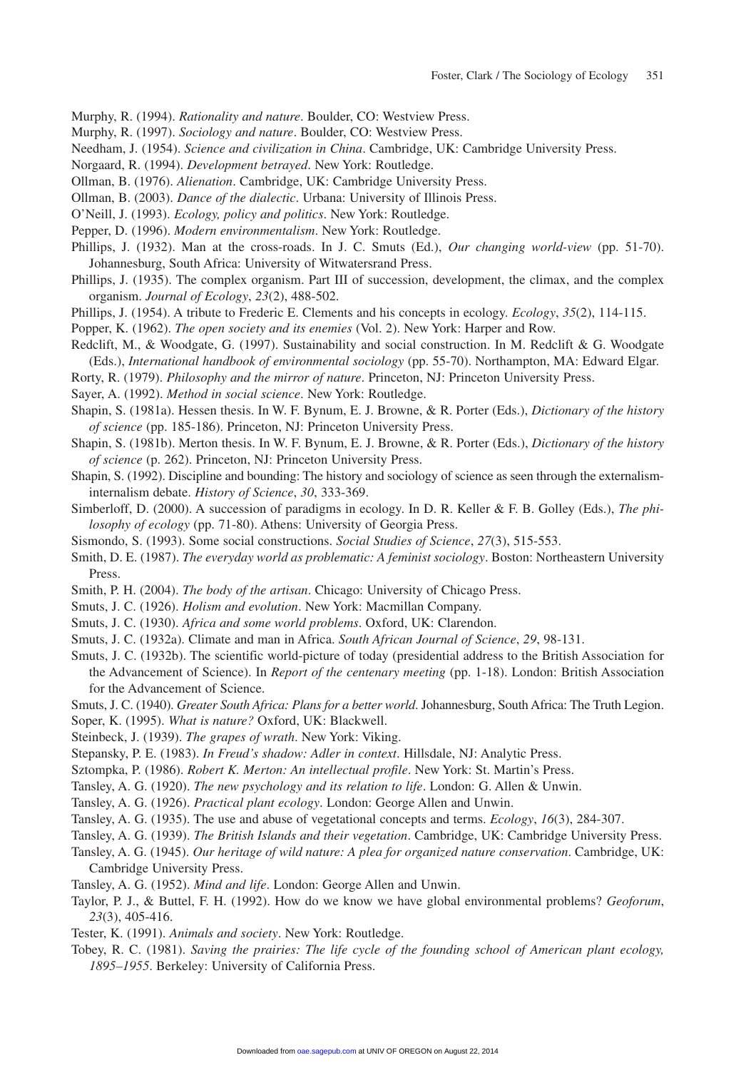Murphy, R. (1994). *Rationality and nature*. Boulder, CO: Westview Press.

Murphy, R. (1997). *Sociology and nature*. Boulder, CO: Westview Press.

Needham, J. (1954). *Science and civilization in China*. Cambridge, UK: Cambridge University Press.

Norgaard, R. (1994). *Development betrayed*. New York: Routledge.

Ollman, B. (1976). *Alienation*. Cambridge, UK: Cambridge University Press.

Ollman, B. (2003). *Dance of the dialectic*. Urbana: University of Illinois Press.

O'Neill, J. (1993). *Ecology, policy and politics*. New York: Routledge.

Pepper, D. (1996). *Modern environmentalism*. New York: Routledge.

Phillips, J. (1932). Man at the cross-roads. In J. C. Smuts (Ed.), *Our changing world-view* (pp. 51-70). Johannesburg, South Africa: University of Witwatersrand Press.

Phillips, J. (1935). The complex organism. Part III of succession, development, the climax, and the complex organism. *Journal of Ecology*, *23*(2), 488-502.

Phillips, J. (1954). A tribute to Frederic E. Clements and his concepts in ecology. *Ecology*, *35*(2), 114-115.

Popper, K. (1962). *The open society and its enemies* (Vol. 2). New York: Harper and Row.

Redclift, M., & Woodgate, G. (1997). Sustainability and social construction. In M. Redclift & G. Woodgate (Eds.), *International handbook of environmental sociology* (pp. 55-70). Northampton, MA: Edward Elgar.

Rorty, R. (1979). *Philosophy and the mirror of nature*. Princeton, NJ: Princeton University Press.

Sayer, A. (1992). *Method in social science*. New York: Routledge.

Shapin, S. (1981a). Hessen thesis. In W. F. Bynum, E. J. Browne, & R. Porter (Eds.), *Dictionary of the history of science* (pp. 185-186). Princeton, NJ: Princeton University Press.

Shapin, S. (1981b). Merton thesis. In W. F. Bynum, E. J. Browne, & R. Porter (Eds.), *Dictionary of the history of science* (p. 262). Princeton, NJ: Princeton University Press.

Shapin, S. (1992). Discipline and bounding: The history and sociology of science as seen through the externalism-internalism debate. *History of Science*, *30*, 333-369.

Simberloff, D. (2000). A succession of paradigms in ecology. In D. R. Keller & F. B. Golley (Eds.), *The philosophy of ecology* (pp. 71-80). Athens: University of Georgia Press.

Sismondo, S. (1993). Some social constructions. *Social Studies of Science*, *27*(3), 515-553.

Smith, D. E. (1987). *The everyday world as problematic: A feminist sociology*. Boston: Northeastern University Press.

Smith, P. H. (2004). *The body of the artisan*. Chicago: University of Chicago Press.

Smuts, J. C. (1926). *Holism and evolution*. New York: Macmillan Company.

Smuts, J. C. (1930). *Africa and some world problems*. Oxford, UK: Clarendon.

Smuts, J. C. (1932a). Climate and man in Africa. *South African Journal of Science*, *29*, 98-131.

Smuts, J. C. (1932b). The scientific world-picture of today (presidential address to the British Association for the Advancement of Science). In *Report of the centenary meeting* (pp. 1-18). London: British Association for the Advancement of Science.

Smuts, J. C. (1940). *Greater South Africa: Plans for a better world*. Johannesburg, South Africa: The Truth Legion.

Soper, K. (1995). *What is nature?* Oxford, UK: Blackwell.

Steinbeck, J. (1939). *The grapes of wrath*. New York: Viking.

Stepansky, P. E. (1983). *In Freud's shadow: Adler in context*. Hillsdale, NJ: Analytic Press.

Sztompka, P. (1986). *Robert K. Merton: An intellectual profile*. New York: St. Martin's Press.

Tansley, A. G. (1920). *The new psychology and its relation to life*. London: G. Allen & Unwin.

Tansley, A. G. (1926). *Practical plant ecology*. London: George Allen and Unwin.

Tansley, A. G. (1935). The use and abuse of vegetational concepts and terms. *Ecology*, *16*(3), 284-307.

Tansley, A. G. (1939). *The British Islands and their vegetation*. Cambridge, UK: Cambridge University Press.

Tansley, A. G. (1945). *Our heritage of wild nature: A plea for organized nature conservation*. Cambridge, UK: Cambridge University Press.

Tansley, A. G. (1952). *Mind and life*. London: George Allen and Unwin.

Taylor, P. J., & Buttel, F. H. (1992). How do we know we have global environmental problems? *Geoforum*, *23*(3), 405-416.

Tester, K. (1991). *Animals and society*. New York: Routledge.

Tobey, R. C. (1981). *Saving the prairies: The life cycle of the founding school of American plant ecology, 1895–1955*. Berkeley: University of California Press.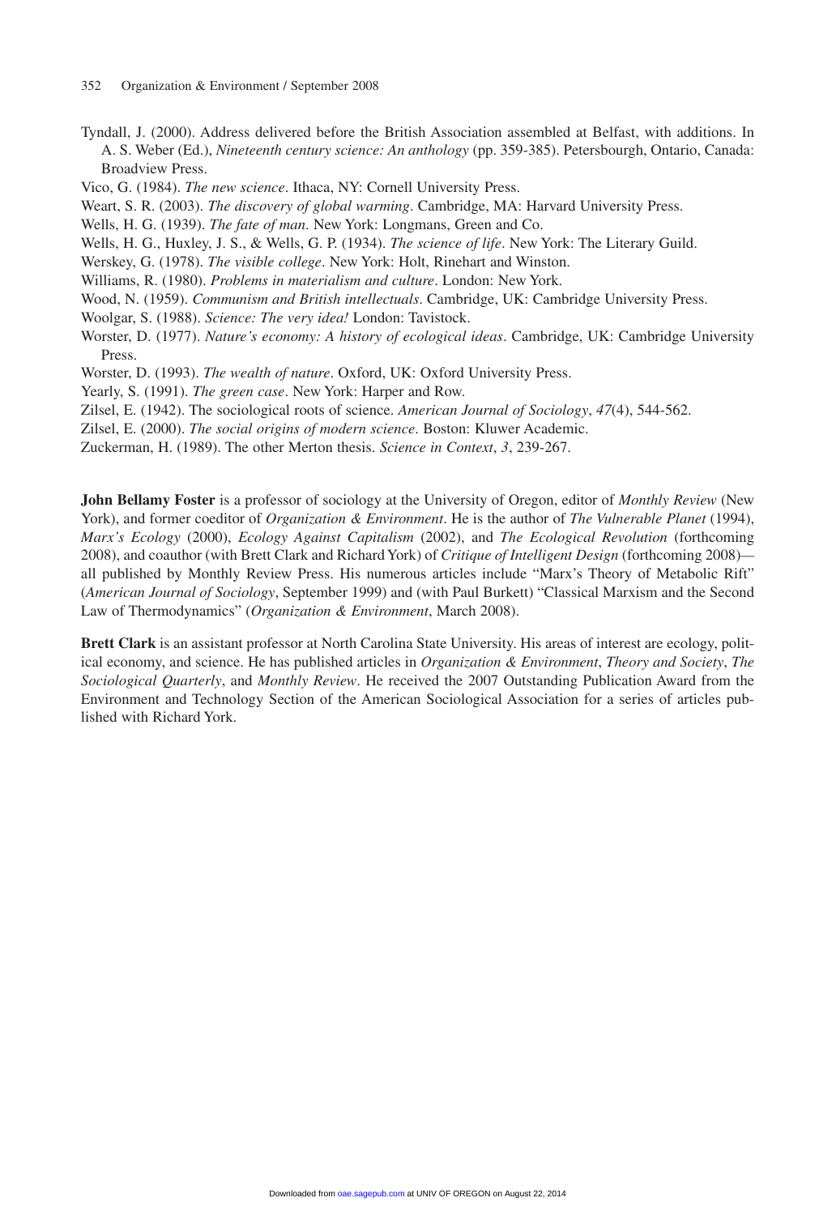Tyndall, J. (2000). Address delivered before the British Association assembled at Belfast, with additions. In A. S. Weber (Ed.), *Nineteenth century science: An anthology* (pp. 359-385). Petersbourgh, Ontario, Canada: Broadview Press.

Vico, G. (1984). *The new science*. Ithaca, NY: Cornell University Press.

Weart, S. R. (2003). *The discovery of global warming*. Cambridge, MA: Harvard University Press.

Wells, H. G. (1939). *The fate of man*. New York: Longmans, Green and Co.

Wells, H. G., Huxley, J. S., & Wells, G. P. (1934). *The science of life*. New York: The Literary Guild.

Werskey, G. (1978). *The visible college*. New York: Holt, Rinehart and Winston.

Williams, R. (1980). *Problems in materialism and culture*. London: New York.

Wood, N. (1959). *Communism and British intellectuals*. Cambridge, UK: Cambridge University Press.

Woolgar, S. (1988). *Science: The very idea!* London: Tavistock.

Worster, D. (1977). *Nature's economy: A history of ecological ideas*. Cambridge, UK: Cambridge University Press.

Worster, D. (1993). *The wealth of nature*. Oxford, UK: Oxford University Press.

Yearly, S. (1991). *The green case*. New York: Harper and Row.

Zilsel, E. (1942). The sociological roots of science. *American Journal of Sociology*, *47*(4), 544-562.

Zilsel, E. (2000). *The social origins of modern science*. Boston: Kluwer Academic.

Zuckerman, H. (1989). The other Merton thesis. *Science in Context*, *3*, 239-267.

**John Bellamy Foster** is a professor of sociology at the University of Oregon, editor of *Monthly Review* (New York), and former coeditor of *Organization & Environment*. He is the author of *The Vulnerable Planet* (1994), *Marx's Ecology* (2000), *Ecology Against Capitalism* (2002), and *The Ecological Revolution* (forthcoming 2008), and coauthor (with Brett Clark and Richard York) of *Critique of Intelligent Design* (forthcoming 2008)—all published by Monthly Review Press. His numerous articles include "Marx's Theory of Metabolic Rift" (*American Journal of Sociology*, September 1999) and (with Paul Burkett) "Classical Marxism and the Second Law of Thermodynamics" (*Organization & Environment*, March 2008).

**Brett Clark** is an assistant professor at North Carolina State University. His areas of interest are ecology, political economy, and science. He has published articles in *Organization & Environment*, *Theory and Society*, *The Sociological Quarterly*, and *Monthly Review*. He received the 2007 Outstanding Publication Award from the Environment and Technology Section of the American Sociological Association for a series of articles published with Richard York.